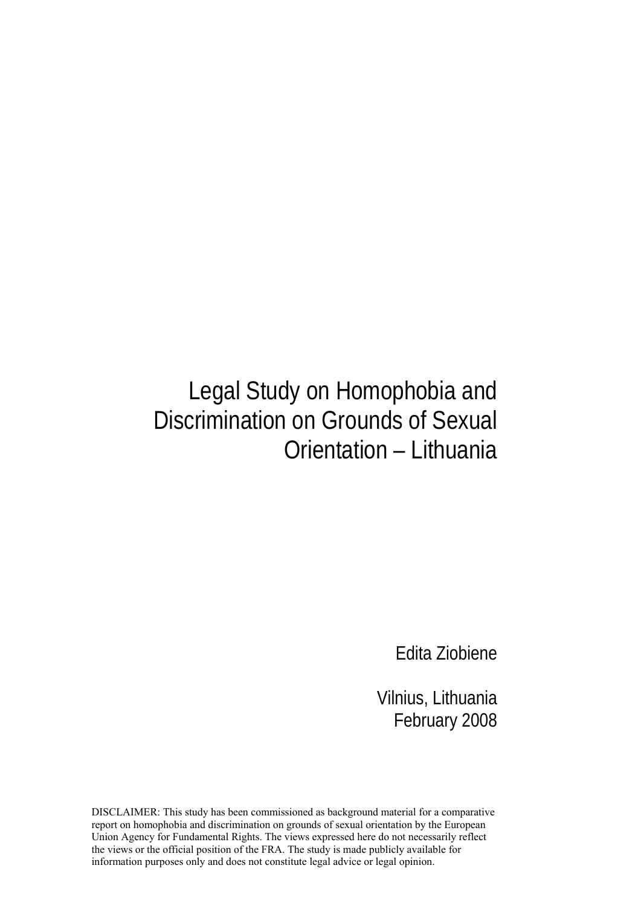# Legal Study on Homophobia and Discrimination on Grounds of Sexual Orientation – Lithuania

Edita Ziobiene

Vilnius, Lithuania
February 2008

DISCLAIMER: This study has been commissioned as background material for a comparative report on homophobia and discrimination on grounds of sexual orientation by the European Union Agency for Fundamental Rights. The views expressed here do not necessarily reflect the views or the official position of the FRA. The study is made publicly available for information purposes only and does not constitute legal advice or legal opinion.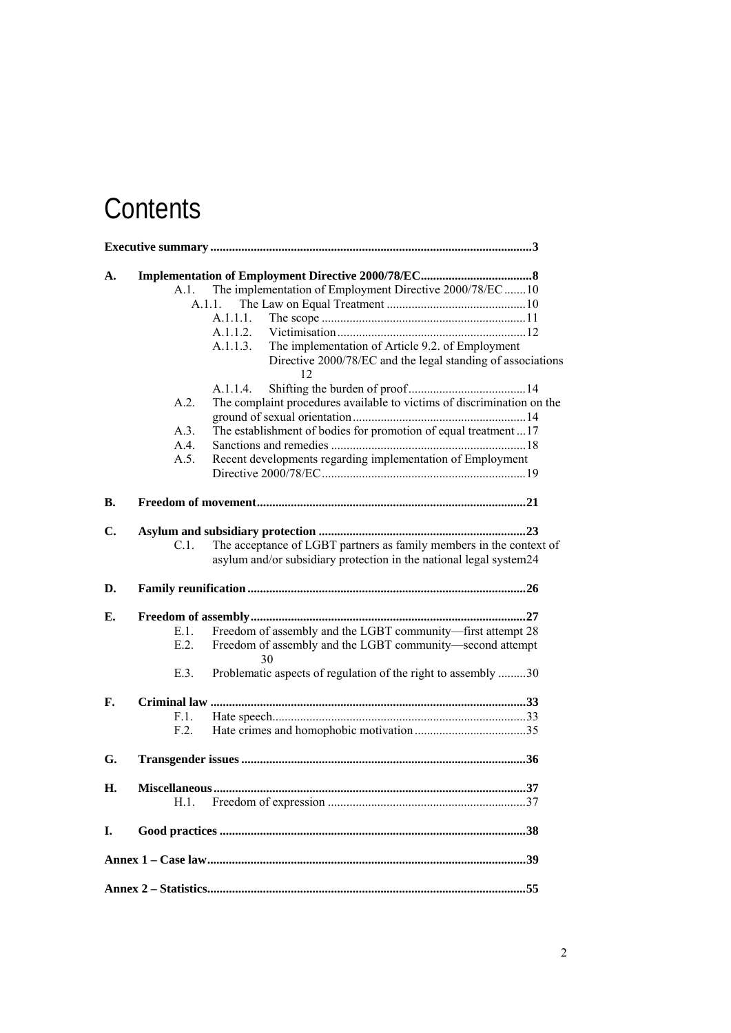# Contents

**Executive summary ........................................................................................................3**

**A. Implementation of Employment Directive 2000/78/EC....................................8**

- A.1. The implementation of Employment Directive 2000/78/EC .......10
  - A.1.1. The Law on Equal Treatment ............................................10
    - A.1.1.1. The scope .................................................................11
    - A.1.1.2. Victimisation ............................................................12
    - A.1.1.3. The implementation of Article 9.2. of Employment Directive 2000/78/EC and the legal standing of associations 12
    - A.1.1.4. Shifting the burden of proof......................................14
- A.2. The complaint procedures available to victims of discrimination on the ground of sexual orientation........................................................14
- A.3. The establishment of bodies for promotion of equal treatment ...17
- A.4. Sanctions and remedies ..............................................................18
- A.5. Recent developments regarding implementation of Employment Directive 2000/78/EC..................................................................19

**B. Freedom of movement......................................................................................21**

**C. Asylum and subsidiary protection ..................................................................23**

- C.1. The acceptance of LGBT partners as family members in the context of asylum and/or subsidiary protection in the national legal system24

**D. Family reunification.........................................................................................26**

**E. Freedom of assembly........................................................................................27**

- E.1. Freedom of assembly and the LGBT community—first attempt 28
- E.2. Freedom of assembly and the LGBT community—second attempt 30
- E.3. Problematic aspects of regulation of the right to assembly .........30

**F. Criminal law .....................................................................................................33**

- F.1. Hate speech.................................................................................33
- F.2. Hate crimes and homophobic motivation ....................................35

**G. Transgender issues ...........................................................................................36**

**H. Miscellaneous....................................................................................................37**

- H.1. Freedom of expression ...............................................................37

**I. Good practices .................................................................................................38**

**Annex 1 – Case law......................................................................................................39**

**Annex 2 – Statistics......................................................................................................55**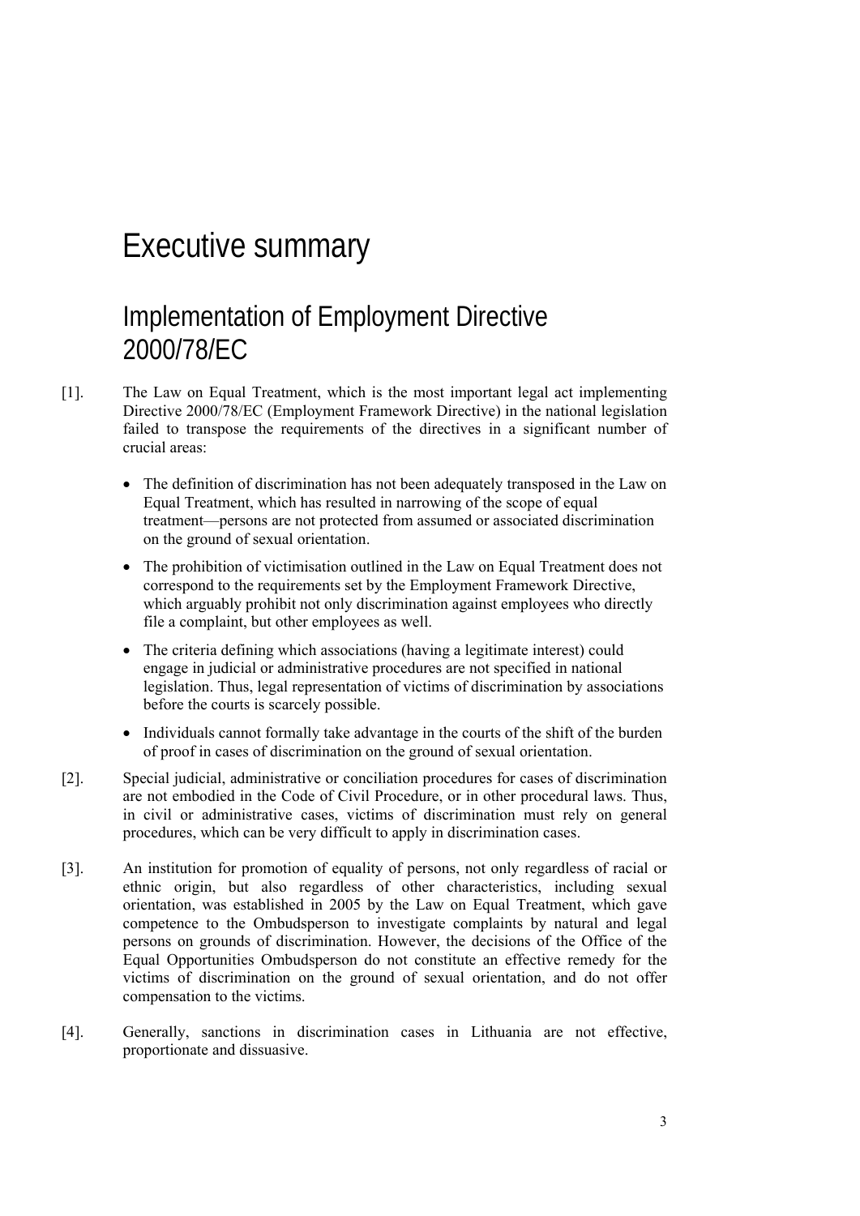# Executive summary

## Implementation of Employment Directive 2000/78/EC

[1]. The Law on Equal Treatment, which is the most important legal act implementing Directive 2000/78/EC (Employment Framework Directive) in the national legislation failed to transpose the requirements of the directives in a significant number of crucial areas:

- The definition of discrimination has not been adequately transposed in the Law on Equal Treatment, which has resulted in narrowing of the scope of equal treatment—persons are not protected from assumed or associated discrimination on the ground of sexual orientation.
- The prohibition of victimisation outlined in the Law on Equal Treatment does not correspond to the requirements set by the Employment Framework Directive, which arguably prohibit not only discrimination against employees who directly file a complaint, but other employees as well.
- The criteria defining which associations (having a legitimate interest) could engage in judicial or administrative procedures are not specified in national legislation. Thus, legal representation of victims of discrimination by associations before the courts is scarcely possible.
- Individuals cannot formally take advantage in the courts of the shift of the burden of proof in cases of discrimination on the ground of sexual orientation.

[2]. Special judicial, administrative or conciliation procedures for cases of discrimination are not embodied in the Code of Civil Procedure, or in other procedural laws. Thus, in civil or administrative cases, victims of discrimination must rely on general procedures, which can be very difficult to apply in discrimination cases.

[3]. An institution for promotion of equality of persons, not only regardless of racial or ethnic origin, but also regardless of other characteristics, including sexual orientation, was established in 2005 by the Law on Equal Treatment, which gave competence to the Ombudsperson to investigate complaints by natural and legal persons on grounds of discrimination. However, the decisions of the Office of the Equal Opportunities Ombudsperson do not constitute an effective remedy for the victims of discrimination on the ground of sexual orientation, and do not offer compensation to the victims.

[4]. Generally, sanctions in discrimination cases in Lithuania are not effective, proportionate and dissuasive.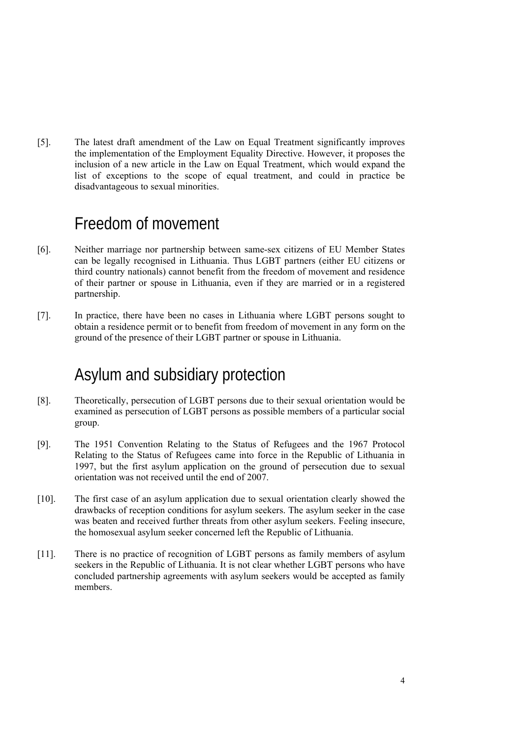[5]. The latest draft amendment of the Law on Equal Treatment significantly improves the implementation of the Employment Equality Directive. However, it proposes the inclusion of a new article in the Law on Equal Treatment, which would expand the list of exceptions to the scope of equal treatment, and could in practice be disadvantageous to sexual minorities.

## Freedom of movement

[6]. Neither marriage nor partnership between same-sex citizens of EU Member States can be legally recognised in Lithuania. Thus LGBT partners (either EU citizens or third country nationals) cannot benefit from the freedom of movement and residence of their partner or spouse in Lithuania, even if they are married or in a registered partnership.

[7]. In practice, there have been no cases in Lithuania where LGBT persons sought to obtain a residence permit or to benefit from freedom of movement in any form on the ground of the presence of their LGBT partner or spouse in Lithuania.

## Asylum and subsidiary protection

[8]. Theoretically, persecution of LGBT persons due to their sexual orientation would be examined as persecution of LGBT persons as possible members of a particular social group.

[9]. The 1951 Convention Relating to the Status of Refugees and the 1967 Protocol Relating to the Status of Refugees came into force in the Republic of Lithuania in 1997, but the first asylum application on the ground of persecution due to sexual orientation was not received until the end of 2007.

[10]. The first case of an asylum application due to sexual orientation clearly showed the drawbacks of reception conditions for asylum seekers. The asylum seeker in the case was beaten and received further threats from other asylum seekers. Feeling insecure, the homosexual asylum seeker concerned left the Republic of Lithuania.

[11]. There is no practice of recognition of LGBT persons as family members of asylum seekers in the Republic of Lithuania. It is not clear whether LGBT persons who have concluded partnership agreements with asylum seekers would be accepted as family members.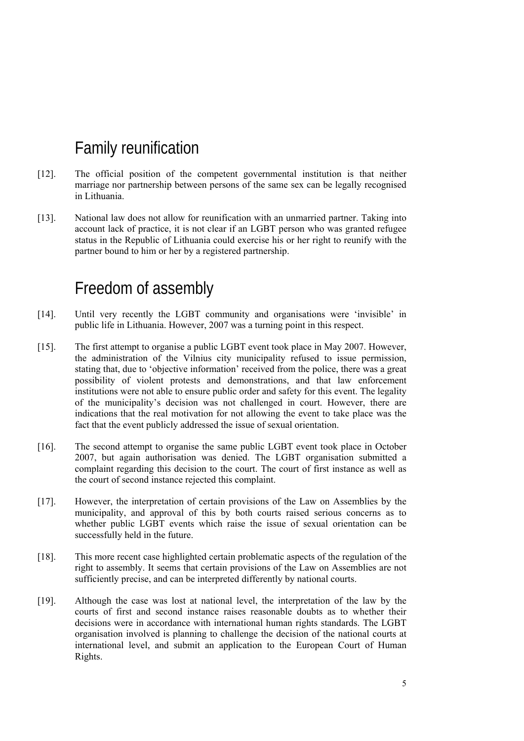# Family reunification

[12]. The official position of the competent governmental institution is that neither marriage nor partnership between persons of the same sex can be legally recognised in Lithuania.

[13]. National law does not allow for reunification with an unmarried partner. Taking into account lack of practice, it is not clear if an LGBT person who was granted refugee status in the Republic of Lithuania could exercise his or her right to reunify with the partner bound to him or her by a registered partnership.

# Freedom of assembly

[14]. Until very recently the LGBT community and organisations were 'invisible' in public life in Lithuania. However, 2007 was a turning point in this respect.

[15]. The first attempt to organise a public LGBT event took place in May 2007. However, the administration of the Vilnius city municipality refused to issue permission, stating that, due to 'objective information' received from the police, there was a great possibility of violent protests and demonstrations, and that law enforcement institutions were not able to ensure public order and safety for this event. The legality of the municipality's decision was not challenged in court. However, there are indications that the real motivation for not allowing the event to take place was the fact that the event publicly addressed the issue of sexual orientation.

[16]. The second attempt to organise the same public LGBT event took place in October 2007, but again authorisation was denied. The LGBT organisation submitted a complaint regarding this decision to the court. The court of first instance as well as the court of second instance rejected this complaint.

[17]. However, the interpretation of certain provisions of the Law on Assemblies by the municipality, and approval of this by both courts raised serious concerns as to whether public LGBT events which raise the issue of sexual orientation can be successfully held in the future.

[18]. This more recent case highlighted certain problematic aspects of the regulation of the right to assembly. It seems that certain provisions of the Law on Assemblies are not sufficiently precise, and can be interpreted differently by national courts.

[19]. Although the case was lost at national level, the interpretation of the law by the courts of first and second instance raises reasonable doubts as to whether their decisions were in accordance with international human rights standards. The LGBT organisation involved is planning to challenge the decision of the national courts at international level, and submit an application to the European Court of Human Rights.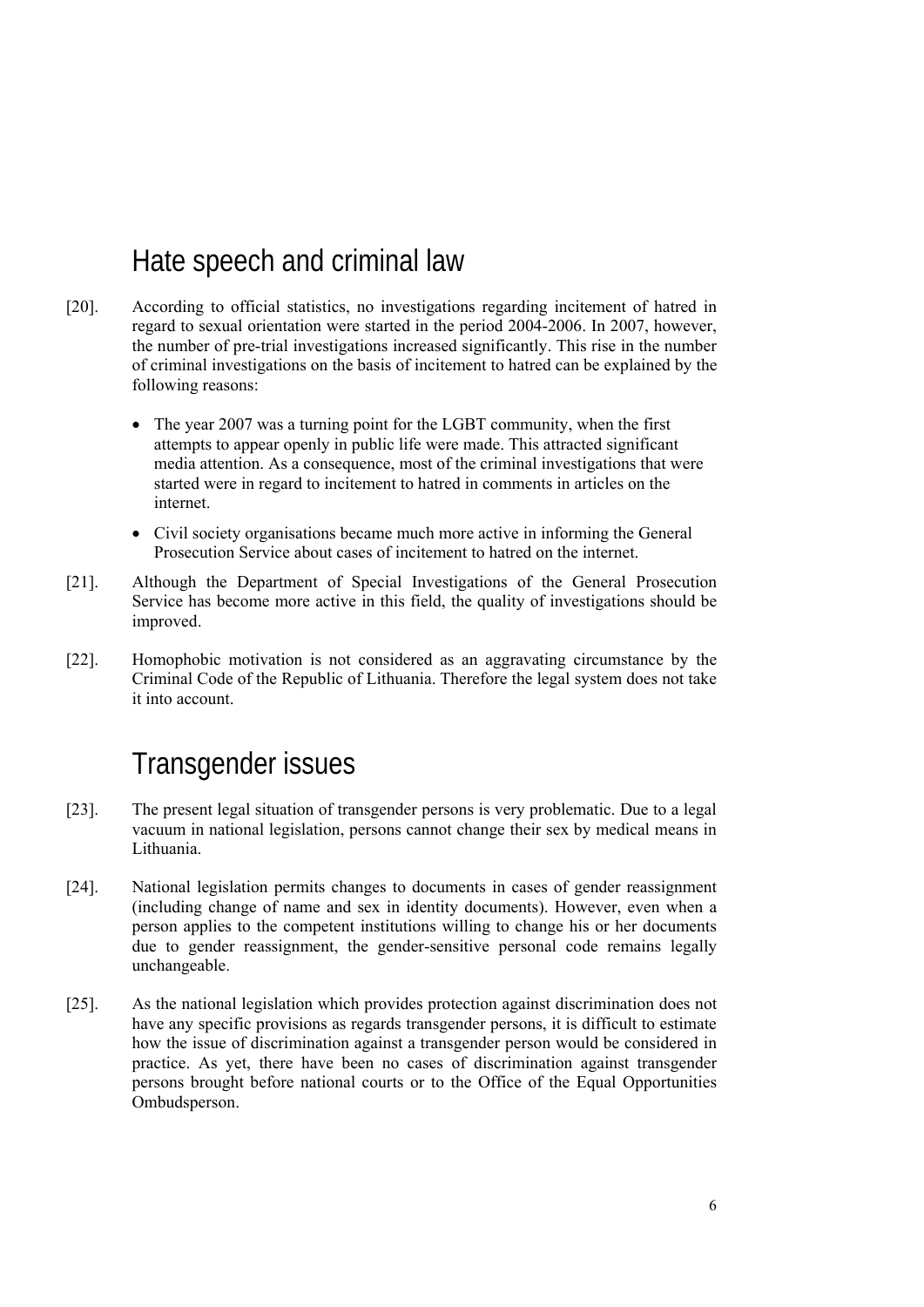# Hate speech and criminal law

[20]. According to official statistics, no investigations regarding incitement of hatred in regard to sexual orientation were started in the period 2004-2006. In 2007, however, the number of pre-trial investigations increased significantly. This rise in the number of criminal investigations on the basis of incitement to hatred can be explained by the following reasons:

- The year 2007 was a turning point for the LGBT community, when the first attempts to appear openly in public life were made. This attracted significant media attention. As a consequence, most of the criminal investigations that were started were in regard to incitement to hatred in comments in articles on the internet.
- Civil society organisations became much more active in informing the General Prosecution Service about cases of incitement to hatred on the internet.

[21]. Although the Department of Special Investigations of the General Prosecution Service has become more active in this field, the quality of investigations should be improved.

[22]. Homophobic motivation is not considered as an aggravating circumstance by the Criminal Code of the Republic of Lithuania. Therefore the legal system does not take it into account.

# Transgender issues

[23]. The present legal situation of transgender persons is very problematic. Due to a legal vacuum in national legislation, persons cannot change their sex by medical means in Lithuania.

[24]. National legislation permits changes to documents in cases of gender reassignment (including change of name and sex in identity documents). However, even when a person applies to the competent institutions willing to change his or her documents due to gender reassignment, the gender-sensitive personal code remains legally unchangeable.

[25]. As the national legislation which provides protection against discrimination does not have any specific provisions as regards transgender persons, it is difficult to estimate how the issue of discrimination against a transgender person would be considered in practice. As yet, there have been no cases of discrimination against transgender persons brought before national courts or to the Office of the Equal Opportunities Ombudsperson.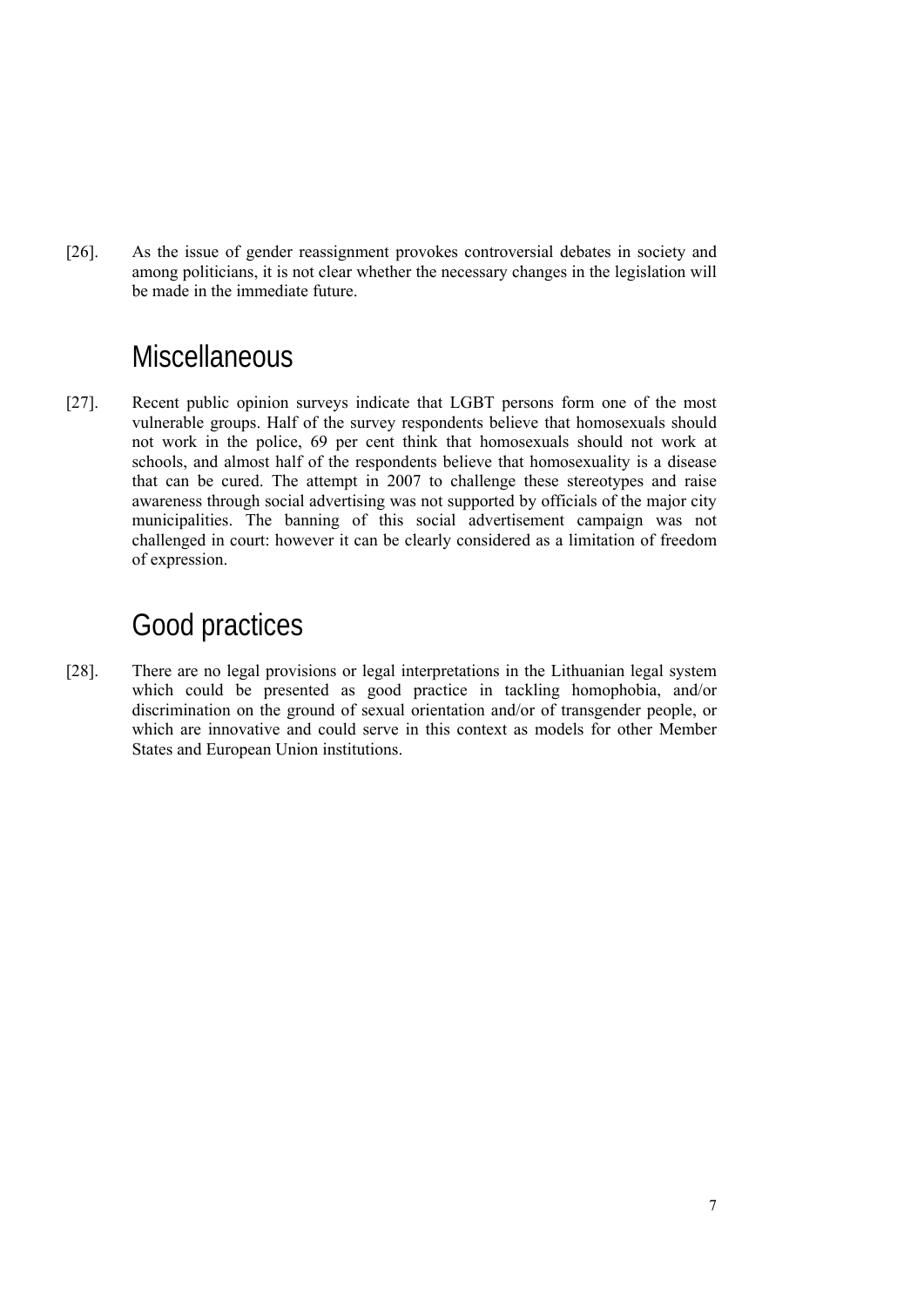[26]. As the issue of gender reassignment provokes controversial debates in society and among politicians, it is not clear whether the necessary changes in the legislation will be made in the immediate future.

## Miscellaneous

[27]. Recent public opinion surveys indicate that LGBT persons form one of the most vulnerable groups. Half of the survey respondents believe that homosexuals should not work in the police, 69 per cent think that homosexuals should not work at schools, and almost half of the respondents believe that homosexuality is a disease that can be cured. The attempt in 2007 to challenge these stereotypes and raise awareness through social advertising was not supported by officials of the major city municipalities. The banning of this social advertisement campaign was not challenged in court: however it can be clearly considered as a limitation of freedom of expression.

## Good practices

[28]. There are no legal provisions or legal interpretations in the Lithuanian legal system which could be presented as good practice in tackling homophobia, and/or discrimination on the ground of sexual orientation and/or of transgender people, or which are innovative and could serve in this context as models for other Member States and European Union institutions.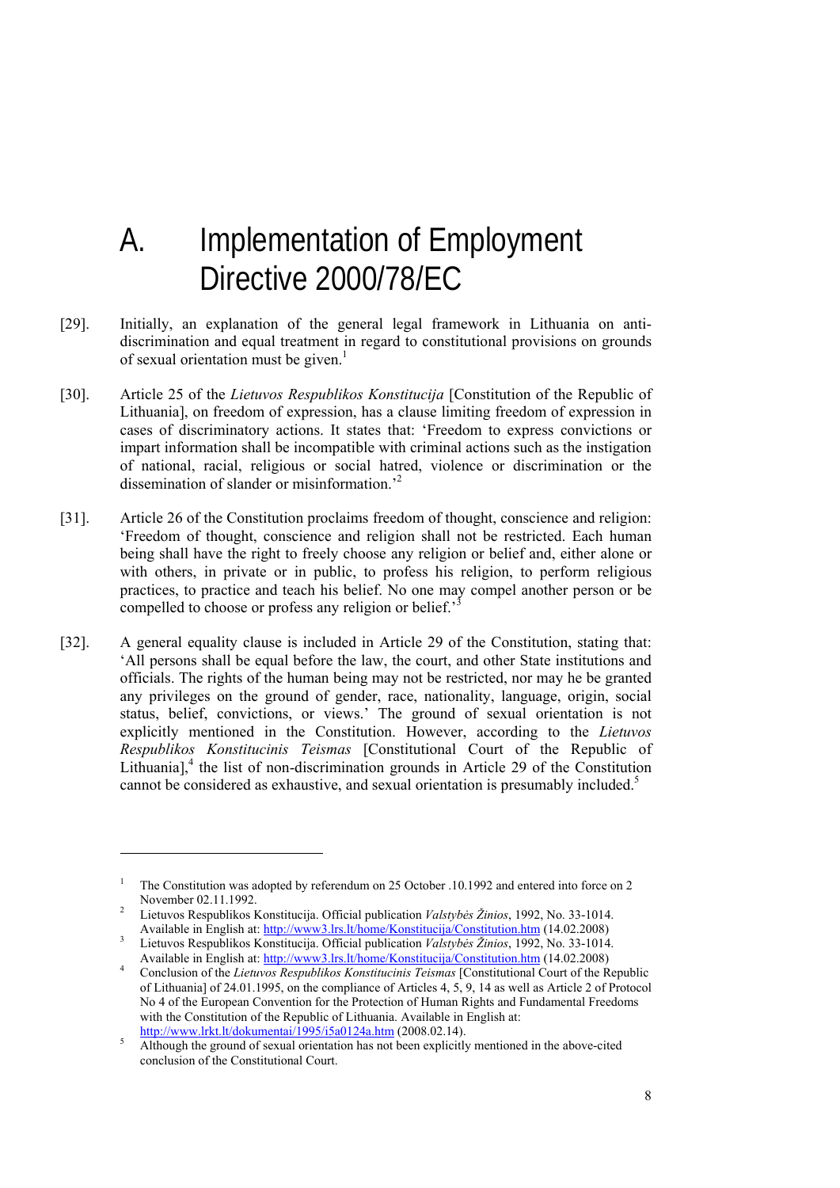# A. Implementation of Employment Directive 2000/78/EC

[29]. Initially, an explanation of the general legal framework in Lithuania on anti-discrimination and equal treatment in regard to constitutional provisions on grounds of sexual orientation must be given.[1]

[30]. Article 25 of the *Lietuvos Respublikos Konstitucija* [Constitution of the Republic of Lithuania], on freedom of expression, has a clause limiting freedom of expression in cases of discriminatory actions. It states that: 'Freedom to express convictions or impart information shall be incompatible with criminal actions such as the instigation of national, racial, religious or social hatred, violence or discrimination or the dissemination of slander or misinformation.'[2]

[31]. Article 26 of the Constitution proclaims freedom of thought, conscience and religion: 'Freedom of thought, conscience and religion shall not be restricted. Each human being shall have the right to freely choose any religion or belief and, either alone or with others, in private or in public, to profess his religion, to perform religious practices, to practice and teach his belief. No one may compel another person or be compelled to choose or profess any religion or belief.'[3]

[32]. A general equality clause is included in Article 29 of the Constitution, stating that: 'All persons shall be equal before the law, the court, and other State institutions and officials. The rights of the human being may not be restricted, nor may he be granted any privileges on the ground of gender, race, nationality, language, origin, social status, belief, convictions, or views.' The ground of sexual orientation is not explicitly mentioned in the Constitution. However, according to the *Lietuvos Respublikos Konstitucinis Teismas* [Constitutional Court of the Republic of Lithuania],[4] the list of non-discrimination grounds in Article 29 of the Constitution cannot be considered as exhaustive, and sexual orientation is presumably included.[5]

---

[1] The Constitution was adopted by referendum on 25 October .10.1992 and entered into force on 2 November 02.11.1992.

[2] Lietuvos Respublikos Konstitucija. Official publication *Valstybės Žinios*, 1992, No. 33-1014. Available in English at: http://www3.lrs.lt/home/Konstitucija/Constitution.htm (14.02.2008)

[3] Lietuvos Respublikos Konstitucija. Official publication *Valstybės Žinios*, 1992, No. 33-1014. Available in English at: http://www3.lrs.lt/home/Konstitucija/Constitution.htm (14.02.2008)

[4] Conclusion of the *Lietuvos Respublikos Konstitucinis Teismas* [Constitutional Court of the Republic of Lithuania] of 24.01.1995, on the compliance of Articles 4, 5, 9, 14 as well as Article 2 of Protocol No 4 of the European Convention for the Protection of Human Rights and Fundamental Freedoms with the Constitution of the Republic of Lithuania. Available in English at: http://www.lrkt.lt/dokumentai/1995/i5a0124a.htm (2008.02.14).

[5] Although the ground of sexual orientation has not been explicitly mentioned in the above-cited conclusion of the Constitutional Court.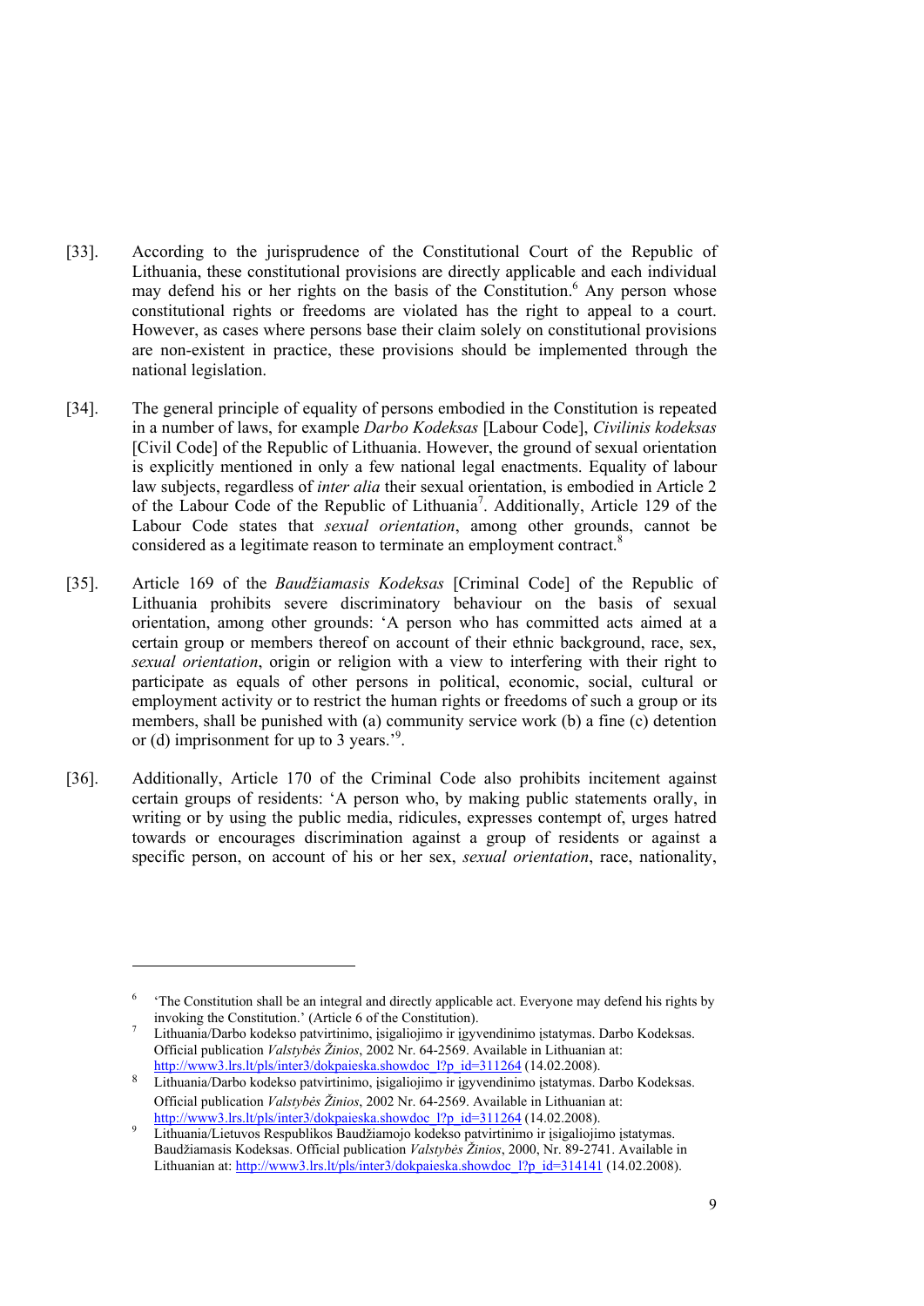[33]. According to the jurisprudence of the Constitutional Court of the Republic of Lithuania, these constitutional provisions are directly applicable and each individual may defend his or her rights on the basis of the Constitution.[6] Any person whose constitutional rights or freedoms are violated has the right to appeal to a court. However, as cases where persons base their claim solely on constitutional provisions are non-existent in practice, these provisions should be implemented through the national legislation.

[34]. The general principle of equality of persons embodied in the Constitution is repeated in a number of laws, for example *Darbo Kodeksas* [Labour Code], *Civilinis kodeksas* [Civil Code] of the Republic of Lithuania. However, the ground of sexual orientation is explicitly mentioned in only a few national legal enactments. Equality of labour law subjects, regardless of *inter alia* their sexual orientation, is embodied in Article 2 of the Labour Code of the Republic of Lithuania[7]. Additionally, Article 129 of the Labour Code states that *sexual orientation*, among other grounds, cannot be considered as a legitimate reason to terminate an employment contract.[8]

[35]. Article 169 of the *Baudžiamasis Kodeksas* [Criminal Code] of the Republic of Lithuania prohibits severe discriminatory behaviour on the basis of sexual orientation, among other grounds: 'A person who has committed acts aimed at a certain group or members thereof on account of their ethnic background, race, sex, *sexual orientation*, origin or religion with a view to interfering with their right to participate as equals of other persons in political, economic, social, cultural or employment activity or to restrict the human rights or freedoms of such a group or its members, shall be punished with (a) community service work (b) a fine (c) detention or (d) imprisonment for up to 3 years.'[9].

[36]. Additionally, Article 170 of the Criminal Code also prohibits incitement against certain groups of residents: 'A person who, by making public statements orally, in writing or by using the public media, ridicules, expresses contempt of, urges hatred towards or encourages discrimination against a group of residents or against a specific person, on account of his or her sex, *sexual orientation*, race, nationality,

---

[6] 'The Constitution shall be an integral and directly applicable act. Everyone may defend his rights by invoking the Constitution.' (Article 6 of the Constitution).

[7] Lithuania/Darbo kodekso patvirtinimo, įsigaliojimo ir įgyvendinimo įstatymas. Darbo Kodeksas. Official publication *Valstybės Žinios*, 2002 Nr. 64-2569. Available in Lithuanian at: http://www3.lrs.lt/pls/inter3/dokpaieska.showdoc_l?p_id=311264 (14.02.2008).

[8] Lithuania/Darbo kodekso patvirtinimo, įsigaliojimo ir įgyvendinimo įstatymas. Darbo Kodeksas. Official publication *Valstybės Žinios*, 2002 Nr. 64-2569. Available in Lithuanian at: http://www3.lrs.lt/pls/inter3/dokpaieska.showdoc_l?p_id=311264 (14.02.2008).

[9] Lithuania/Lietuvos Respublikos Baudžiamojo kodekso patvirtinimo ir įsigaliojimo įstatymas. Baudžiamasis Kodeksas. Official publication *Valstybės Žinios*, 2000, Nr. 89-2741. Available in Lithuanian at: http://www3.lrs.lt/pls/inter3/dokpaieska.showdoc_l?p_id=314141 (14.02.2008).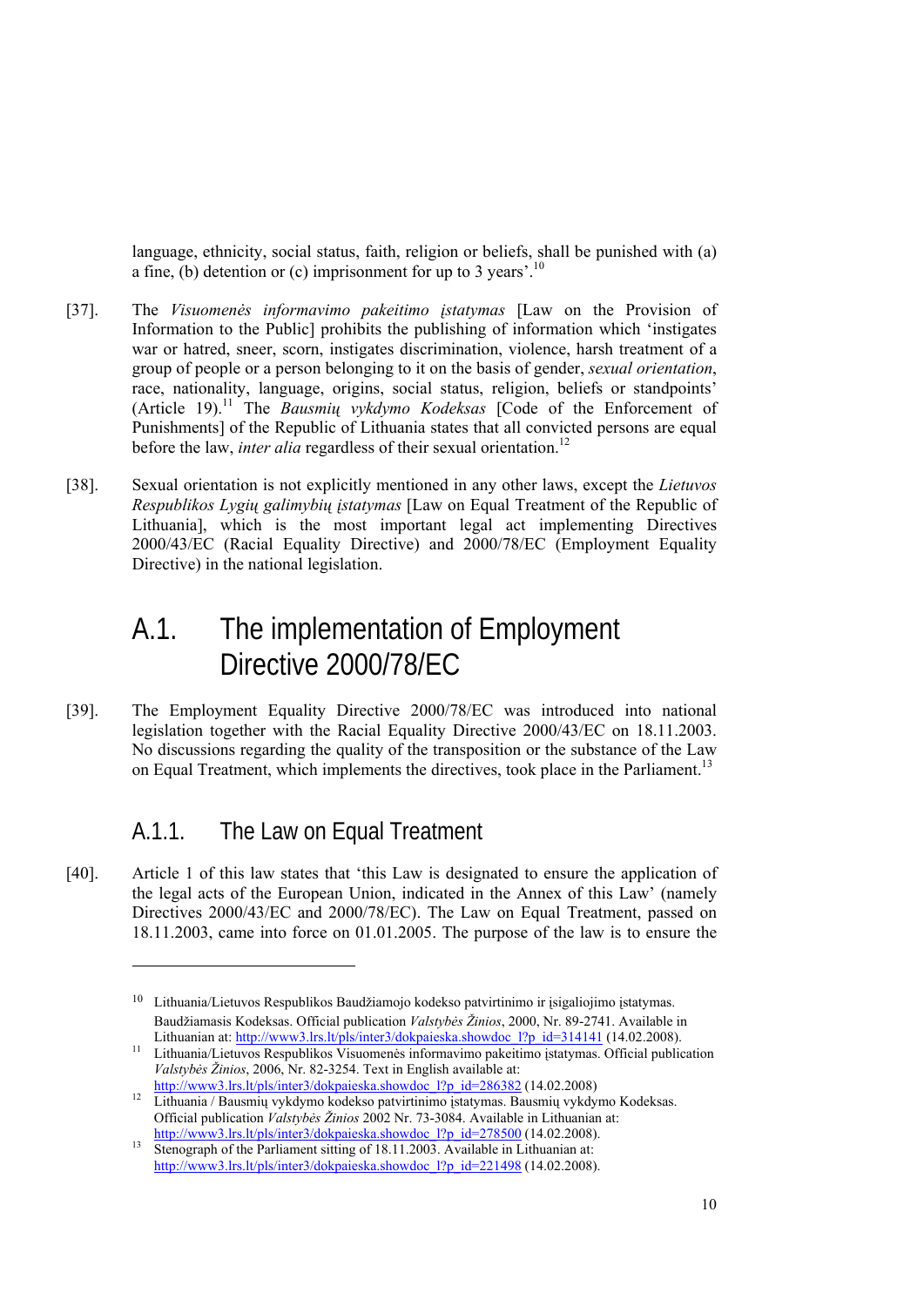language, ethnicity, social status, faith, religion or beliefs, shall be punished with (a) a fine, (b) detention or (c) imprisonment for up to 3 years'.[10]

[37]. The *Visuomenės informavimo pakeitimo įstatymas* [Law on the Provision of Information to the Public] prohibits the publishing of information which 'instigates war or hatred, sneer, scorn, instigates discrimination, violence, harsh treatment of a group of people or a person belonging to it on the basis of gender, *sexual orientation*, race, nationality, language, origins, social status, religion, beliefs or standpoints' (Article 19).[11] The *Bausmių vykdymo Kodeksas* [Code of the Enforcement of Punishments] of the Republic of Lithuania states that all convicted persons are equal before the law, *inter alia* regardless of their sexual orientation.[12]

[38]. Sexual orientation is not explicitly mentioned in any other laws, except the *Lietuvos Respublikos Lygių galimybių įstatymas* [Law on Equal Treatment of the Republic of Lithuania], which is the most important legal act implementing Directives 2000/43/EC (Racial Equality Directive) and 2000/78/EC (Employment Equality Directive) in the national legislation.

## A.1. The implementation of Employment Directive 2000/78/EC

[39]. The Employment Equality Directive 2000/78/EC was introduced into national legislation together with the Racial Equality Directive 2000/43/EC on 18.11.2003. No discussions regarding the quality of the transposition or the substance of the Law on Equal Treatment, which implements the directives, took place in the Parliament.[13]

### A.1.1. The Law on Equal Treatment

[40]. Article 1 of this law states that 'this Law is designated to ensure the application of the legal acts of the European Union, indicated in the Annex of this Law' (namely Directives 2000/43/EC and 2000/78/EC). The Law on Equal Treatment, passed on 18.11.2003, came into force on 01.01.2005. The purpose of the law is to ensure the

---

[10] Lithuania/Lietuvos Respublikos Baudžiamojo kodekso patvirtinimo ir įsigaliojimo įstatymas. Baudžiamasis Kodeksas. Official publication *Valstybės Žinios*, 2000, Nr. 89-2741. Available in Lithuanian at: http://www3.lrs.lt/pls/inter3/dokpaieska.showdoc_l?p_id=314141 (14.02.2008).

[11] Lithuania/Lietuvos Respublikos Visuomenės informavimo pakeitimo įstatymas. Official publication *Valstybės Žinios*, 2006, Nr. 82-3254. Text in English available at: http://www3.lrs.lt/pls/inter3/dokpaieska.showdoc_l?p_id=286382 (14.02.2008)

[12] Lithuania / Bausmių vykdymo kodekso patvirtinimo įstatymas. Bausmių vykdymo Kodeksas. Official publication *Valstybės Žinios* 2002 Nr. 73-3084. Available in Lithuanian at: http://www3.lrs.lt/pls/inter3/dokpaieska.showdoc_l?p_id=278500 (14.02.2008).

[13] Stenograph of the Parliament sitting of 18.11.2003. Available in Lithuanian at: http://www3.lrs.lt/pls/inter3/dokpaieska.showdoc_l?p_id=221498 (14.02.2008).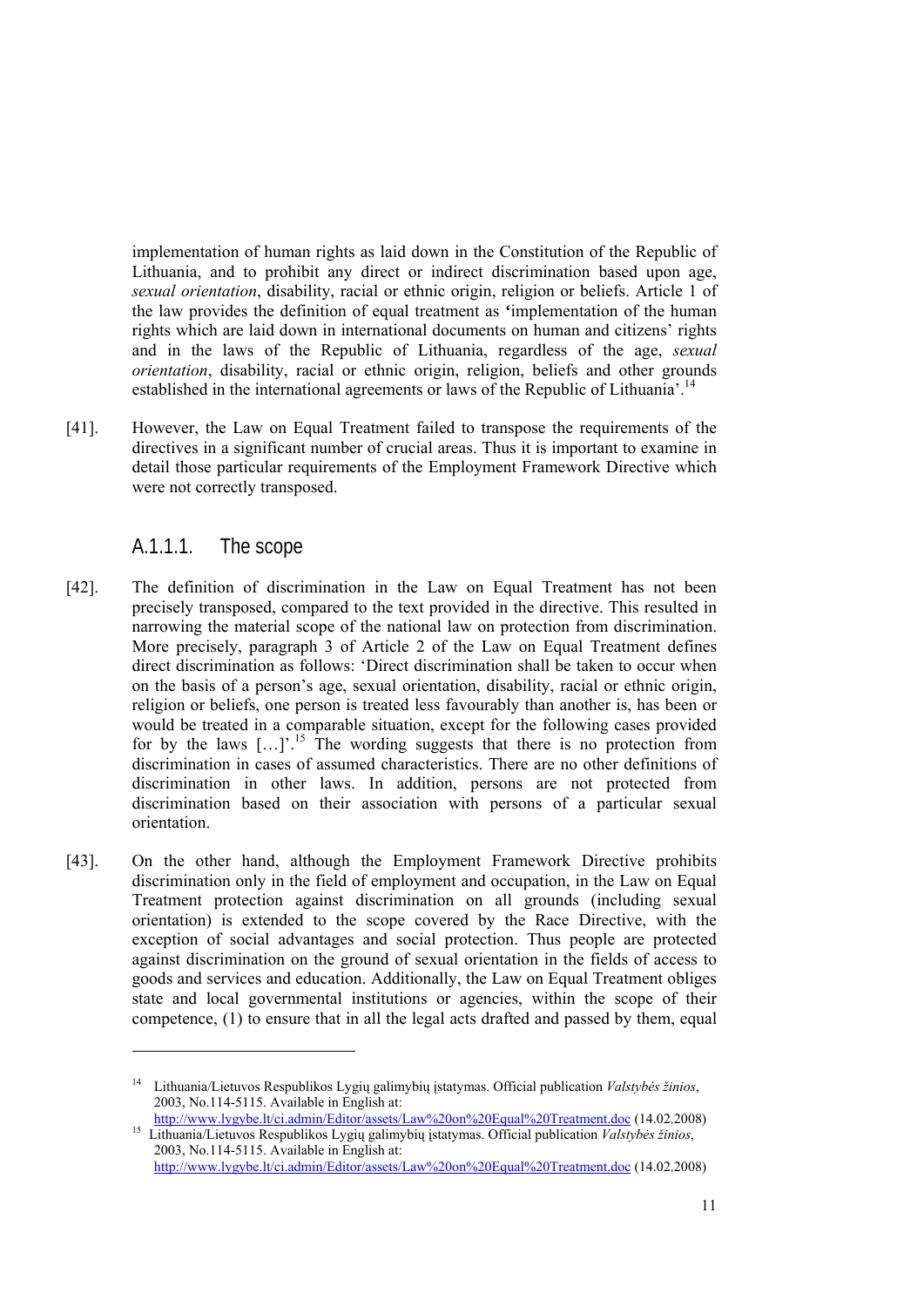implementation of human rights as laid down in the Constitution of the Republic of Lithuania, and to prohibit any direct or indirect discrimination based upon age, *sexual orientation*, disability, racial or ethnic origin, religion or beliefs. Article 1 of the law provides the definition of equal treatment as **'**implementation of the human rights which are laid down in international documents on human and citizens' rights and in the laws of the Republic of Lithuania, regardless of the age, *sexual orientation*, disability, racial or ethnic origin, religion, beliefs and other grounds established in the international agreements or laws of the Republic of Lithuania'.[14]

[41]. However, the Law on Equal Treatment failed to transpose the requirements of the directives in a significant number of crucial areas. Thus it is important to examine in detail those particular requirements of the Employment Framework Directive which were not correctly transposed.

### A.1.1.1. The scope

[42]. The definition of discrimination in the Law on Equal Treatment has not been precisely transposed, compared to the text provided in the directive. This resulted in narrowing the material scope of the national law on protection from discrimination. More precisely, paragraph 3 of Article 2 of the Law on Equal Treatment defines direct discrimination as follows: 'Direct discrimination shall be taken to occur when on the basis of a person's age, sexual orientation, disability, racial or ethnic origin, religion or beliefs, one person is treated less favourably than another is, has been or would be treated in a comparable situation, except for the following cases provided for by the laws […]'.[15] The wording suggests that there is no protection from discrimination in cases of assumed characteristics. There are no other definitions of discrimination in other laws. In addition, persons are not protected from discrimination based on their association with persons of a particular sexual orientation.

[43]. On the other hand, although the Employment Framework Directive prohibits discrimination only in the field of employment and occupation, in the Law on Equal Treatment protection against discrimination on all grounds (including sexual orientation) is extended to the scope covered by the Race Directive, with the exception of social advantages and social protection. Thus people are protected against discrimination on the ground of sexual orientation in the fields of access to goods and services and education. Additionally, the Law on Equal Treatment obliges state and local governmental institutions or agencies, within the scope of their competence, (1) to ensure that in all the legal acts drafted and passed by them, equal

---

[14] Lithuania/Lietuvos Respublikos Lygių galimybių įstatymas. Official publication *Valstybės žinios*, 2003, No.114-5115. Available in English at: http://www.lygybe.lt/ci.admin/Editor/assets/Law%20on%20Equal%20Treatment.doc (14.02.2008)

[15] Lithuania/Lietuvos Respublikos Lygių galimybių įstatymas. Official publication *Valstybės žinios*, 2003, No.114-5115. Available in English at: http://www.lygybe.lt/ci.admin/Editor/assets/Law%20on%20Equal%20Treatment.doc (14.02.2008)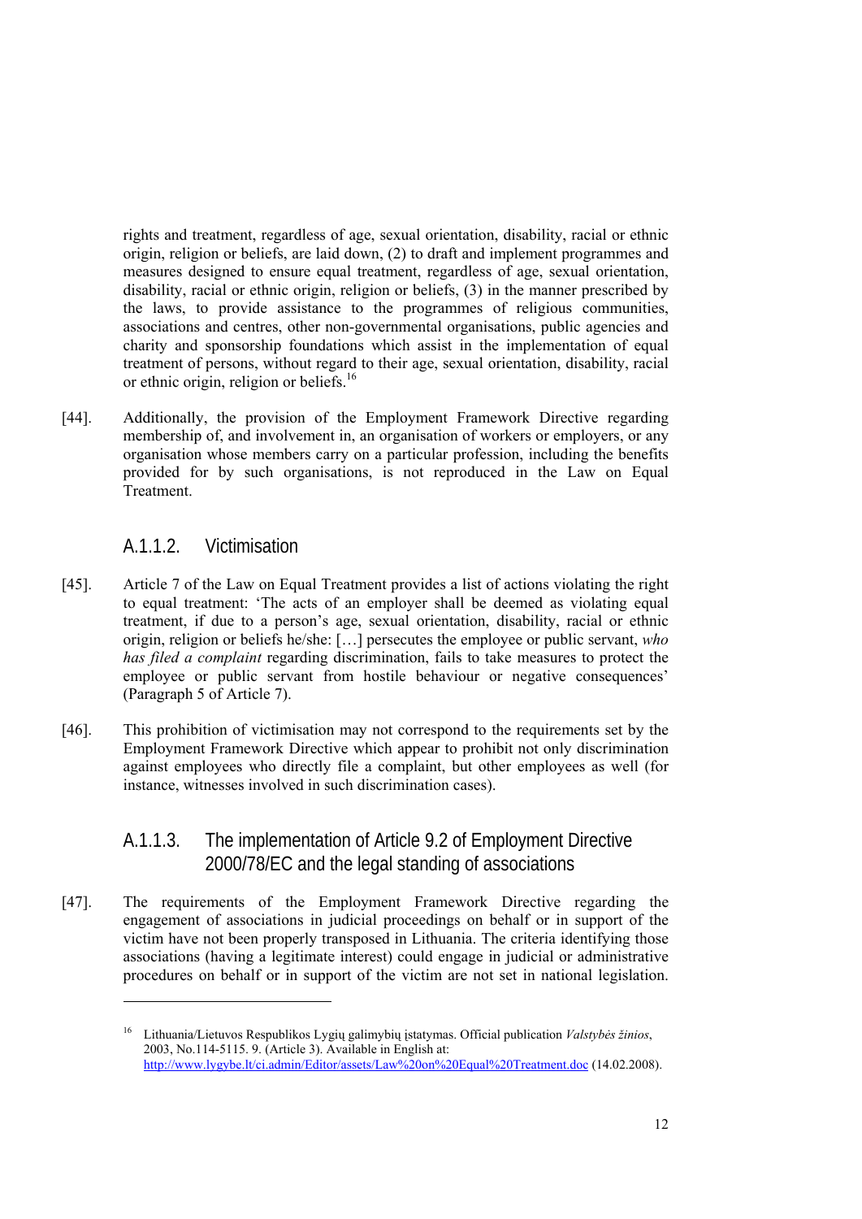rights and treatment, regardless of age, sexual orientation, disability, racial or ethnic origin, religion or beliefs, are laid down, (2) to draft and implement programmes and measures designed to ensure equal treatment, regardless of age, sexual orientation, disability, racial or ethnic origin, religion or beliefs, (3) in the manner prescribed by the laws, to provide assistance to the programmes of religious communities, associations and centres, other non-governmental organisations, public agencies and charity and sponsorship foundations which assist in the implementation of equal treatment of persons, without regard to their age, sexual orientation, disability, racial or ethnic origin, religion or beliefs.[16]

[44]. Additionally, the provision of the Employment Framework Directive regarding membership of, and involvement in, an organisation of workers or employers, or any organisation whose members carry on a particular profession, including the benefits provided for by such organisations, is not reproduced in the Law on Equal Treatment.

#### A.1.1.2. Victimisation

[45]. Article 7 of the Law on Equal Treatment provides a list of actions violating the right to equal treatment: 'The acts of an employer shall be deemed as violating equal treatment, if due to a person's age, sexual orientation, disability, racial or ethnic origin, religion or beliefs he/she: […] persecutes the employee or public servant, *who has filed a complaint* regarding discrimination, fails to take measures to protect the employee or public servant from hostile behaviour or negative consequences' (Paragraph 5 of Article 7).

[46]. This prohibition of victimisation may not correspond to the requirements set by the Employment Framework Directive which appear to prohibit not only discrimination against employees who directly file a complaint, but other employees as well (for instance, witnesses involved in such discrimination cases).

#### A.1.1.3. The implementation of Article 9.2 of Employment Directive 2000/78/EC and the legal standing of associations

[47]. The requirements of the Employment Framework Directive regarding the engagement of associations in judicial proceedings on behalf or in support of the victim have not been properly transposed in Lithuania. The criteria identifying those associations (having a legitimate interest) could engage in judicial or administrative procedures on behalf or in support of the victim are not set in national legislation.

---

[16] Lithuania/Lietuvos Respublikos Lygių galimybių įstatymas. Official publication *Valstybės žinios*, 2003, No.114-5115. 9. (Article 3). Available in English at: http://www.lygybe.lt/ci.admin/Editor/assets/Law%20on%20Equal%20Treatment.doc (14.02.2008).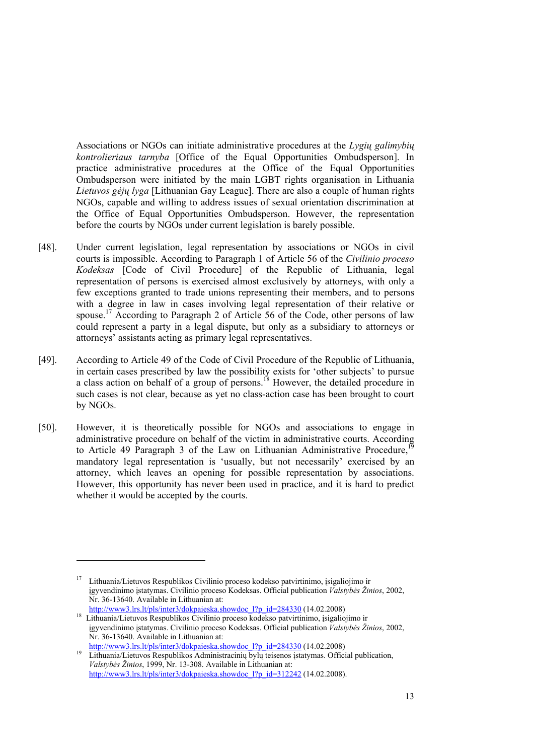Associations or NGOs can initiate administrative procedures at the *Lygių galimybių kontrolieriaus tarnyba* [Office of the Equal Opportunities Ombudsperson]. In practice administrative procedures at the Office of the Equal Opportunities Ombudsperson were initiated by the main LGBT rights organisation in Lithuania *Lietuvos gėjų lyga* [Lithuanian Gay League]. There are also a couple of human rights NGOs, capable and willing to address issues of sexual orientation discrimination at the Office of Equal Opportunities Ombudsperson. However, the representation before the courts by NGOs under current legislation is barely possible.

[48]. Under current legislation, legal representation by associations or NGOs in civil courts is impossible. According to Paragraph 1 of Article 56 of the *Civilinio proceso Kodeksas* [Code of Civil Procedure] of the Republic of Lithuania, legal representation of persons is exercised almost exclusively by attorneys, with only a few exceptions granted to trade unions representing their members, and to persons with a degree in law in cases involving legal representation of their relative or spouse.[17] According to Paragraph 2 of Article 56 of the Code, other persons of law could represent a party in a legal dispute, but only as a subsidiary to attorneys or attorneys' assistants acting as primary legal representatives.

[49]. According to Article 49 of the Code of Civil Procedure of the Republic of Lithuania, in certain cases prescribed by law the possibility exists for 'other subjects' to pursue a class action on behalf of a group of persons.[18] However, the detailed procedure in such cases is not clear, because as yet no class-action case has been brought to court by NGOs.

[50]. However, it is theoretically possible for NGOs and associations to engage in administrative procedure on behalf of the victim in administrative courts. According to Article 49 Paragraph 3 of the Law on Lithuanian Administrative Procedure,[19] mandatory legal representation is 'usually, but not necessarily' exercised by an attorney, which leaves an opening for possible representation by associations. However, this opportunity has never been used in practice, and it is hard to predict whether it would be accepted by the courts.

---

[17] Lithuania/Lietuvos Respublikos Civilinio proceso kodekso patvirtinimo, įsigaliojimo ir įgyvendinimo įstatymas. Civilinio proceso Kodeksas. Official publication *Valstybės Žinios*, 2002, Nr. 36-13640. Available in Lithuanian at: http://www3.lrs.lt/pls/inter3/dokpaieska.showdoc_l?p_id=284330 (14.02.2008)

[18] Lithuania/Lietuvos Respublikos Civilinio proceso kodekso patvirtinimo, įsigaliojimo ir įgyvendinimo įstatymas. Civilinio proceso Kodeksas. Official publication *Valstybės Žinios*, 2002, Nr. 36-13640. Available in Lithuanian at: http://www3.lrs.lt/pls/inter3/dokpaieska.showdoc_l?p_id=284330 (14.02.2008)

[19] Lithuania/Lietuvos Respublikos Administracinių bylų teisenos įstatymas. Official publication, *Valstybės Žinios*, 1999, Nr. 13-308. Available in Lithuanian at: http://www3.lrs.lt/pls/inter3/dokpaieska.showdoc_l?p_id=312242 (14.02.2008).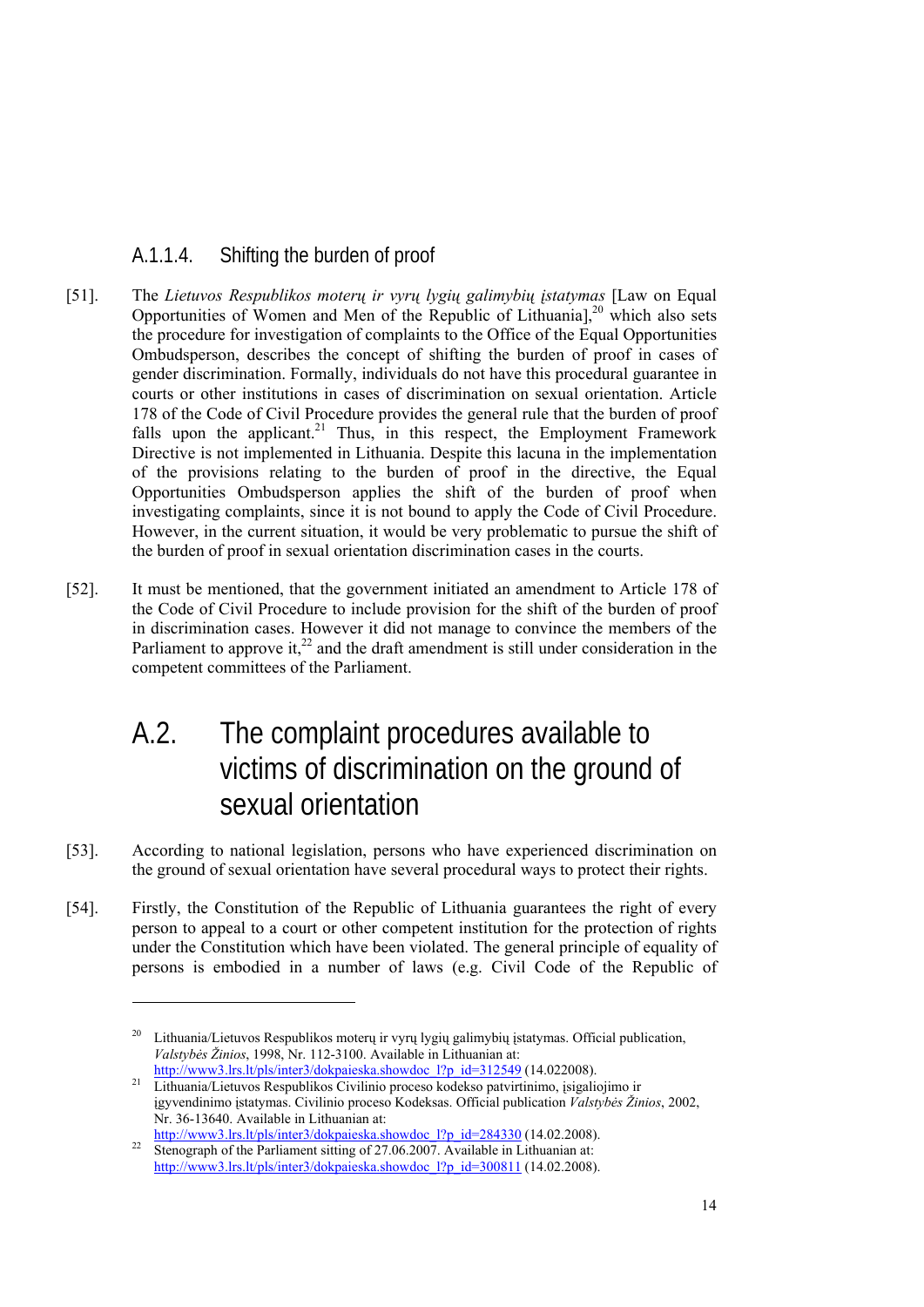#### A.1.1.4. Shifting the burden of proof

[51]. The *Lietuvos Respublikos moterų ir vyrų lygių galimybių įstatymas* [Law on Equal Opportunities of Women and Men of the Republic of Lithuania],[20] which also sets the procedure for investigation of complaints to the Office of the Equal Opportunities Ombudsperson, describes the concept of shifting the burden of proof in cases of gender discrimination. Formally, individuals do not have this procedural guarantee in courts or other institutions in cases of discrimination on sexual orientation. Article 178 of the Code of Civil Procedure provides the general rule that the burden of proof falls upon the applicant.[21] Thus, in this respect, the Employment Framework Directive is not implemented in Lithuania. Despite this lacuna in the implementation of the provisions relating to the burden of proof in the directive, the Equal Opportunities Ombudsperson applies the shift of the burden of proof when investigating complaints, since it is not bound to apply the Code of Civil Procedure. However, in the current situation, it would be very problematic to pursue the shift of the burden of proof in sexual orientation discrimination cases in the courts.

[52]. It must be mentioned, that the government initiated an amendment to Article 178 of the Code of Civil Procedure to include provision for the shift of the burden of proof in discrimination cases. However it did not manage to convince the members of the Parliament to approve it,[22] and the draft amendment is still under consideration in the competent committees of the Parliament.

## A.2. The complaint procedures available to victims of discrimination on the ground of sexual orientation

[53]. According to national legislation, persons who have experienced discrimination on the ground of sexual orientation have several procedural ways to protect their rights.

[54]. Firstly, the Constitution of the Republic of Lithuania guarantees the right of every person to appeal to a court or other competent institution for the protection of rights under the Constitution which have been violated. The general principle of equality of persons is embodied in a number of laws (e.g. Civil Code of the Republic of

---

[20] Lithuania/Lietuvos Respublikos moterų ir vyrų lygių galimybių įstatymas. Official publication, *Valstybės Žinios*, 1998, Nr. 112-3100. Available in Lithuanian at: http://www3.lrs.lt/pls/inter3/dokpaieska.showdoc_l?p_id=312549 (14.022008).

[21] Lithuania/Lietuvos Respublikos Civilinio proceso kodekso patvirtinimo, įsigaliojimo ir įgyvendinimo įstatymas. Civilinio proceso Kodeksas. Official publication *Valstybės Žinios*, 2002, Nr. 36-13640. Available in Lithuanian at: http://www3.lrs.lt/pls/inter3/dokpaieska.showdoc_l?p_id=284330 (14.02.2008).

[22] Stenograph of the Parliament sitting of 27.06.2007. Available in Lithuanian at: http://www3.lrs.lt/pls/inter3/dokpaieska.showdoc_l?p_id=300811 (14.02.2008).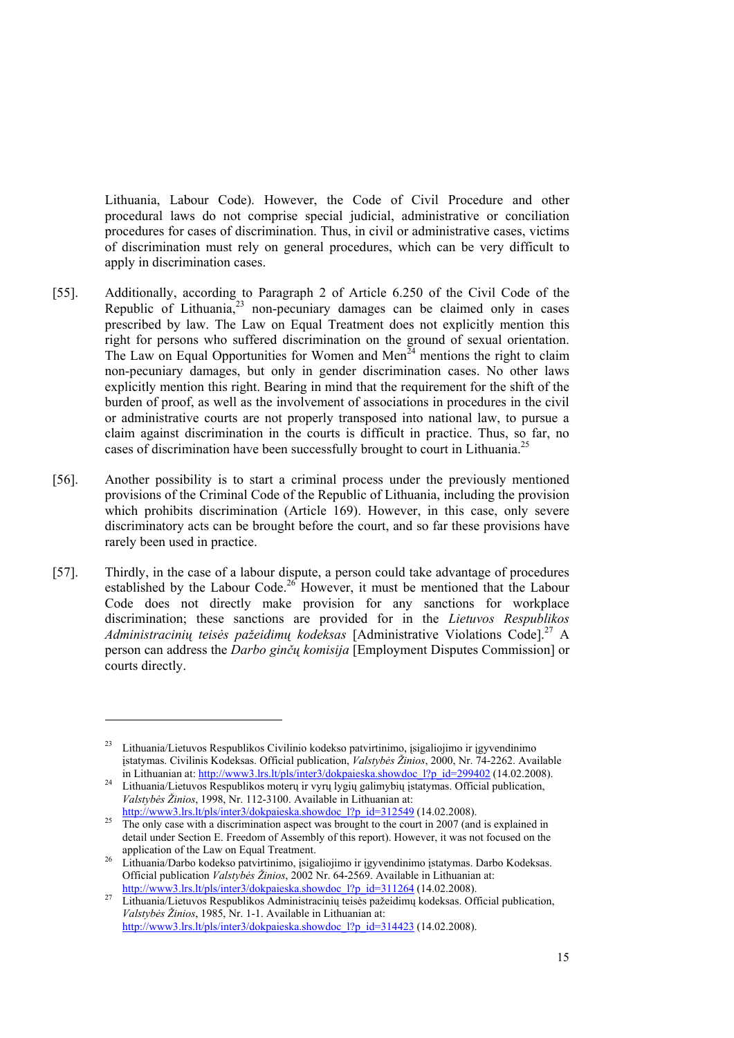Lithuania, Labour Code). However, the Code of Civil Procedure and other procedural laws do not comprise special judicial, administrative or conciliation procedures for cases of discrimination. Thus, in civil or administrative cases, victims of discrimination must rely on general procedures, which can be very difficult to apply in discrimination cases.

[55]. Additionally, according to Paragraph 2 of Article 6.250 of the Civil Code of the Republic of Lithuania,[23] non-pecuniary damages can be claimed only in cases prescribed by law. The Law on Equal Treatment does not explicitly mention this right for persons who suffered discrimination on the ground of sexual orientation. The Law on Equal Opportunities for Women and Men[24] mentions the right to claim non-pecuniary damages, but only in gender discrimination cases. No other laws explicitly mention this right. Bearing in mind that the requirement for the shift of the burden of proof, as well as the involvement of associations in procedures in the civil or administrative courts are not properly transposed into national law, to pursue a claim against discrimination in the courts is difficult in practice. Thus, so far, no cases of discrimination have been successfully brought to court in Lithuania.[25]

[56]. Another possibility is to start a criminal process under the previously mentioned provisions of the Criminal Code of the Republic of Lithuania, including the provision which prohibits discrimination (Article 169). However, in this case, only severe discriminatory acts can be brought before the court, and so far these provisions have rarely been used in practice.

[57]. Thirdly, in the case of a labour dispute, a person could take advantage of procedures established by the Labour Code.[26] However, it must be mentioned that the Labour Code does not directly make provision for any sanctions for workplace discrimination; these sanctions are provided for in the *Lietuvos Respublikos Administracinių teisės pažeidimų kodeksas* [Administrative Violations Code].[27] A person can address the *Darbo ginčų komisija* [Employment Disputes Commission] or courts directly.

---

[23] Lithuania/Lietuvos Respublikos Civilinio kodekso patvirtinimo, įsigaliojimo ir įgyvendinimo įstatymas. Civilinis Kodeksas. Official publication, *Valstybės Žinios*, 2000, Nr. 74-2262. Available in Lithuanian at: http://www3.lrs.lt/pls/inter3/dokpaieska.showdoc_l?p_id=299402 (14.02.2008).

[24] Lithuania/Lietuvos Respublikos moterų ir vyrų lygių galimybių įstatymas. Official publication, *Valstybės Žinios*, 1998, Nr. 112-3100. Available in Lithuanian at: http://www3.lrs.lt/pls/inter3/dokpaieska.showdoc_l?p_id=312549 (14.02.2008).

[25] The only case with a discrimination aspect was brought to the court in 2007 (and is explained in detail under Section E. Freedom of Assembly of this report). However, it was not focused on the application of the Law on Equal Treatment.

[26] Lithuania/Darbo kodekso patvirtinimo, įsigaliojimo ir įgyvendinimo įstatymas. Darbo Kodeksas. Official publication *Valstybės Žinios*, 2002 Nr. 64-2569. Available in Lithuanian at: http://www3.lrs.lt/pls/inter3/dokpaieska.showdoc_l?p_id=311264 (14.02.2008).

[27] Lithuania/Lietuvos Respublikos Administracinių teisės pažeidimų kodeksas. Official publication, *Valstybės Žinios*, 1985, Nr. 1-1. Available in Lithuanian at: http://www3.lrs.lt/pls/inter3/dokpaieska.showdoc_l?p_id=314423 (14.02.2008).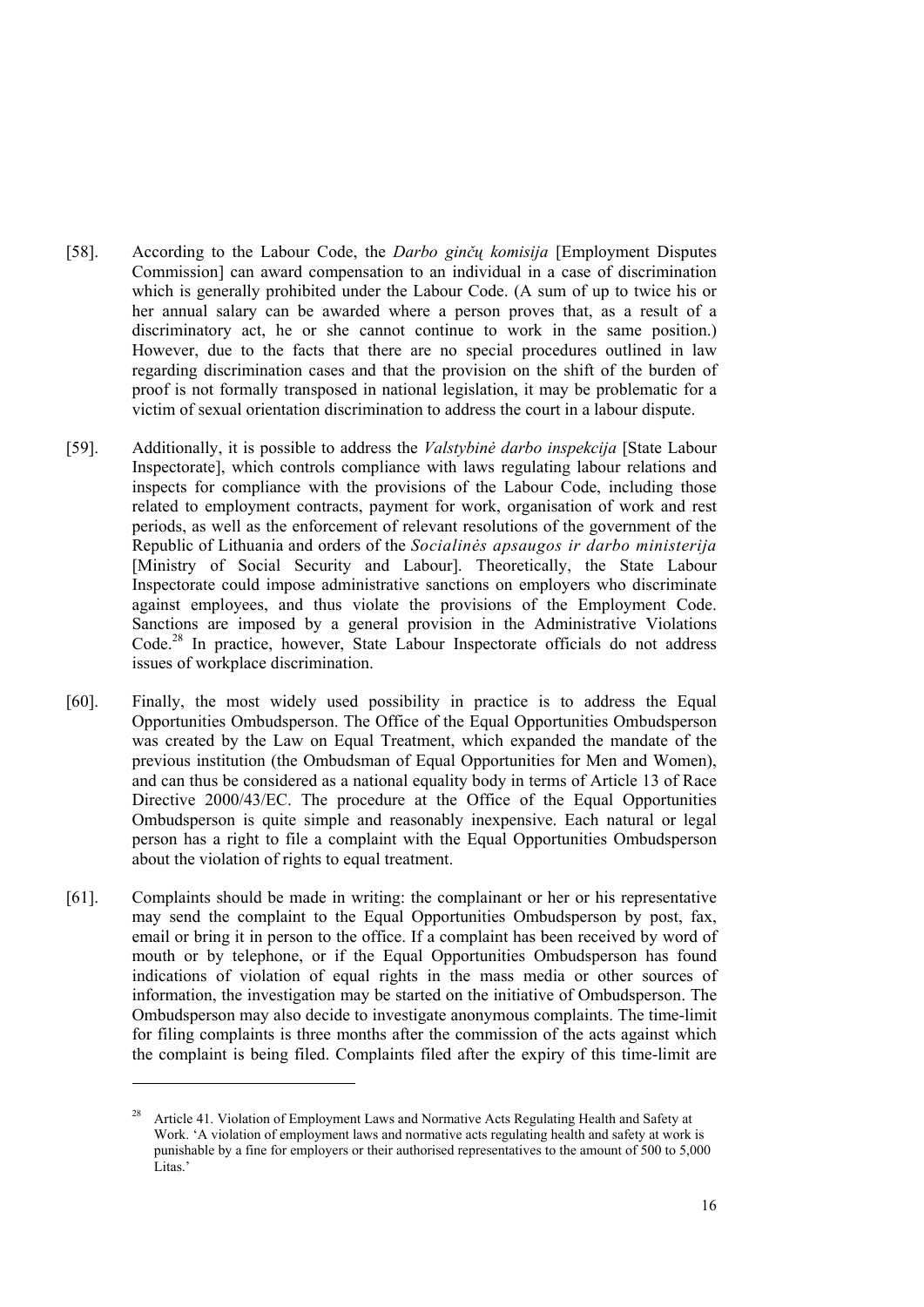[58]. According to the Labour Code, the *Darbo ginčų komisija* [Employment Disputes Commission] can award compensation to an individual in a case of discrimination which is generally prohibited under the Labour Code. (A sum of up to twice his or her annual salary can be awarded where a person proves that, as a result of a discriminatory act, he or she cannot continue to work in the same position.) However, due to the facts that there are no special procedures outlined in law regarding discrimination cases and that the provision on the shift of the burden of proof is not formally transposed in national legislation, it may be problematic for a victim of sexual orientation discrimination to address the court in a labour dispute.

[59]. Additionally, it is possible to address the *Valstybinė darbo inspekcija* [State Labour Inspectorate], which controls compliance with laws regulating labour relations and inspects for compliance with the provisions of the Labour Code, including those related to employment contracts, payment for work, organisation of work and rest periods, as well as the enforcement of relevant resolutions of the government of the Republic of Lithuania and orders of the *Socialinės apsaugos ir darbo ministerija* [Ministry of Social Security and Labour]. Theoretically, the State Labour Inspectorate could impose administrative sanctions on employers who discriminate against employees, and thus violate the provisions of the Employment Code. Sanctions are imposed by a general provision in the Administrative Violations Code.[28] In practice, however, State Labour Inspectorate officials do not address issues of workplace discrimination.

[60]. Finally, the most widely used possibility in practice is to address the Equal Opportunities Ombudsperson. The Office of the Equal Opportunities Ombudsperson was created by the Law on Equal Treatment, which expanded the mandate of the previous institution (the Ombudsman of Equal Opportunities for Men and Women), and can thus be considered as a national equality body in terms of Article 13 of Race Directive 2000/43/EC. The procedure at the Office of the Equal Opportunities Ombudsperson is quite simple and reasonably inexpensive. Each natural or legal person has a right to file a complaint with the Equal Opportunities Ombudsperson about the violation of rights to equal treatment.

[61]. Complaints should be made in writing: the complainant or her or his representative may send the complaint to the Equal Opportunities Ombudsperson by post, fax, email or bring it in person to the office. If a complaint has been received by word of mouth or by telephone, or if the Equal Opportunities Ombudsperson has found indications of violation of equal rights in the mass media or other sources of information, the investigation may be started on the initiative of Ombudsperson. The Ombudsperson may also decide to investigate anonymous complaints. The time-limit for filing complaints is three months after the commission of the acts against which the complaint is being filed. Complaints filed after the expiry of this time-limit are

---

[28] Article 41. Violation of Employment Laws and Normative Acts Regulating Health and Safety at Work. 'A violation of employment laws and normative acts regulating health and safety at work is punishable by a fine for employers or their authorised representatives to the amount of 500 to 5,000 Litas.'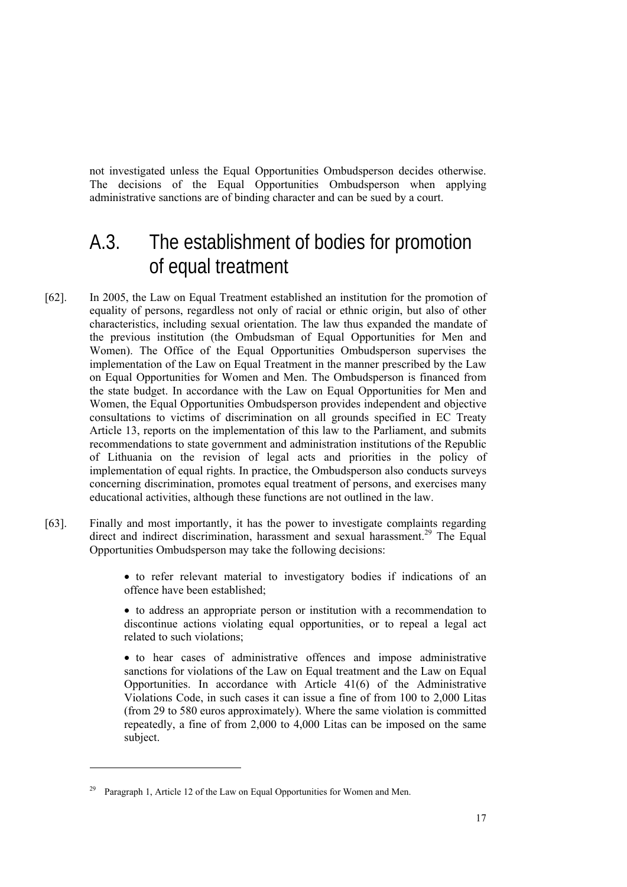not investigated unless the Equal Opportunities Ombudsperson decides otherwise. The decisions of the Equal Opportunities Ombudsperson when applying administrative sanctions are of binding character and can be sued by a court.

## A.3. The establishment of bodies for promotion of equal treatment

[62]. In 2005, the Law on Equal Treatment established an institution for the promotion of equality of persons, regardless not only of racial or ethnic origin, but also of other characteristics, including sexual orientation. The law thus expanded the mandate of the previous institution (the Ombudsman of Equal Opportunities for Men and Women). The Office of the Equal Opportunities Ombudsperson supervises the implementation of the Law on Equal Treatment in the manner prescribed by the Law on Equal Opportunities for Women and Men. The Ombudsperson is financed from the state budget. In accordance with the Law on Equal Opportunities for Men and Women, the Equal Opportunities Ombudsperson provides independent and objective consultations to victims of discrimination on all grounds specified in EC Treaty Article 13, reports on the implementation of this law to the Parliament, and submits recommendations to state government and administration institutions of the Republic of Lithuania on the revision of legal acts and priorities in the policy of implementation of equal rights. In practice, the Ombudsperson also conducts surveys concerning discrimination, promotes equal treatment of persons, and exercises many educational activities, although these functions are not outlined in the law.

[63]. Finally and most importantly, it has the power to investigate complaints regarding direct and indirect discrimination, harassment and sexual harassment.[29] The Equal Opportunities Ombudsperson may take the following decisions:

- to refer relevant material to investigatory bodies if indications of an offence have been established;
- to address an appropriate person or institution with a recommendation to discontinue actions violating equal opportunities, or to repeal a legal act related to such violations;
- to hear cases of administrative offences and impose administrative sanctions for violations of the Law on Equal treatment and the Law on Equal Opportunities. In accordance with Article 41(6) of the Administrative Violations Code, in such cases it can issue a fine of from 100 to 2,000 Litas (from 29 to 580 euros approximately). Where the same violation is committed repeatedly, a fine of from 2,000 to 4,000 Litas can be imposed on the same subject.

---

[29] Paragraph 1, Article 12 of the Law on Equal Opportunities for Women and Men.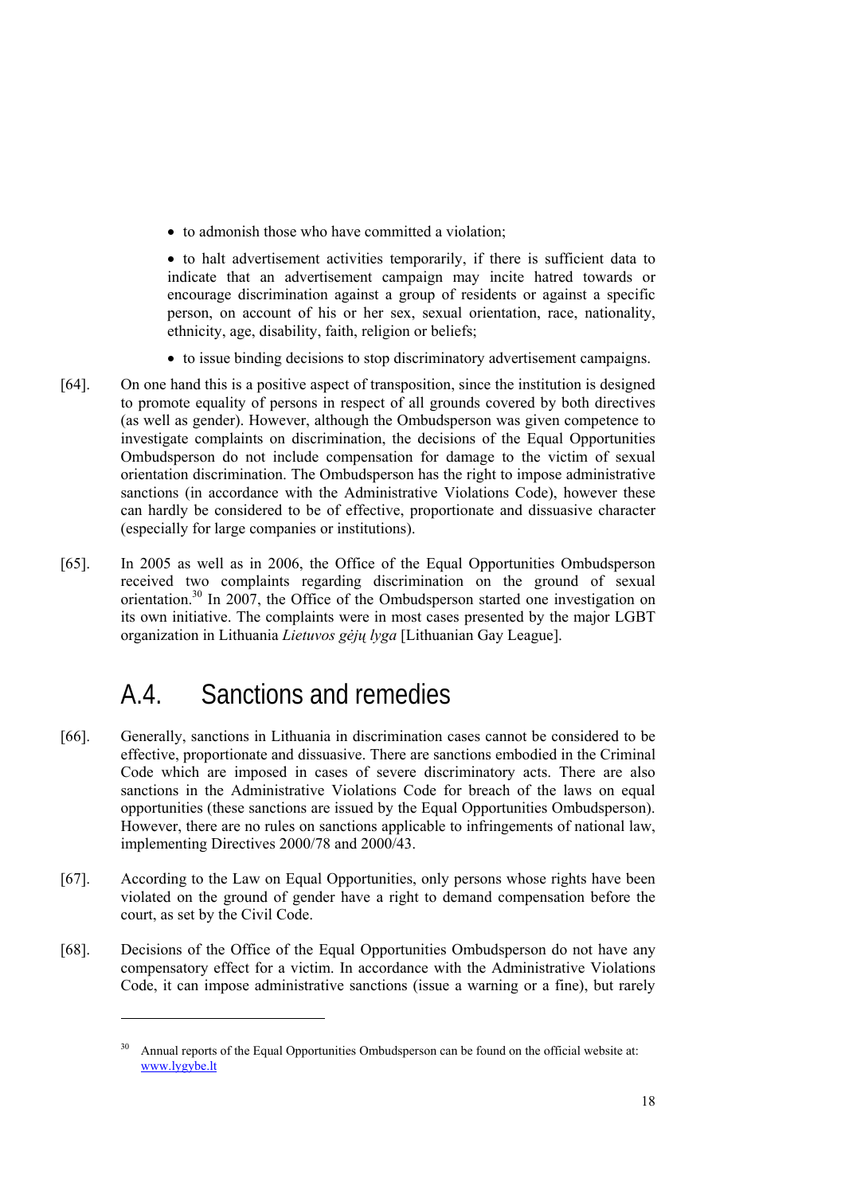- to admonish those who have committed a violation;

- to halt advertisement activities temporarily, if there is sufficient data to indicate that an advertisement campaign may incite hatred towards or encourage discrimination against a group of residents or against a specific person, on account of his or her sex, sexual orientation, race, nationality, ethnicity, age, disability, faith, religion or beliefs;

- to issue binding decisions to stop discriminatory advertisement campaigns.

[64]. On one hand this is a positive aspect of transposition, since the institution is designed to promote equality of persons in respect of all grounds covered by both directives (as well as gender). However, although the Ombudsperson was given competence to investigate complaints on discrimination, the decisions of the Equal Opportunities Ombudsperson do not include compensation for damage to the victim of sexual orientation discrimination. The Ombudsperson has the right to impose administrative sanctions (in accordance with the Administrative Violations Code), however these can hardly be considered to be of effective, proportionate and dissuasive character (especially for large companies or institutions).

[65]. In 2005 as well as in 2006, the Office of the Equal Opportunities Ombudsperson received two complaints regarding discrimination on the ground of sexual orientation.[30] In 2007, the Office of the Ombudsperson started one investigation on its own initiative. The complaints were in most cases presented by the major LGBT organization in Lithuania *Lietuvos gėjų lyga* [Lithuanian Gay League].

## A.4. Sanctions and remedies

[66]. Generally, sanctions in Lithuania in discrimination cases cannot be considered to be effective, proportionate and dissuasive. There are sanctions embodied in the Criminal Code which are imposed in cases of severe discriminatory acts. There are also sanctions in the Administrative Violations Code for breach of the laws on equal opportunities (these sanctions are issued by the Equal Opportunities Ombudsperson). However, there are no rules on sanctions applicable to infringements of national law, implementing Directives 2000/78 and 2000/43.

[67]. According to the Law on Equal Opportunities, only persons whose rights have been violated on the ground of gender have a right to demand compensation before the court, as set by the Civil Code.

[68]. Decisions of the Office of the Equal Opportunities Ombudsperson do not have any compensatory effect for a victim. In accordance with the Administrative Violations Code, it can impose administrative sanctions (issue a warning or a fine), but rarely

---

[30] Annual reports of the Equal Opportunities Ombudsperson can be found on the official website at: www.lygybe.lt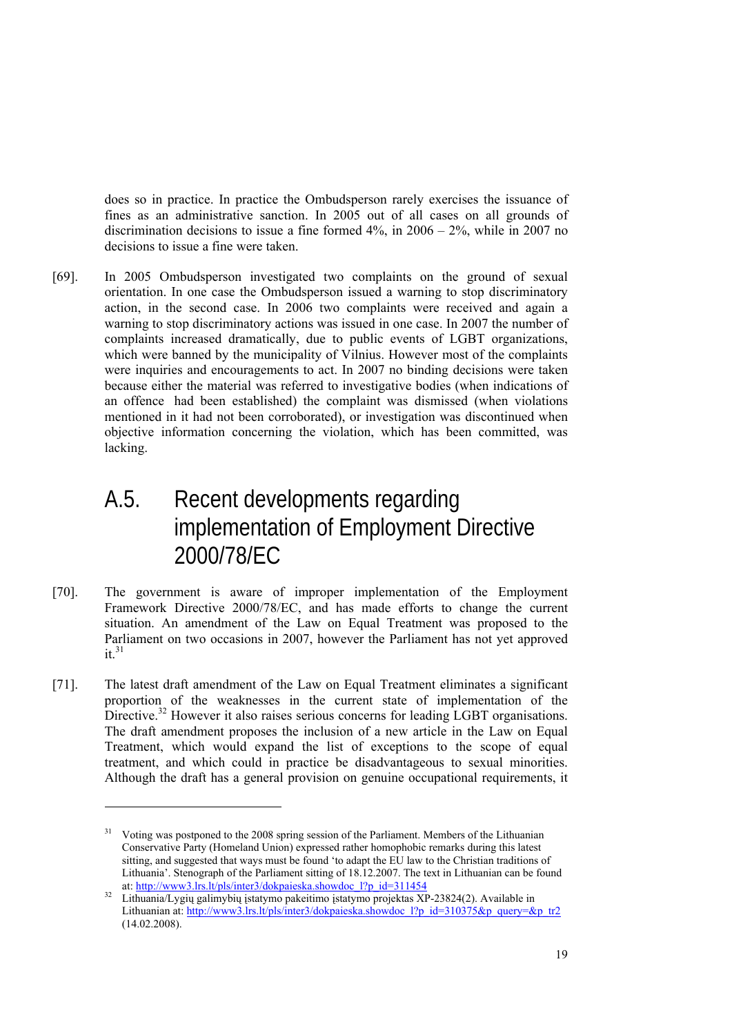does so in practice. In practice the Ombudsperson rarely exercises the issuance of fines as an administrative sanction. In 2005 out of all cases on all grounds of discrimination decisions to issue a fine formed 4%, in 2006 – 2%, while in 2007 no decisions to issue a fine were taken.

[69]. In 2005 Ombudsperson investigated two complaints on the ground of sexual orientation. In one case the Ombudsperson issued a warning to stop discriminatory action, in the second case. In 2006 two complaints were received and again a warning to stop discriminatory actions was issued in one case. In 2007 the number of complaints increased dramatically, due to public events of LGBT organizations, which were banned by the municipality of Vilnius. However most of the complaints were inquiries and encouragements to act. In 2007 no binding decisions were taken because either the material was referred to investigative bodies (when indications of an offence had been established) the complaint was dismissed (when violations mentioned in it had not been corroborated), or investigation was discontinued when objective information concerning the violation, which has been committed, was lacking.

## A.5. Recent developments regarding implementation of Employment Directive 2000/78/EC

[70]. The government is aware of improper implementation of the Employment Framework Directive 2000/78/EC, and has made efforts to change the current situation. An amendment of the Law on Equal Treatment was proposed to the Parliament on two occasions in 2007, however the Parliament has not yet approved it.[31]

[71]. The latest draft amendment of the Law on Equal Treatment eliminates a significant proportion of the weaknesses in the current state of implementation of the Directive.[32] However it also raises serious concerns for leading LGBT organisations. The draft amendment proposes the inclusion of a new article in the Law on Equal Treatment, which would expand the list of exceptions to the scope of equal treatment, and which could in practice be disadvantageous to sexual minorities. Although the draft has a general provision on genuine occupational requirements, it

---

[31] Voting was postponed to the 2008 spring session of the Parliament. Members of the Lithuanian Conservative Party (Homeland Union) expressed rather homophobic remarks during this latest sitting, and suggested that ways must be found 'to adapt the EU law to the Christian traditions of Lithuania'. Stenograph of the Parliament sitting of 18.12.2007. The text in Lithuanian can be found at: http://www3.lrs.lt/pls/inter3/dokpaieska.showdoc_l?p_id=311454

[32] Lithuania/Lygių galimybių įstatymo pakeitimo įstatymo projektas XP-23824(2). Available in Lithuanian at: http://www3.lrs.lt/pls/inter3/dokpaieska.showdoc_l?p_id=310375&p_query=&p_tr2 (14.02.2008).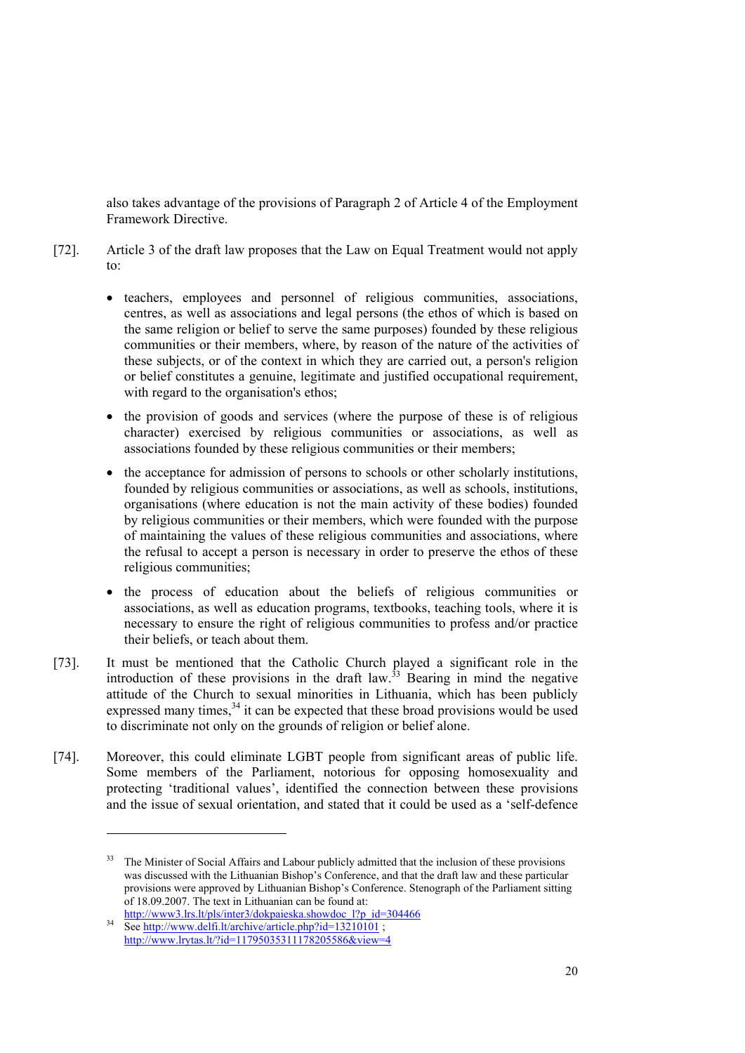also takes advantage of the provisions of Paragraph 2 of Article 4 of the Employment Framework Directive.

[72]. Article 3 of the draft law proposes that the Law on Equal Treatment would not apply to:

- teachers, employees and personnel of religious communities, associations, centres, as well as associations and legal persons (the ethos of which is based on the same religion or belief to serve the same purposes) founded by these religious communities or their members, where, by reason of the nature of the activities of these subjects, or of the context in which they are carried out, a person's religion or belief constitutes a genuine, legitimate and justified occupational requirement, with regard to the organisation's ethos;
- the provision of goods and services (where the purpose of these is of religious character) exercised by religious communities or associations, as well as associations founded by these religious communities or their members;
- the acceptance for admission of persons to schools or other scholarly institutions, founded by religious communities or associations, as well as schools, institutions, organisations (where education is not the main activity of these bodies) founded by religious communities or their members, which were founded with the purpose of maintaining the values of these religious communities and associations, where the refusal to accept a person is necessary in order to preserve the ethos of these religious communities;
- the process of education about the beliefs of religious communities or associations, as well as education programs, textbooks, teaching tools, where it is necessary to ensure the right of religious communities to profess and/or practice their beliefs, or teach about them.

[73]. It must be mentioned that the Catholic Church played a significant role in the introduction of these provisions in the draft law.[33] Bearing in mind the negative attitude of the Church to sexual minorities in Lithuania, which has been publicly expressed many times,[34] it can be expected that these broad provisions would be used to discriminate not only on the grounds of religion or belief alone.

[74]. Moreover, this could eliminate LGBT people from significant areas of public life. Some members of the Parliament, notorious for opposing homosexuality and protecting 'traditional values', identified the connection between these provisions and the issue of sexual orientation, and stated that it could be used as a 'self-defence

---

[33] The Minister of Social Affairs and Labour publicly admitted that the inclusion of these provisions was discussed with the Lithuanian Bishop's Conference, and that the draft law and these particular provisions were approved by Lithuanian Bishop's Conference. Stenograph of the Parliament sitting of 18.09.2007. The text in Lithuanian can be found at: http://www3.lrs.lt/pls/inter3/dokpaieska.showdoc_l?p_id=304466

[34] See http://www.delfi.lt/archive/article.php?id=13210101 ; http://www.lrytas.lt/?id=11795035311178205586&view=4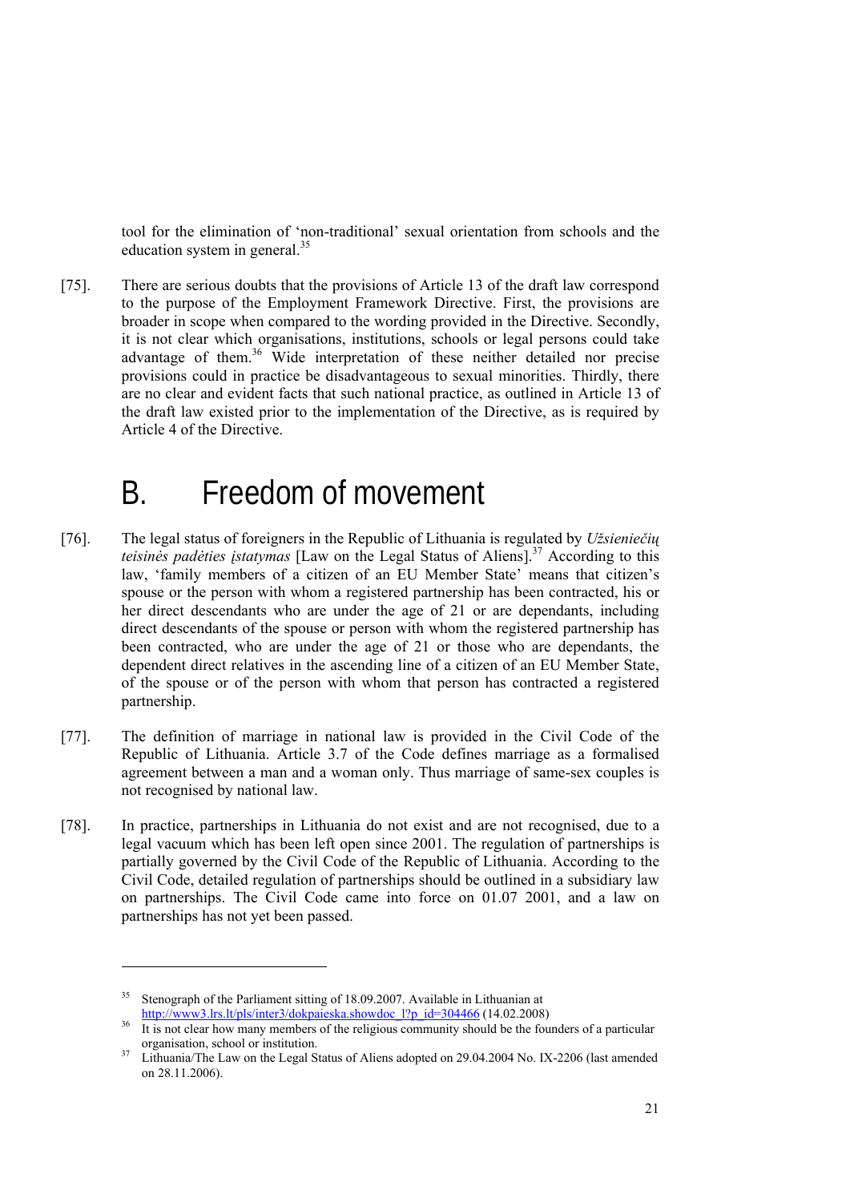tool for the elimination of 'non-traditional' sexual orientation from schools and the education system in general.[35]

[75]. There are serious doubts that the provisions of Article 13 of the draft law correspond to the purpose of the Employment Framework Directive. First, the provisions are broader in scope when compared to the wording provided in the Directive. Secondly, it is not clear which organisations, institutions, schools or legal persons could take advantage of them.[36] Wide interpretation of these neither detailed nor precise provisions could in practice be disadvantageous to sexual minorities. Thirdly, there are no clear and evident facts that such national practice, as outlined in Article 13 of the draft law existed prior to the implementation of the Directive, as is required by Article 4 of the Directive.

# B. Freedom of movement

[76]. The legal status of foreigners in the Republic of Lithuania is regulated by *Užsieniečių teisinės padėties įstatymas* [Law on the Legal Status of Aliens].[37] According to this law, 'family members of a citizen of an EU Member State' means that citizen's spouse or the person with whom a registered partnership has been contracted, his or her direct descendants who are under the age of 21 or are dependants, including direct descendants of the spouse or person with whom the registered partnership has been contracted, who are under the age of 21 or those who are dependants, the dependent direct relatives in the ascending line of a citizen of an EU Member State, of the spouse or of the person with whom that person has contracted a registered partnership.

[77]. The definition of marriage in national law is provided in the Civil Code of the Republic of Lithuania. Article 3.7 of the Code defines marriage as a formalised agreement between a man and a woman only. Thus marriage of same-sex couples is not recognised by national law.

[78]. In practice, partnerships in Lithuania do not exist and are not recognised, due to a legal vacuum which has been left open since 2001. The regulation of partnerships is partially governed by the Civil Code of the Republic of Lithuania. According to the Civil Code, detailed regulation of partnerships should be outlined in a subsidiary law on partnerships. The Civil Code came into force on 01.07 2001, and a law on partnerships has not yet been passed.

---

[35] Stenograph of the Parliament sitting of 18.09.2007. Available in Lithuanian at http://www3.lrs.lt/pls/inter3/dokpaieska.showdoc_l?p_id=304466 (14.02.2008)

[36] It is not clear how many members of the religious community should be the founders of a particular organisation, school or institution.

[37] Lithuania/The Law on the Legal Status of Aliens adopted on 29.04.2004 No. IX-2206 (last amended on 28.11.2006).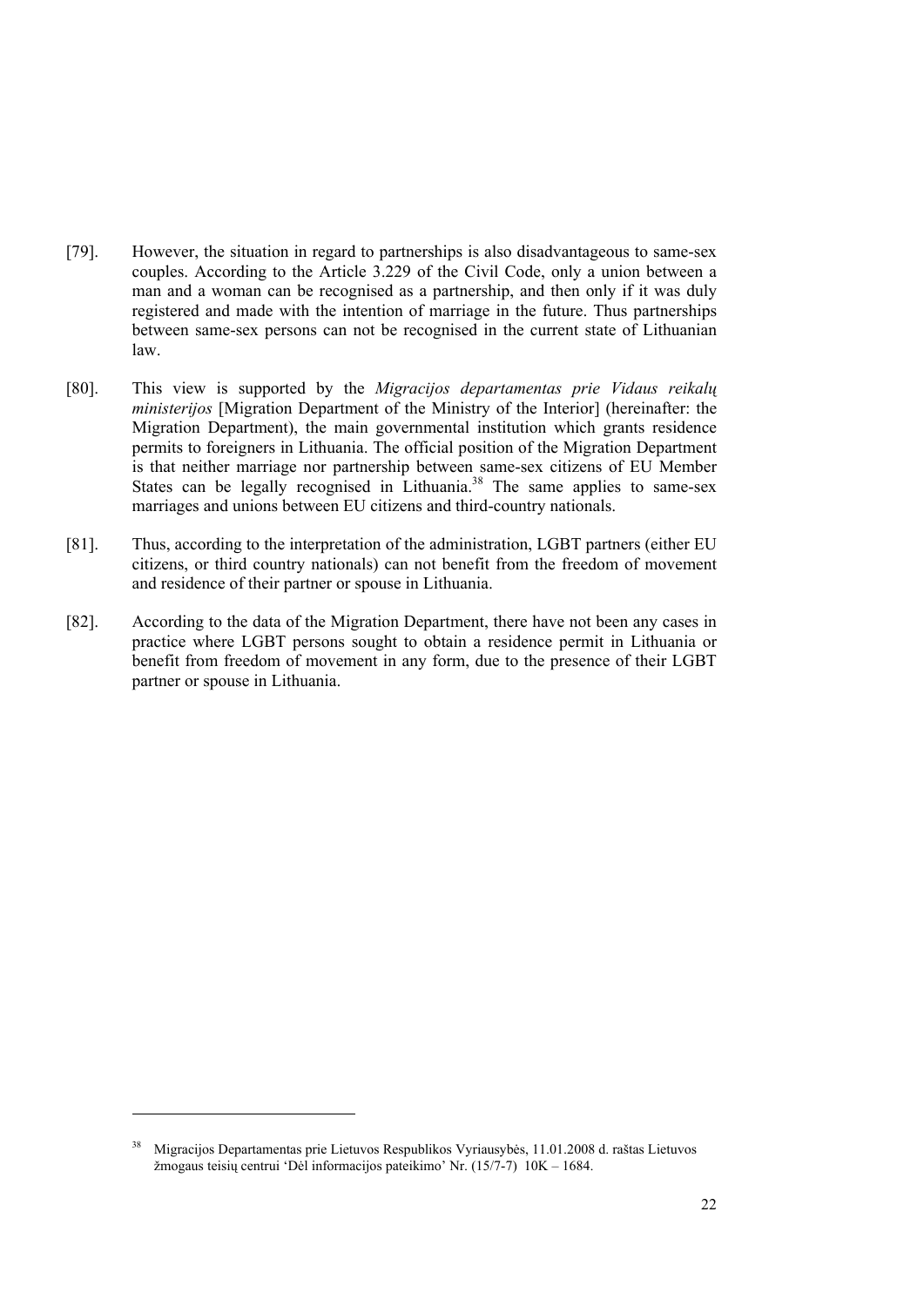[79]. However, the situation in regard to partnerships is also disadvantageous to same-sex couples. According to the Article 3.229 of the Civil Code, only a union between a man and a woman can be recognised as a partnership, and then only if it was duly registered and made with the intention of marriage in the future. Thus partnerships between same-sex persons can not be recognised in the current state of Lithuanian law.

[80]. This view is supported by the *Migracijos departamentas prie Vidaus reikalų ministerijos* [Migration Department of the Ministry of the Interior] (hereinafter: the Migration Department), the main governmental institution which grants residence permits to foreigners in Lithuania. The official position of the Migration Department is that neither marriage nor partnership between same-sex citizens of EU Member States can be legally recognised in Lithuania.[38] The same applies to same-sex marriages and unions between EU citizens and third-country nationals.

[81]. Thus, according to the interpretation of the administration, LGBT partners (either EU citizens, or third country nationals) can not benefit from the freedom of movement and residence of their partner or spouse in Lithuania.

[82]. According to the data of the Migration Department, there have not been any cases in practice where LGBT persons sought to obtain a residence permit in Lithuania or benefit from freedom of movement in any form, due to the presence of their LGBT partner or spouse in Lithuania.

---

[38] Migracijos Departamentas prie Lietuvos Respublikos Vyriausybės, 11.01.2008 d. raštas Lietuvos žmogaus teisių centrui 'Dėl informacijos pateikimo' Nr. (15/7-7) 10K – 1684.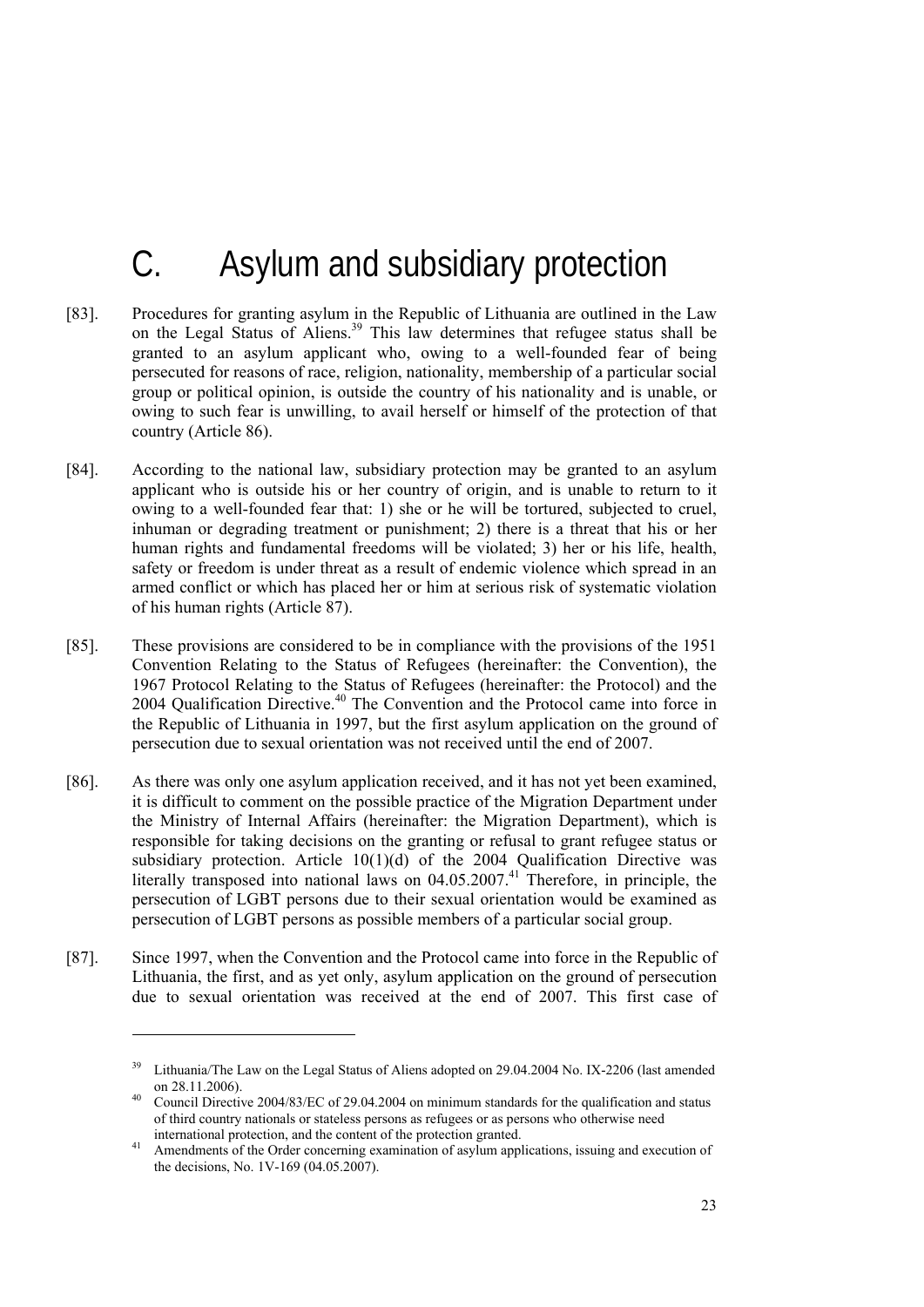# C. Asylum and subsidiary protection

[83]. Procedures for granting asylum in the Republic of Lithuania are outlined in the Law on the Legal Status of Aliens.[39] This law determines that refugee status shall be granted to an asylum applicant who, owing to a well-founded fear of being persecuted for reasons of race, religion, nationality, membership of a particular social group or political opinion, is outside the country of his nationality and is unable, or owing to such fear is unwilling, to avail herself or himself of the protection of that country (Article 86).

[84]. According to the national law, subsidiary protection may be granted to an asylum applicant who is outside his or her country of origin, and is unable to return to it owing to a well-founded fear that: 1) she or he will be tortured, subjected to cruel, inhuman or degrading treatment or punishment; 2) there is a threat that his or her human rights and fundamental freedoms will be violated; 3) her or his life, health, safety or freedom is under threat as a result of endemic violence which spread in an armed conflict or which has placed her or him at serious risk of systematic violation of his human rights (Article 87).

[85]. These provisions are considered to be in compliance with the provisions of the 1951 Convention Relating to the Status of Refugees (hereinafter: the Convention), the 1967 Protocol Relating to the Status of Refugees (hereinafter: the Protocol) and the 2004 Qualification Directive.[40] The Convention and the Protocol came into force in the Republic of Lithuania in 1997, but the first asylum application on the ground of persecution due to sexual orientation was not received until the end of 2007.

[86]. As there was only one asylum application received, and it has not yet been examined, it is difficult to comment on the possible practice of the Migration Department under the Ministry of Internal Affairs (hereinafter: the Migration Department), which is responsible for taking decisions on the granting or refusal to grant refugee status or subsidiary protection. Article 10(1)(d) of the 2004 Qualification Directive was literally transposed into national laws on 04.05.2007.[41] Therefore, in principle, the persecution of LGBT persons due to their sexual orientation would be examined as persecution of LGBT persons as possible members of a particular social group.

[87]. Since 1997, when the Convention and the Protocol came into force in the Republic of Lithuania, the first, and as yet only, asylum application on the ground of persecution due to sexual orientation was received at the end of 2007. This first case of

---

[39] Lithuania/The Law on the Legal Status of Aliens adopted on 29.04.2004 No. IX-2206 (last amended on 28.11.2006).

[40] Council Directive 2004/83/EC of 29.04.2004 on minimum standards for the qualification and status of third country nationals or stateless persons as refugees or as persons who otherwise need international protection, and the content of the protection granted.

[41] Amendments of the Order concerning examination of asylum applications, issuing and execution of the decisions, No. 1V-169 (04.05.2007).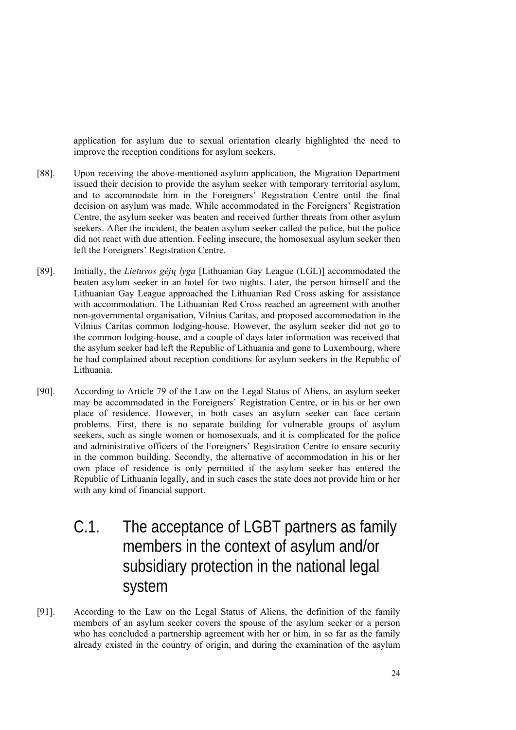application for asylum due to sexual orientation clearly highlighted the need to improve the reception conditions for asylum seekers.

[88]. Upon receiving the above-mentioned asylum application, the Migration Department issued their decision to provide the asylum seeker with temporary territorial asylum, and to accommodate him in the Foreigners' Registration Centre until the final decision on asylum was made. While accommodated in the Foreigners' Registration Centre, the asylum seeker was beaten and received further threats from other asylum seekers. After the incident, the beaten asylum seeker called the police, but the police did not react with due attention. Feeling insecure, the homosexual asylum seeker then left the Foreigners' Registration Centre.

[89]. Initially, the *Lietuvos gėjų lyga* [Lithuanian Gay League (LGL)] accommodated the beaten asylum seeker in an hotel for two nights. Later, the person himself and the Lithuanian Gay League approached the Lithuanian Red Cross asking for assistance with accommodation. The Lithuanian Red Cross reached an agreement with another non-governmental organisation, Vilnius Caritas, and proposed accommodation in the Vilnius Caritas common lodging-house. However, the asylum seeker did not go to the common lodging-house, and a couple of days later information was received that the asylum seeker had left the Republic of Lithuania and gone to Luxembourg, where he had complained about reception conditions for asylum seekers in the Republic of Lithuania.

[90]. According to Article 79 of the Law on the Legal Status of Aliens, an asylum seeker may be accommodated in the Foreigners' Registration Centre, or in his or her own place of residence. However, in both cases an asylum seeker can face certain problems. First, there is no separate building for vulnerable groups of asylum seekers, such as single women or homosexuals, and it is complicated for the police and administrative officers of the Foreigners' Registration Centre to ensure security in the common building. Secondly, the alternative of accommodation in his or her own place of residence is only permitted if the asylum seeker has entered the Republic of Lithuania legally, and in such cases the state does not provide him or her with any kind of financial support.

## C.1. The acceptance of LGBT partners as family members in the context of asylum and/or subsidiary protection in the national legal system

[91]. According to the Law on the Legal Status of Aliens, the definition of the family members of an asylum seeker covers the spouse of the asylum seeker or a person who has concluded a partnership agreement with her or him, in so far as the family already existed in the country of origin, and during the examination of the asylum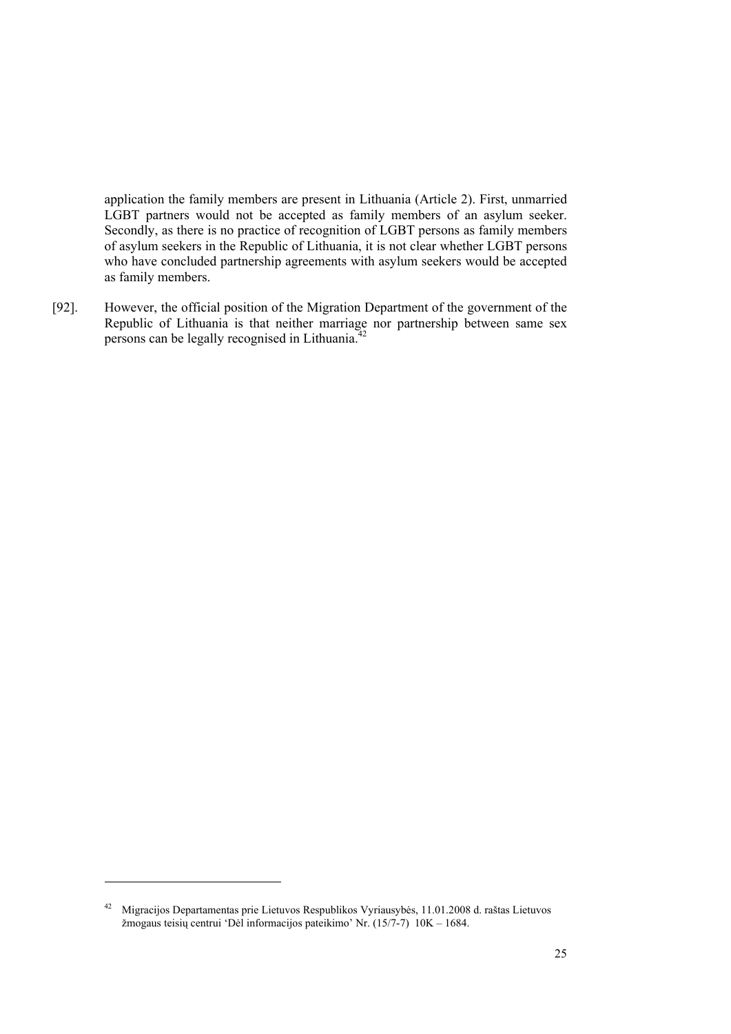application the family members are present in Lithuania (Article 2). First, unmarried LGBT partners would not be accepted as family members of an asylum seeker. Secondly, as there is no practice of recognition of LGBT persons as family members of asylum seekers in the Republic of Lithuania, it is not clear whether LGBT persons who have concluded partnership agreements with asylum seekers would be accepted as family members.

[92]. However, the official position of the Migration Department of the government of the Republic of Lithuania is that neither marriage nor partnership between same sex persons can be legally recognised in Lithuania.[42]

---

[42] Migracijos Departamentas prie Lietuvos Respublikos Vyriausybės, 11.01.2008 d. raštas Lietuvos žmogaus teisių centrui 'Dėl informacijos pateikimo' Nr. (15/7-7) 10K – 1684.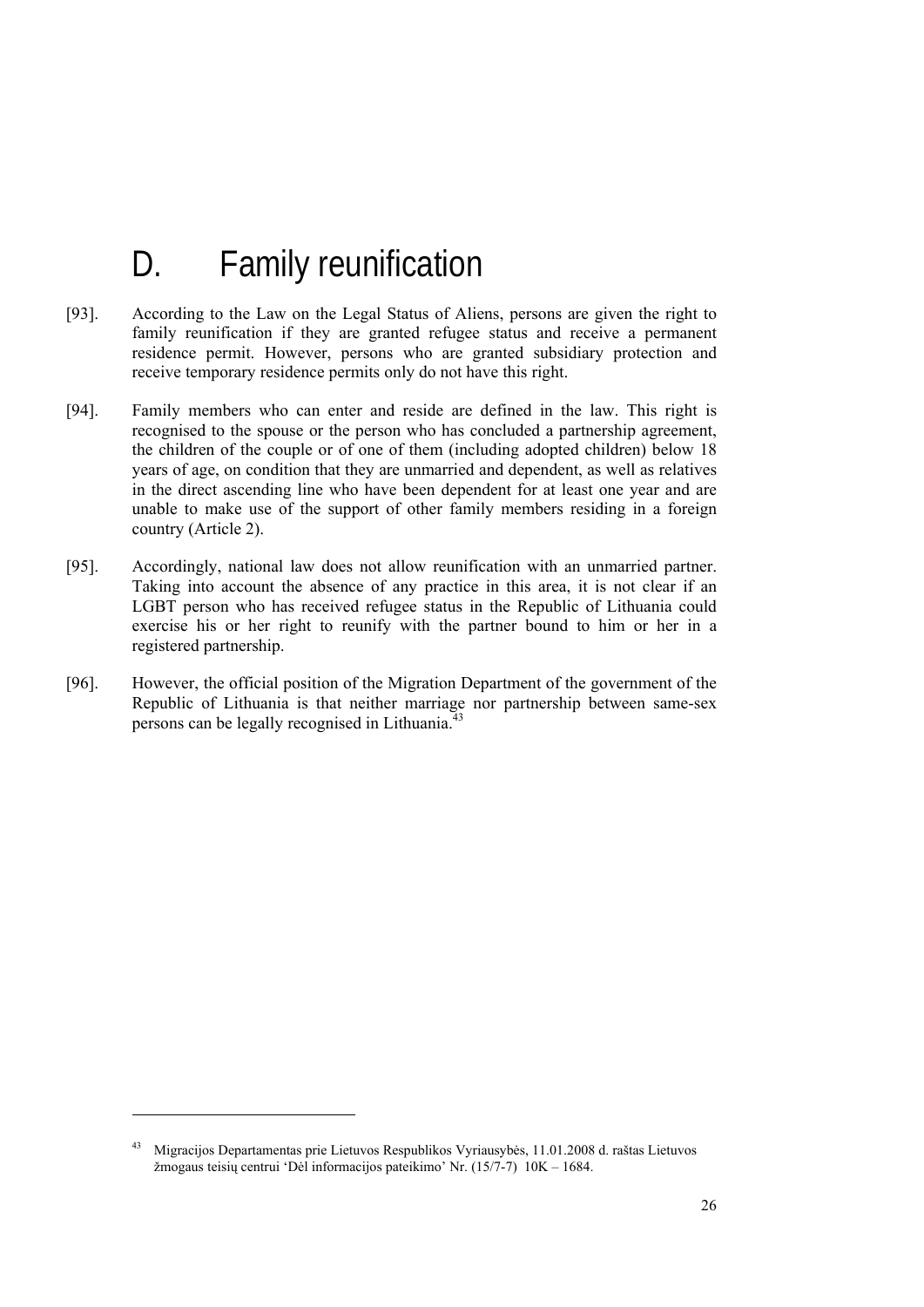# D. Family reunification

[93]. According to the Law on the Legal Status of Aliens, persons are given the right to family reunification if they are granted refugee status and receive a permanent residence permit. However, persons who are granted subsidiary protection and receive temporary residence permits only do not have this right.

[94]. Family members who can enter and reside are defined in the law. This right is recognised to the spouse or the person who has concluded a partnership agreement, the children of the couple or of one of them (including adopted children) below 18 years of age, on condition that they are unmarried and dependent, as well as relatives in the direct ascending line who have been dependent for at least one year and are unable to make use of the support of other family members residing in a foreign country (Article 2).

[95]. Accordingly, national law does not allow reunification with an unmarried partner. Taking into account the absence of any practice in this area, it is not clear if an LGBT person who has received refugee status in the Republic of Lithuania could exercise his or her right to reunify with the partner bound to him or her in a registered partnership.

[96]. However, the official position of the Migration Department of the government of the Republic of Lithuania is that neither marriage nor partnership between same-sex persons can be legally recognised in Lithuania.[43]

---

[43] Migracijos Departamentas prie Lietuvos Respublikos Vyriausybės, 11.01.2008 d. raštas Lietuvos žmogaus teisių centrui 'Dėl informacijos pateikimo' Nr. (15/7-7) 10K – 1684.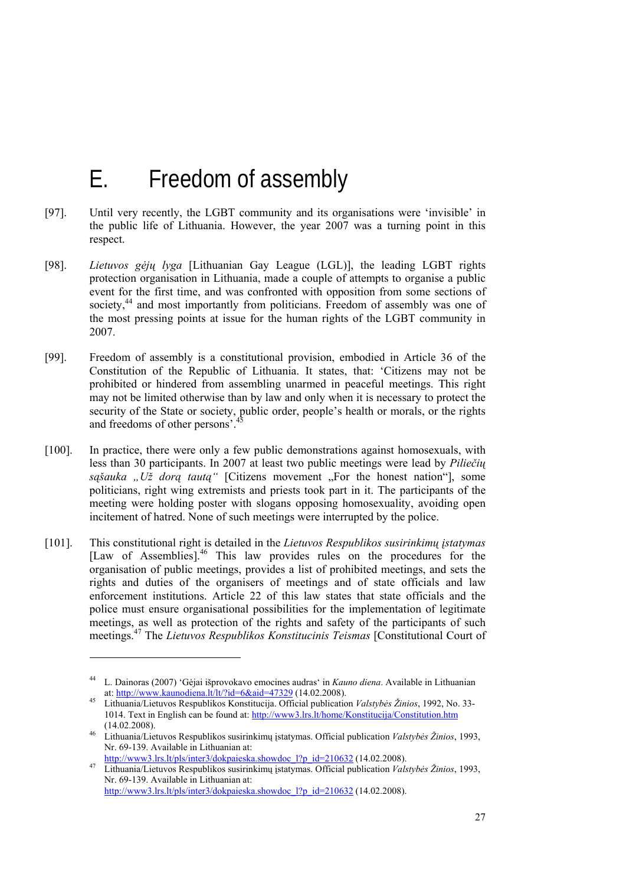# E. Freedom of assembly

[97]. Until very recently, the LGBT community and its organisations were 'invisible' in the public life of Lithuania. However, the year 2007 was a turning point in this respect.

[98]. *Lietuvos gėjų lyga* [Lithuanian Gay League (LGL)], the leading LGBT rights protection organisation in Lithuania, made a couple of attempts to organise a public event for the first time, and was confronted with opposition from some sections of society,[44] and most importantly from politicians. Freedom of assembly was one of the most pressing points at issue for the human rights of the LGBT community in 2007.

[99]. Freedom of assembly is a constitutional provision, embodied in Article 36 of the Constitution of the Republic of Lithuania. It states, that: 'Citizens may not be prohibited or hindered from assembling unarmed in peaceful meetings. This right may not be limited otherwise than by law and only when it is necessary to protect the security of the State or society, public order, people's health or morals, or the rights and freedoms of other persons'.[45]

[100]. In practice, there were only a few public demonstrations against homosexuals, with less than 30 participants. In 2007 at least two public meetings were lead by *Piliečių sąšauka „Už dorą tautą"* [Citizens movement „For the honest nation"], some politicians, right wing extremists and priests took part in it. The participants of the meeting were holding poster with slogans opposing homosexuality, avoiding open incitement of hatred. None of such meetings were interrupted by the police.

[101]. This constitutional right is detailed in the *Lietuvos Respublikos susirinkimų įstatymas* [Law of Assemblies].[46] This law provides rules on the procedures for the organisation of public meetings, provides a list of prohibited meetings, and sets the rights and duties of the organisers of meetings and of state officials and law enforcement institutions. Article 22 of this law states that state officials and the police must ensure organisational possibilities for the implementation of legitimate meetings, as well as protection of the rights and safety of the participants of such meetings.[47] The *Lietuvos Respublikos Konstitucinis Teismas* [Constitutional Court of

---

[44] L. Dainoras (2007) 'Gėjai išprovokavo emocines audras' in *Kauno diena*. Available in Lithuanian at: http://www.kaunodiena.lt/lt/?id=6&aid=47329 (14.02.2008).

[45] Lithuania/Lietuvos Respublikos Konstitucija. Official publication *Valstybės Žinios*, 1992, No. 33-1014. Text in English can be found at: http://www3.lrs.lt/home/Konstitucija/Constitution.htm (14.02.2008).

[46] Lithuania/Lietuvos Respublikos susirinkimų įstatymas. Official publication *Valstybės Žinios*, 1993, Nr. 69-139. Available in Lithuanian at: http://www3.lrs.lt/pls/inter3/dokpaieska.showdoc_l?p_id=210632 (14.02.2008).

[47] Lithuania/Lietuvos Respublikos susirinkimų įstatymas. Official publication *Valstybės Žinios*, 1993, Nr. 69-139. Available in Lithuanian at: http://www3.lrs.lt/pls/inter3/dokpaieska.showdoc_l?p_id=210632 (14.02.2008).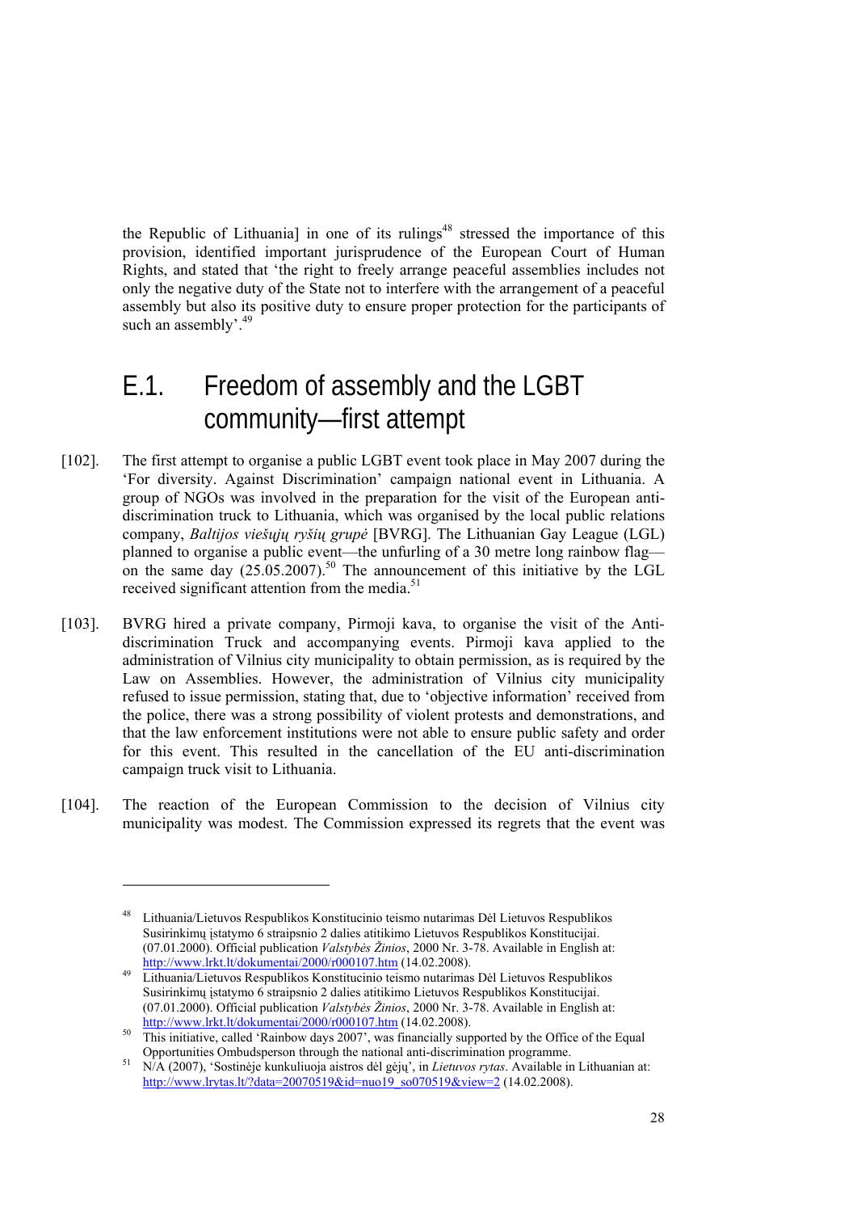the Republic of Lithuania] in one of its rulings[48] stressed the importance of this provision, identified important jurisprudence of the European Court of Human Rights, and stated that 'the right to freely arrange peaceful assemblies includes not only the negative duty of the State not to interfere with the arrangement of a peaceful assembly but also its positive duty to ensure proper protection for the participants of such an assembly'.[49]

## E.1. Freedom of assembly and the LGBT community—first attempt

[102]. The first attempt to organise a public LGBT event took place in May 2007 during the 'For diversity. Against Discrimination' campaign national event in Lithuania. A group of NGOs was involved in the preparation for the visit of the European anti-discrimination truck to Lithuania, which was organised by the local public relations company, *Baltijos viešųjų ryšių grupė* [BVRG]. The Lithuanian Gay League (LGL) planned to organise a public event—the unfurling of a 30 metre long rainbow flag—on the same day (25.05.2007).[50] The announcement of this initiative by the LGL received significant attention from the media.[51]

[103]. BVRG hired a private company, Pirmoji kava, to organise the visit of the Anti-discrimination Truck and accompanying events. Pirmoji kava applied to the administration of Vilnius city municipality to obtain permission, as is required by the Law on Assemblies. However, the administration of Vilnius city municipality refused to issue permission, stating that, due to 'objective information' received from the police, there was a strong possibility of violent protests and demonstrations, and that the law enforcement institutions were not able to ensure public safety and order for this event. This resulted in the cancellation of the EU anti-discrimination campaign truck visit to Lithuania.

[104]. The reaction of the European Commission to the decision of Vilnius city municipality was modest. The Commission expressed its regrets that the event was

---

[48] Lithuania/Lietuvos Respublikos Konstitucinio teismo nutarimas Dėl Lietuvos Respublikos Susirinkimų įstatymo 6 straipsnio 2 dalies atitikimo Lietuvos Respublikos Konstitucijai. (07.01.2000). Official publication *Valstybės Žinios*, 2000 Nr. 3-78. Available in English at: http://www.lrkt.lt/dokumentai/2000/r000107.htm (14.02.2008).

[49] Lithuania/Lietuvos Respublikos Konstitucinio teismo nutarimas Dėl Lietuvos Respublikos Susirinkimų įstatymo 6 straipsnio 2 dalies atitikimo Lietuvos Respublikos Konstitucijai. (07.01.2000). Official publication *Valstybės Žinios*, 2000 Nr. 3-78. Available in English at: http://www.lrkt.lt/dokumentai/2000/r000107.htm (14.02.2008).

[50] This initiative, called 'Rainbow days 2007', was financially supported by the Office of the Equal Opportunities Ombudsperson through the national anti-discrimination programme.

[51] N/A (2007), 'Sostinėje kunkuliuoja aistros dėl gėjų', in *Lietuvos rytas*. Available in Lithuanian at: http://www.lrytas.lt/?data=20070519&id=nuo19_so070519&view=2 (14.02.2008).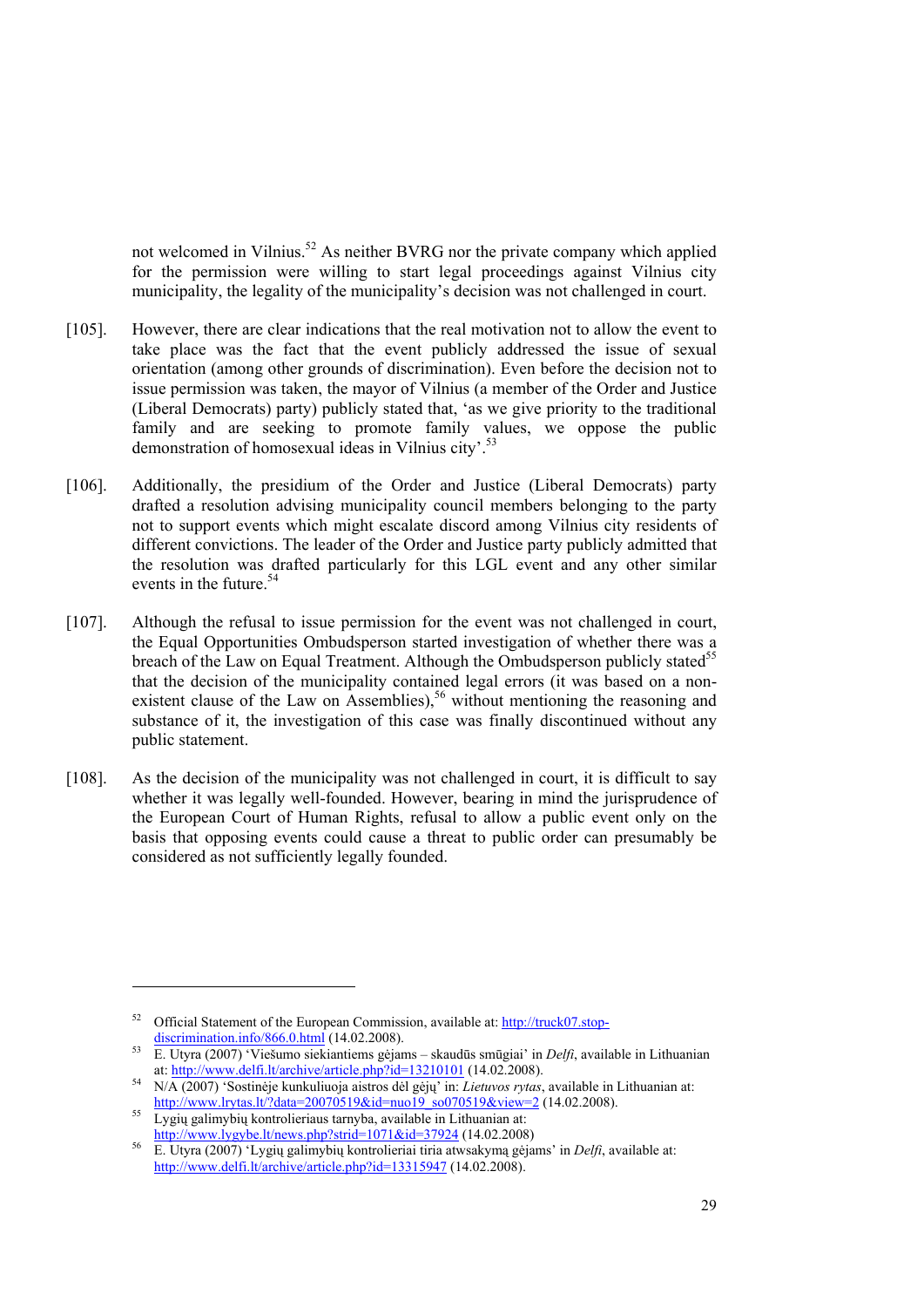not welcomed in Vilnius.[52] As neither BVRG nor the private company which applied for the permission were willing to start legal proceedings against Vilnius city municipality, the legality of the municipality's decision was not challenged in court.

[105]. However, there are clear indications that the real motivation not to allow the event to take place was the fact that the event publicly addressed the issue of sexual orientation (among other grounds of discrimination). Even before the decision not to issue permission was taken, the mayor of Vilnius (a member of the Order and Justice (Liberal Democrats) party) publicly stated that, 'as we give priority to the traditional family and are seeking to promote family values, we oppose the public demonstration of homosexual ideas in Vilnius city'.[53]

[106]. Additionally, the presidium of the Order and Justice (Liberal Democrats) party drafted a resolution advising municipality council members belonging to the party not to support events which might escalate discord among Vilnius city residents of different convictions. The leader of the Order and Justice party publicly admitted that the resolution was drafted particularly for this LGL event and any other similar events in the future.[54]

[107]. Although the refusal to issue permission for the event was not challenged in court, the Equal Opportunities Ombudsperson started investigation of whether there was a breach of the Law on Equal Treatment. Although the Ombudsperson publicly stated[55] that the decision of the municipality contained legal errors (it was based on a non-existent clause of the Law on Assemblies),[56] without mentioning the reasoning and substance of it, the investigation of this case was finally discontinued without any public statement.

[108]. As the decision of the municipality was not challenged in court, it is difficult to say whether it was legally well-founded. However, bearing in mind the jurisprudence of the European Court of Human Rights, refusal to allow a public event only on the basis that opposing events could cause a threat to public order can presumably be considered as not sufficiently legally founded.

---

[52] Official Statement of the European Commission, available at: http://truck07.stop-discrimination.info/866.0.html (14.02.2008).

[53] E. Utyra (2007) 'Viešumo siekiantiems gėjams – skaudūs smūgiai' in *Delfi*, available in Lithuanian at: http://www.delfi.lt/archive/article.php?id=13210101 (14.02.2008).

[54] N/A (2007) 'Sostinėje kunkuliuoja aistros dėl gėjų' in: *Lietuvos rytas*, available in Lithuanian at: http://www.lrytas.lt/?data=20070519&id=nuo19_so070519&view=2 (14.02.2008).

[55] Lygių galimybių kontrolieriaus tarnyba, available in Lithuanian at: http://www.lygybe.lt/news.php?strid=1071&id=37924 (14.02.2008)

[56] E. Utyra (2007) 'Lygių galimybių kontrolieriai tiria atwsakymą gėjams' in *Delfi*, available at: http://www.delfi.lt/archive/article.php?id=13315947 (14.02.2008).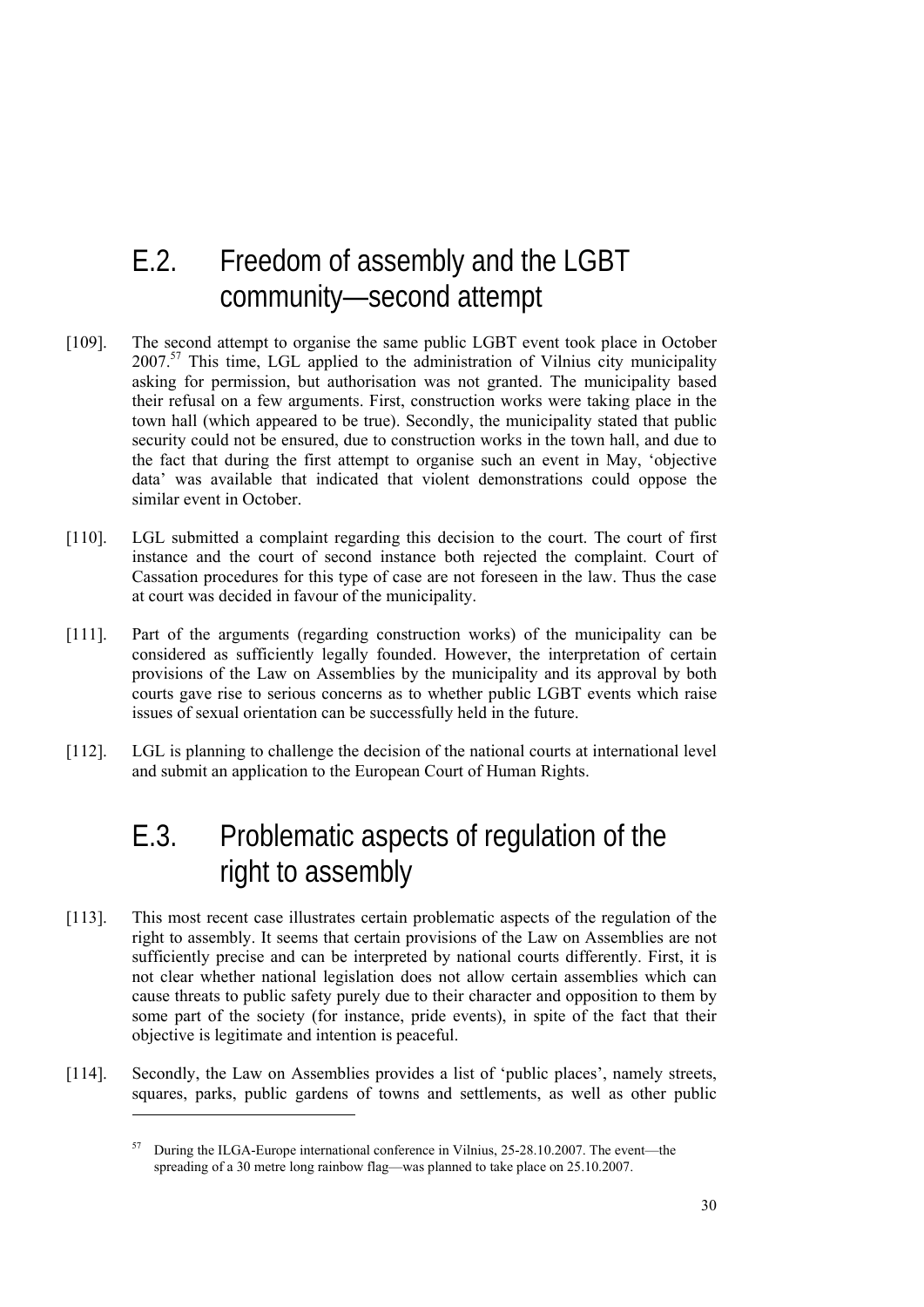## E.2. Freedom of assembly and the LGBT community—second attempt

[109]. The second attempt to organise the same public LGBT event took place in October 2007.[57] This time, LGL applied to the administration of Vilnius city municipality asking for permission, but authorisation was not granted. The municipality based their refusal on a few arguments. First, construction works were taking place in the town hall (which appeared to be true). Secondly, the municipality stated that public security could not be ensured, due to construction works in the town hall, and due to the fact that during the first attempt to organise such an event in May, 'objective data' was available that indicated that violent demonstrations could oppose the similar event in October.

[110]. LGL submitted a complaint regarding this decision to the court. The court of first instance and the court of second instance both rejected the complaint. Court of Cassation procedures for this type of case are not foreseen in the law. Thus the case at court was decided in favour of the municipality.

[111]. Part of the arguments (regarding construction works) of the municipality can be considered as sufficiently legally founded. However, the interpretation of certain provisions of the Law on Assemblies by the municipality and its approval by both courts gave rise to serious concerns as to whether public LGBT events which raise issues of sexual orientation can be successfully held in the future.

[112]. LGL is planning to challenge the decision of the national courts at international level and submit an application to the European Court of Human Rights.

## E.3. Problematic aspects of regulation of the right to assembly

[113]. This most recent case illustrates certain problematic aspects of the regulation of the right to assembly. It seems that certain provisions of the Law on Assemblies are not sufficiently precise and can be interpreted by national courts differently. First, it is not clear whether national legislation does not allow certain assemblies which can cause threats to public safety purely due to their character and opposition to them by some part of the society (for instance, pride events), in spite of the fact that their objective is legitimate and intention is peaceful.

[114]. Secondly, the Law on Assemblies provides a list of 'public places', namely streets, squares, parks, public gardens of towns and settlements, as well as other public

---

[57] During the ILGA-Europe international conference in Vilnius, 25-28.10.2007. The event—the spreading of a 30 metre long rainbow flag—was planned to take place on 25.10.2007.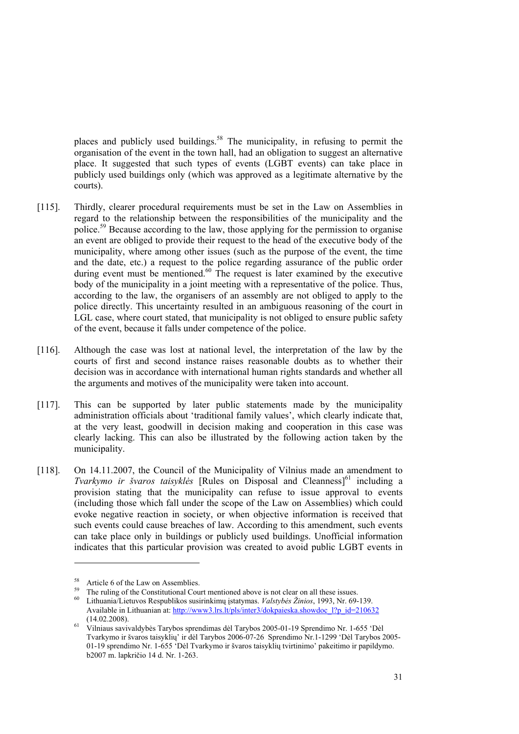places and publicly used buildings.[58] The municipality, in refusing to permit the organisation of the event in the town hall, had an obligation to suggest an alternative place. It suggested that such types of events (LGBT events) can take place in publicly used buildings only (which was approved as a legitimate alternative by the courts).

[115]. Thirdly, clearer procedural requirements must be set in the Law on Assemblies in regard to the relationship between the responsibilities of the municipality and the police.[59] Because according to the law, those applying for the permission to organise an event are obliged to provide their request to the head of the executive body of the municipality, where among other issues (such as the purpose of the event, the time and the date, etc.) a request to the police regarding assurance of the public order during event must be mentioned.[60] The request is later examined by the executive body of the municipality in a joint meeting with a representative of the police. Thus, according to the law, the organisers of an assembly are not obliged to apply to the police directly. This uncertainty resulted in an ambiguous reasoning of the court in LGL case, where court stated, that municipality is not obliged to ensure public safety of the event, because it falls under competence of the police.

[116]. Although the case was lost at national level, the interpretation of the law by the courts of first and second instance raises reasonable doubts as to whether their decision was in accordance with international human rights standards and whether all the arguments and motives of the municipality were taken into account.

[117]. This can be supported by later public statements made by the municipality administration officials about 'traditional family values', which clearly indicate that, at the very least, goodwill in decision making and cooperation in this case was clearly lacking. This can also be illustrated by the following action taken by the municipality.

[118]. On 14.11.2007, the Council of the Municipality of Vilnius made an amendment to *Tvarkymo ir švaros taisyklės* [Rules on Disposal and Cleanness][61] including a provision stating that the municipality can refuse to issue approval to events (including those which fall under the scope of the Law on Assemblies) which could evoke negative reaction in society, or when objective information is received that such events could cause breaches of law. According to this amendment, such events can take place only in buildings or publicly used buildings. Unofficial information indicates that this particular provision was created to avoid public LGBT events in

---

[58] Article 6 of the Law on Assemblies.

[59] The ruling of the Constitutional Court mentioned above is not clear on all these issues.

[60] Lithuania/Lietuvos Respublikos susirinkimų įstatymas. *Valstybės Žinios*, 1993, Nr. 69-139. Available in Lithuanian at: http://www3.lrs.lt/pls/inter3/dokpaieska.showdoc_l?p_id=210632 (14.02.2008).

[61] Vilniaus savivaldybės Tarybos sprendimas dėl Tarybos 2005-01-19 Sprendimo Nr. 1-655 'Dėl Tvarkymo ir švaros taisyklių' ir dėl Tarybos 2006-07-26 Sprendimo Nr.1-1299 'Dėl Tarybos 2005-01-19 sprendimo Nr. 1-655 'Dėl Tvarkymo ir švaros taisyklių tvirtinimo' pakeitimo ir papildymo. b2007 m. lapkričio 14 d. Nr. 1-263.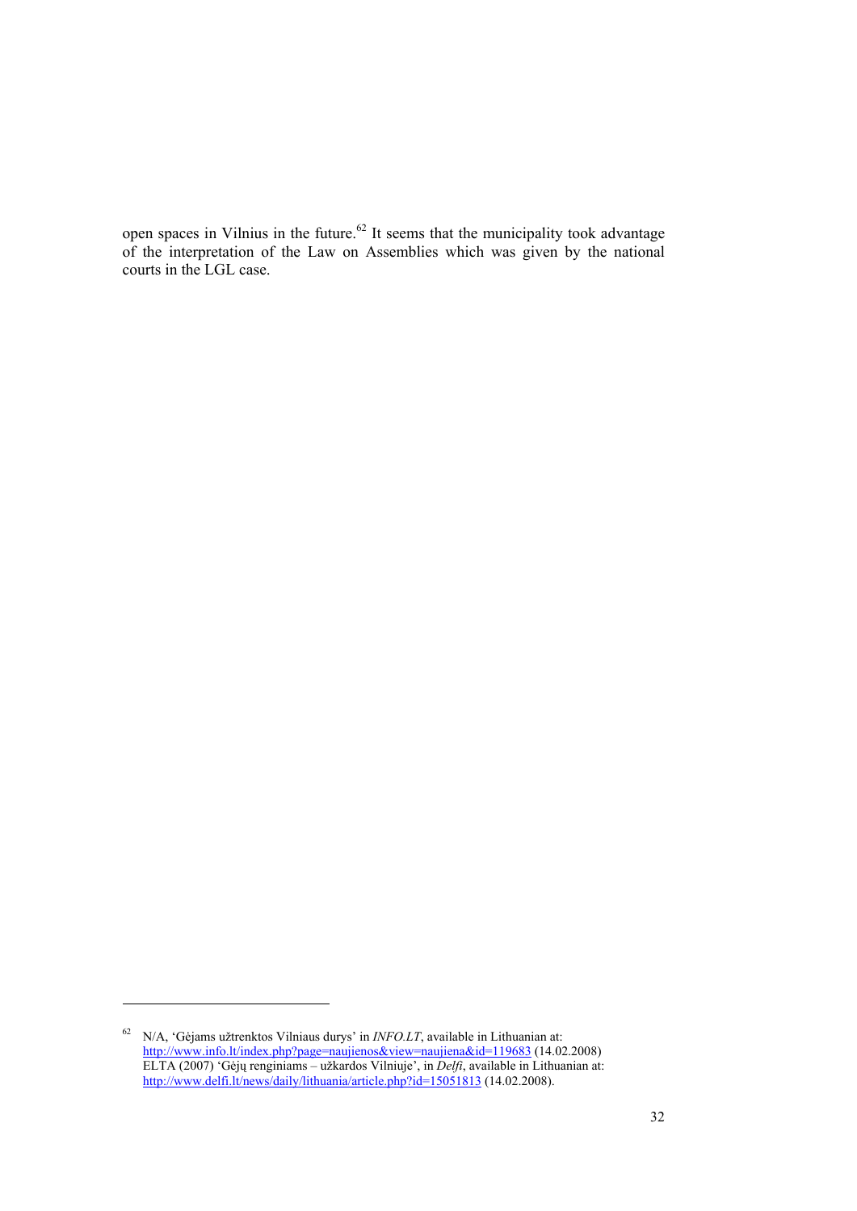open spaces in Vilnius in the future.[62] It seems that the municipality took advantage of the interpretation of the Law on Assemblies which was given by the national courts in the LGL case.

---

[62] N/A, 'Gėjams užtrenktos Vilniaus durys' in *INFO.LT*, available in Lithuanian at: http://www.info.lt/index.php?page=naujienos&view=naujiena&id=119683 (14.02.2008)
ELTA (2007) 'Gėjų renginiams – užkardos Vilniuje', in *Delfi*, available in Lithuanian at: http://www.delfi.lt/news/daily/lithuania/article.php?id=15051813 (14.02.2008).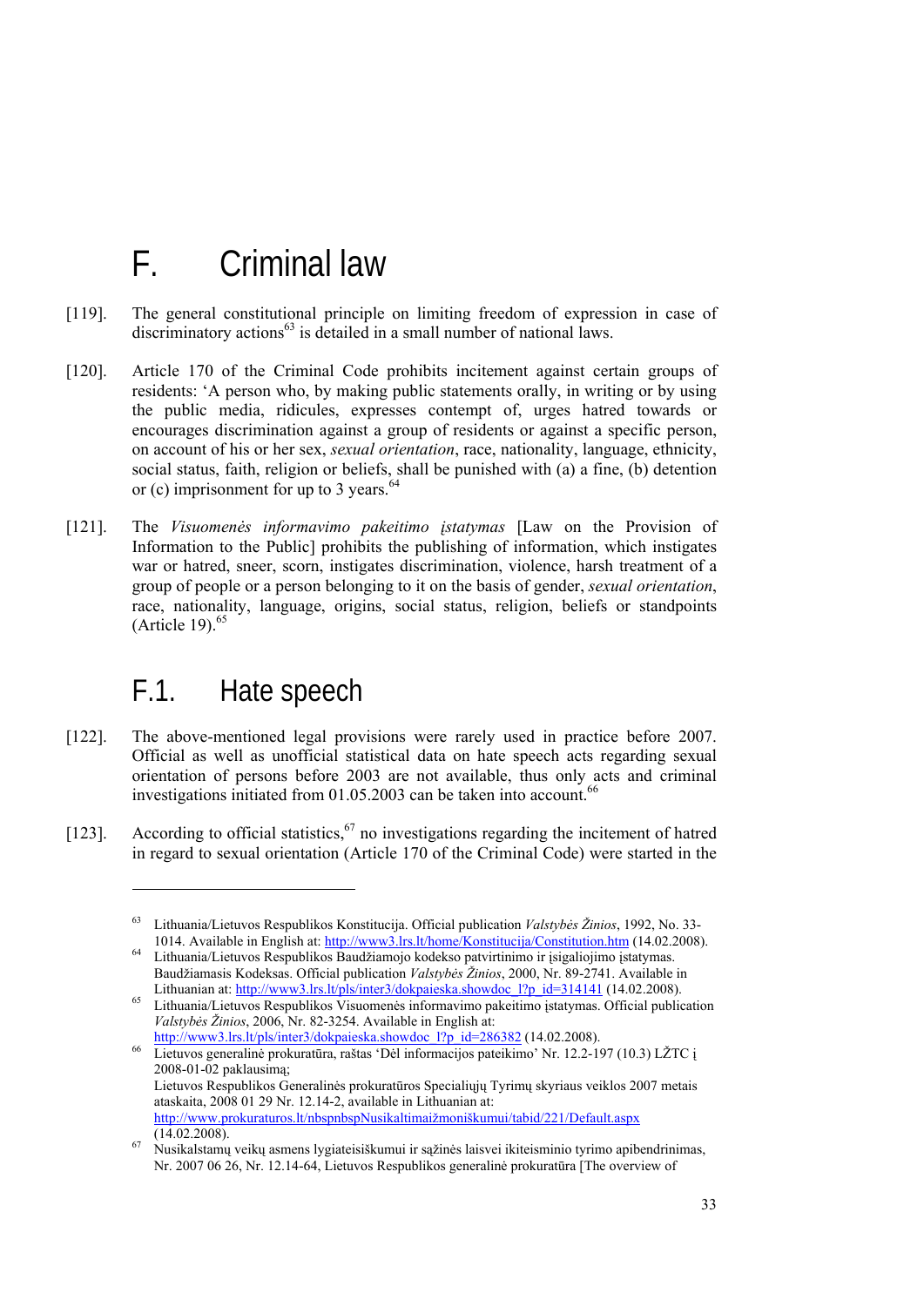# F. Criminal law

[119]. The general constitutional principle on limiting freedom of expression in case of discriminatory actions[63] is detailed in a small number of national laws.

[120]. Article 170 of the Criminal Code prohibits incitement against certain groups of residents: 'A person who, by making public statements orally, in writing or by using the public media, ridicules, expresses contempt of, urges hatred towards or encourages discrimination against a group of residents or against a specific person, on account of his or her sex, *sexual orientation*, race, nationality, language, ethnicity, social status, faith, religion or beliefs, shall be punished with (a) a fine, (b) detention or (c) imprisonment for up to 3 years.[64]

[121]. The *Visuomenės informavimo pakeitimo įstatymas* [Law on the Provision of Information to the Public] prohibits the publishing of information, which instigates war or hatred, sneer, scorn, instigates discrimination, violence, harsh treatment of a group of people or a person belonging to it on the basis of gender, *sexual orientation*, race, nationality, language, origins, social status, religion, beliefs or standpoints (Article 19).[65]

## F.1. Hate speech

[122]. The above-mentioned legal provisions were rarely used in practice before 2007. Official as well as unofficial statistical data on hate speech acts regarding sexual orientation of persons before 2003 are not available, thus only acts and criminal investigations initiated from 01.05.2003 can be taken into account.[66]

[123]. According to official statistics,[67] no investigations regarding the incitement of hatred in regard to sexual orientation (Article 170 of the Criminal Code) were started in the

---

[63] Lithuania/Lietuvos Respublikos Konstitucija. Official publication *Valstybės Žinios*, 1992, No. 33-1014. Available in English at: http://www3.lrs.lt/home/Konstitucija/Constitution.htm (14.02.2008).

[64] Lithuania/Lietuvos Respublikos Baudžiamojo kodekso patvirtinimo ir įsigaliojimo įstatymas. Baudžiamasis Kodeksas. Official publication *Valstybės Žinios*, 2000, Nr. 89-2741. Available in Lithuanian at: http://www3.lrs.lt/pls/inter3/dokpaieska.showdoc_l?p_id=314141 (14.02.2008).

[65] Lithuania/Lietuvos Respublikos Visuomenės informavimo pakeitimo įstatymas. Official publication *Valstybės Žinios*, 2006, Nr. 82-3254. Available in English at: http://www3.lrs.lt/pls/inter3/dokpaieska.showdoc_l?p_id=286382 (14.02.2008).

[66] Lietuvos generalinė prokuratūra, raštas 'Dėl informacijos pateikimo' Nr. 12.2-197 (10.3) LŽTC į 2008-01-02 paklausimą;
Lietuvos Respublikos Generalinės prokuratūros Specialiųjų Tyrimų skyriaus veiklos 2007 metais ataskaita, 2008 01 29 Nr. 12.14-2, available in Lithuanian at: http://www.prokuraturos.lt/nbspnbspNusikaltimaižmoniškumui/tabid/221/Default.aspx (14.02.2008).

[67] Nusikalstamų veikų asmens lygiateisiškumui ir sąžinės laisvei ikiteisminio tyrimo apibendrinimas, Nr. 2007 06 26, Nr. 12.14-64, Lietuvos Respublikos generalinė prokuratūra [The overview of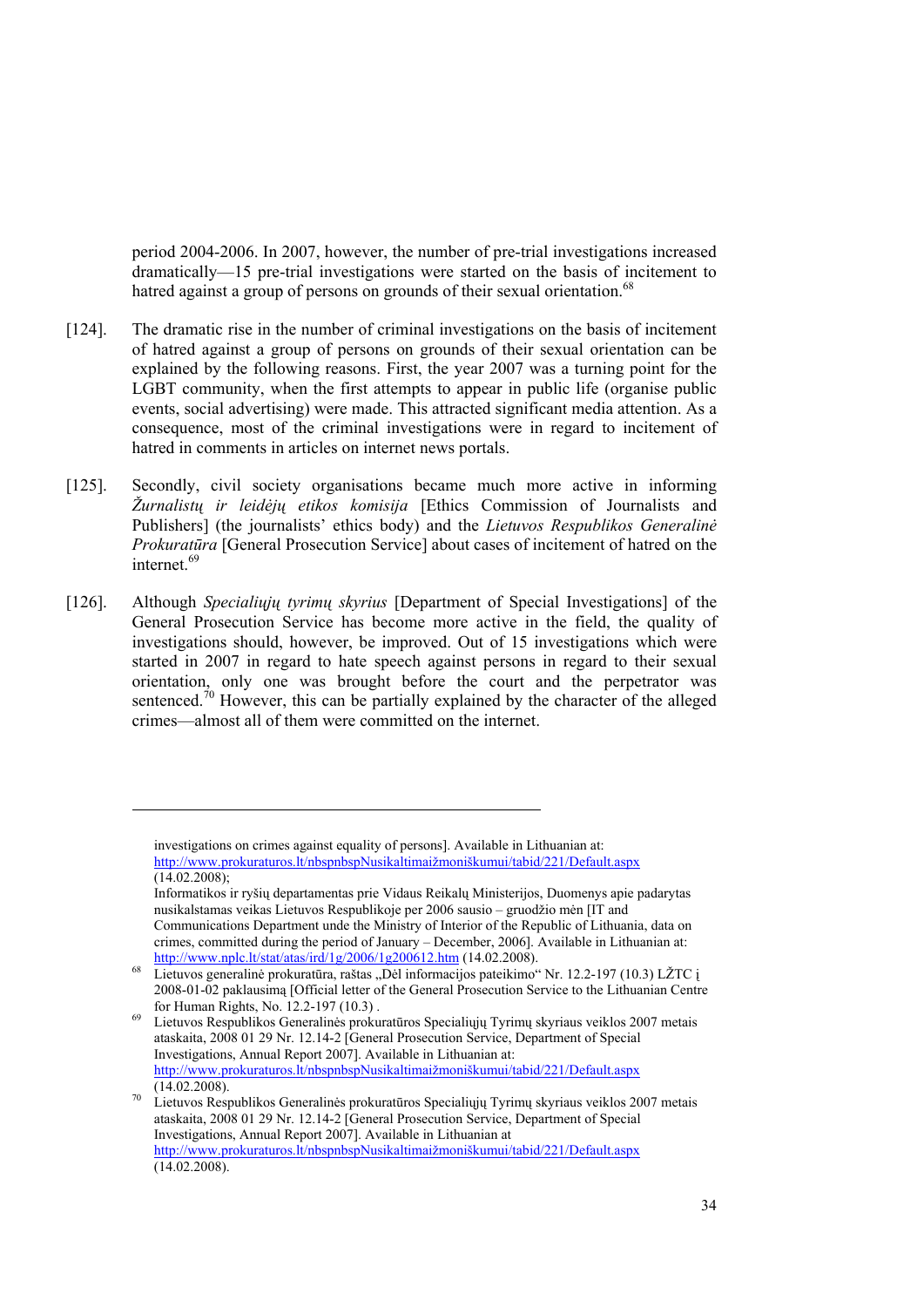period 2004-2006. In 2007, however, the number of pre-trial investigations increased dramatically—15 pre-trial investigations were started on the basis of incitement to hatred against a group of persons on grounds of their sexual orientation.[68]

[124]. The dramatic rise in the number of criminal investigations on the basis of incitement of hatred against a group of persons on grounds of their sexual orientation can be explained by the following reasons. First, the year 2007 was a turning point for the LGBT community, when the first attempts to appear in public life (organise public events, social advertising) were made. This attracted significant media attention. As a consequence, most of the criminal investigations were in regard to incitement of hatred in comments in articles on internet news portals.

[125]. Secondly, civil society organisations became much more active in informing *Žurnalistų ir leidėjų etikos komisija* [Ethics Commission of Journalists and Publishers] (the journalists' ethics body) and the *Lietuvos Respublikos Generalinė Prokuratūra* [General Prosecution Service] about cases of incitement of hatred on the internet.[69]

[126]. Although *Specialiųjų tyrimų skyrius* [Department of Special Investigations] of the General Prosecution Service has become more active in the field, the quality of investigations should, however, be improved. Out of 15 investigations which were started in 2007 in regard to hate speech against persons in regard to their sexual orientation, only one was brought before the court and the perpetrator was sentenced.[70] However, this can be partially explained by the character of the alleged crimes—almost all of them were committed on the internet.

---

investigations on crimes against equality of persons]. Available in Lithuanian at: http://www.prokuraturos.lt/nbspnbspNusikaltimaižmoniškumui/tabid/221/Default.aspx (14.02.2008);

Informatikos ir ryšių departamentas prie Vidaus Reikalų Ministerijos, Duomenys apie padarytas nusikalstamas veikas Lietuvos Respublikoje per 2006 sausio – gruodžio mėn [IT and Communications Department unde the Ministry of Interior of the Republic of Lithuania, data on crimes, committed during the period of January – December, 2006]. Available in Lithuanian at: http://www.nplc.lt/stat/atas/ird/1g/2006/1g200612.htm (14.02.2008).

[68] Lietuvos generalinė prokuratūra, raštas „Dėl informacijos pateikimo" Nr. 12.2-197 (10.3) LŽTC į 2008-01-02 paklausimą [Official letter of the General Prosecution Service to the Lithuanian Centre for Human Rights, No. 12.2-197 (10.3) .

[69] Lietuvos Respublikos Generalinės prokuratūros Specialiųjų Tyrimų skyriaus veiklos 2007 metais ataskaita, 2008 01 29 Nr. 12.14-2 [General Prosecution Service, Department of Special Investigations, Annual Report 2007]. Available in Lithuanian at: http://www.prokuraturos.lt/nbspnbspNusikaltimaižmoniškumui/tabid/221/Default.aspx (14.02.2008).

[70] Lietuvos Respublikos Generalinės prokuratūros Specialiųjų Tyrimų skyriaus veiklos 2007 metais ataskaita, 2008 01 29 Nr. 12.14-2 [General Prosecution Service, Department of Special Investigations, Annual Report 2007]. Available in Lithuanian at http://www.prokuraturos.lt/nbspnbspNusikaltimaižmoniškumui/tabid/221/Default.aspx (14.02.2008).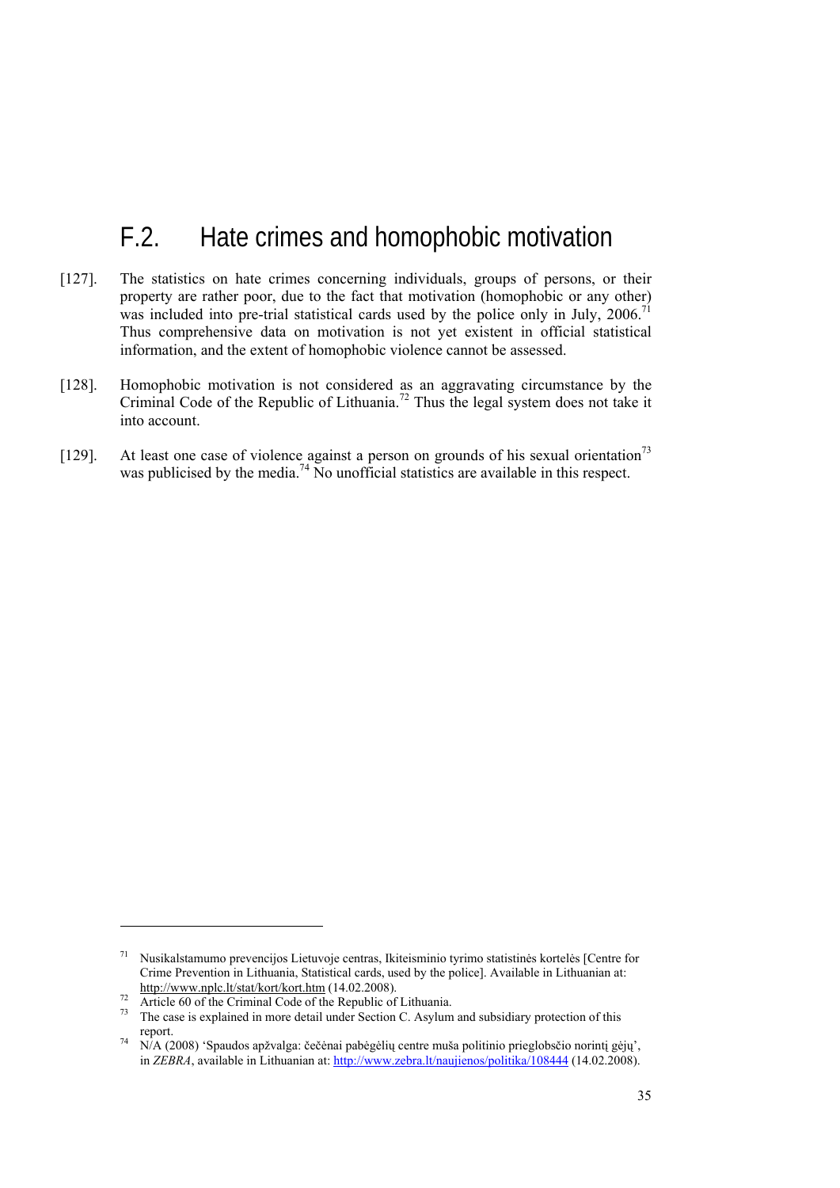## F.2. Hate crimes and homophobic motivation

[127]. The statistics on hate crimes concerning individuals, groups of persons, or their property are rather poor, due to the fact that motivation (homophobic or any other) was included into pre-trial statistical cards used by the police only in July, 2006.[71] Thus comprehensive data on motivation is not yet existent in official statistical information, and the extent of homophobic violence cannot be assessed.

[128]. Homophobic motivation is not considered as an aggravating circumstance by the Criminal Code of the Republic of Lithuania.[72] Thus the legal system does not take it into account.

[129]. At least one case of violence against a person on grounds of his sexual orientation[73] was publicised by the media.[74] No unofficial statistics are available in this respect.

---

[71] Nusikalstamumo prevencijos Lietuvoje centras, Ikiteisminio tyrimo statistinės kortelės [Centre for Crime Prevention in Lithuania, Statistical cards, used by the police]. Available in Lithuanian at: http://www.nplc.lt/stat/kort/kort.htm (14.02.2008).

[72] Article 60 of the Criminal Code of the Republic of Lithuania.

[73] The case is explained in more detail under Section C. Asylum and subsidiary protection of this report.

[74] N/A (2008) 'Spaudos apžvalga: čečėnai pabėgėlių centre muša politinio prieglobsčio norintį gėjų', in *ZEBRA*, available in Lithuanian at: http://www.zebra.lt/naujienos/politika/108444 (14.02.2008).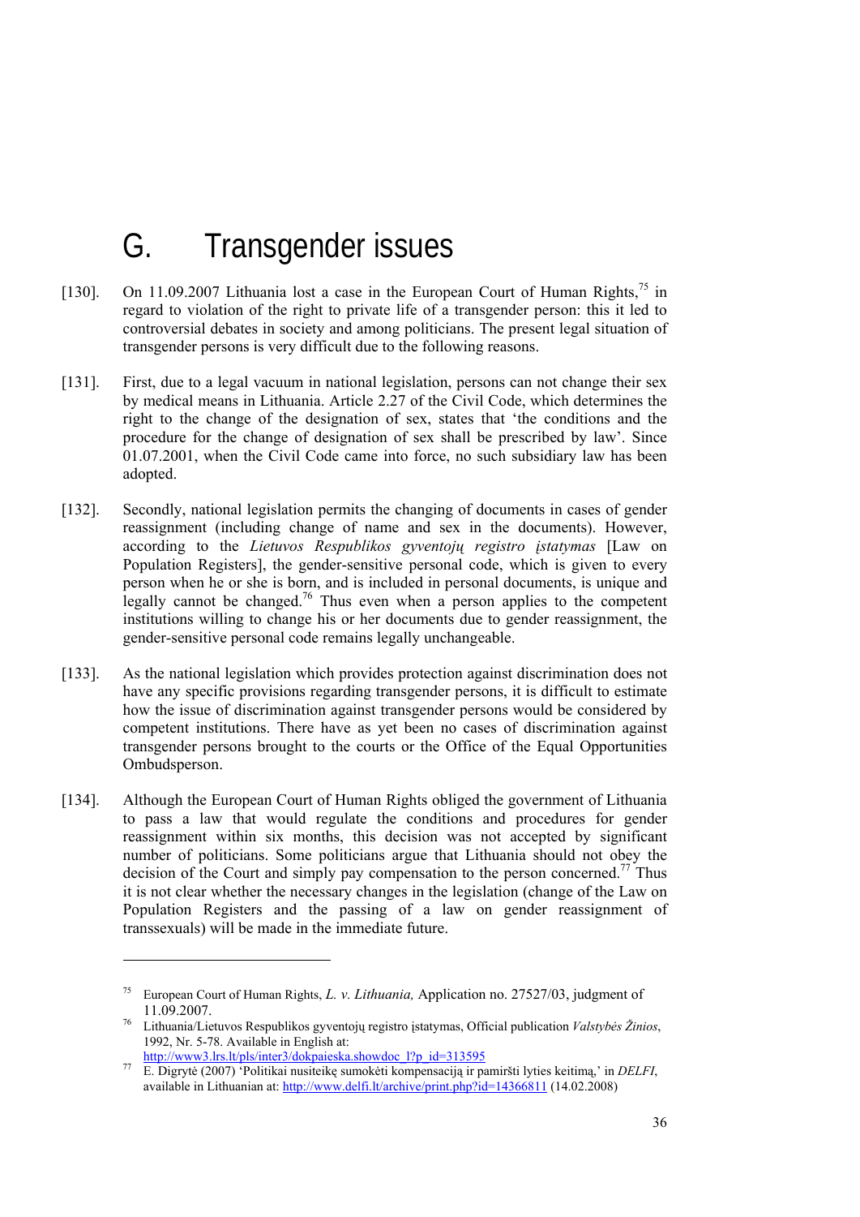# G. Transgender issues

[130]. On 11.09.2007 Lithuania lost a case in the European Court of Human Rights,[75] in regard to violation of the right to private life of a transgender person: this it led to controversial debates in society and among politicians. The present legal situation of transgender persons is very difficult due to the following reasons.

[131]. First, due to a legal vacuum in national legislation, persons can not change their sex by medical means in Lithuania. Article 2.27 of the Civil Code, which determines the right to the change of the designation of sex, states that 'the conditions and the procedure for the change of designation of sex shall be prescribed by law'. Since 01.07.2001, when the Civil Code came into force, no such subsidiary law has been adopted.

[132]. Secondly, national legislation permits the changing of documents in cases of gender reassignment (including change of name and sex in the documents). However, according to the *Lietuvos Respublikos gyventojų registro įstatymas* [Law on Population Registers], the gender-sensitive personal code, which is given to every person when he or she is born, and is included in personal documents, is unique and legally cannot be changed.[76] Thus even when a person applies to the competent institutions willing to change his or her documents due to gender reassignment, the gender-sensitive personal code remains legally unchangeable.

[133]. As the national legislation which provides protection against discrimination does not have any specific provisions regarding transgender persons, it is difficult to estimate how the issue of discrimination against transgender persons would be considered by competent institutions. There have as yet been no cases of discrimination against transgender persons brought to the courts or the Office of the Equal Opportunities Ombudsperson.

[134]. Although the European Court of Human Rights obliged the government of Lithuania to pass a law that would regulate the conditions and procedures for gender reassignment within six months, this decision was not accepted by significant number of politicians. Some politicians argue that Lithuania should not obey the decision of the Court and simply pay compensation to the person concerned.[77] Thus it is not clear whether the necessary changes in the legislation (change of the Law on Population Registers and the passing of a law on gender reassignment of transsexuals) will be made in the immediate future.

---

[75] European Court of Human Rights, *L. v. Lithuania,* Application no. 27527/03, judgment of 11.09.2007.

[76] Lithuania/Lietuvos Respublikos gyventojų registro įstatymas, Official publication *Valstybės Žinios*, 1992, Nr. 5-78. Available in English at: http://www3.lrs.lt/pls/inter3/dokpaieska.showdoc_l?p_id=313595

[77] E. Digrytė (2007) 'Politikai nusiteikę sumokėti kompensaciją ir pamiršti lyties keitimą,' in *DELFI*, available in Lithuanian at: http://www.delfi.lt/archive/print.php?id=14366811 (14.02.2008)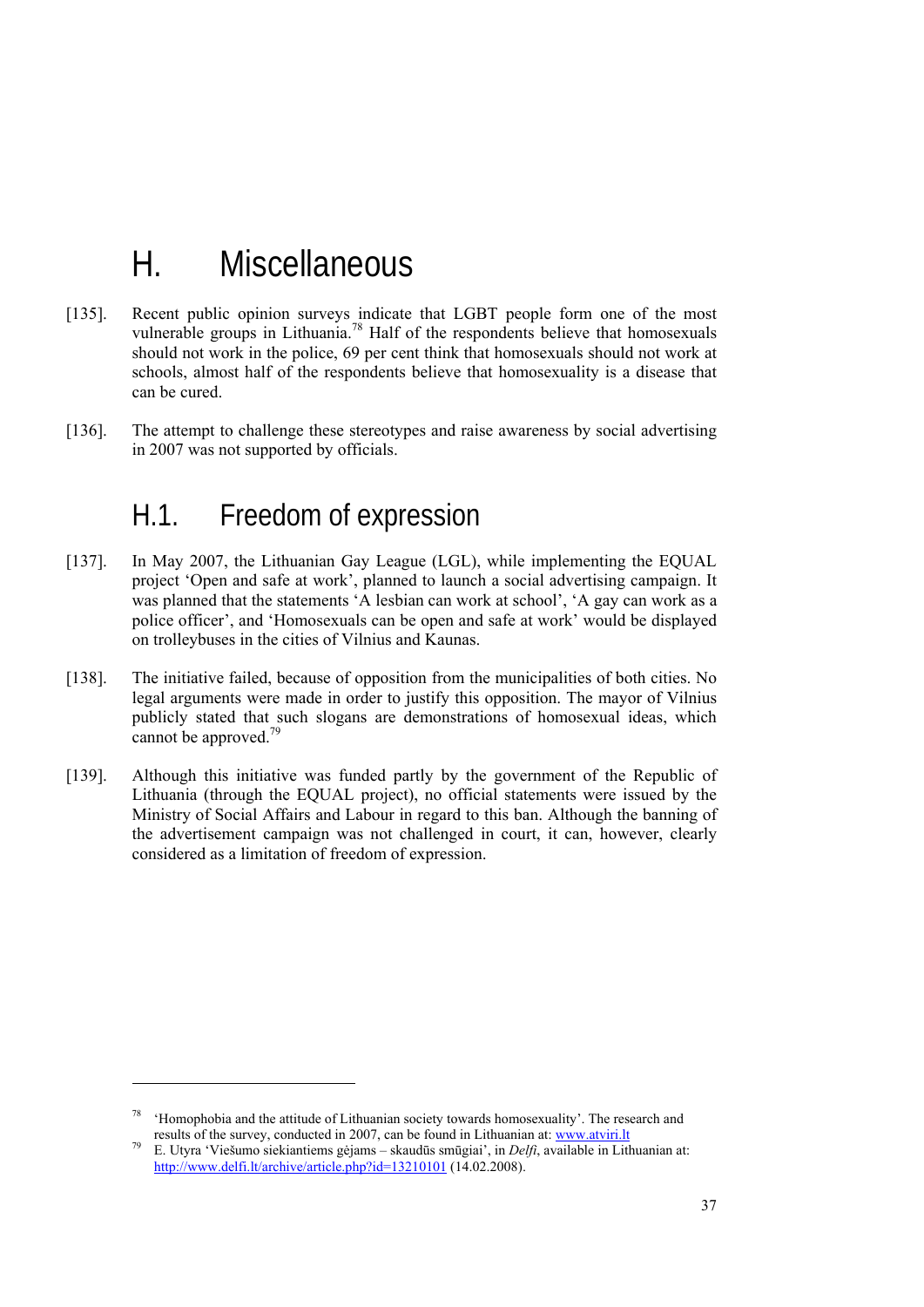# H. Miscellaneous

[135]. Recent public opinion surveys indicate that LGBT people form one of the most vulnerable groups in Lithuania.[78] Half of the respondents believe that homosexuals should not work in the police, 69 per cent think that homosexuals should not work at schools, almost half of the respondents believe that homosexuality is a disease that can be cured.

[136]. The attempt to challenge these stereotypes and raise awareness by social advertising in 2007 was not supported by officials.

## H.1. Freedom of expression

[137]. In May 2007, the Lithuanian Gay League (LGL), while implementing the EQUAL project 'Open and safe at work', planned to launch a social advertising campaign. It was planned that the statements 'A lesbian can work at school', 'A gay can work as a police officer', and 'Homosexuals can be open and safe at work' would be displayed on trolleybuses in the cities of Vilnius and Kaunas.

[138]. The initiative failed, because of opposition from the municipalities of both cities. No legal arguments were made in order to justify this opposition. The mayor of Vilnius publicly stated that such slogans are demonstrations of homosexual ideas, which cannot be approved.[79]

[139]. Although this initiative was funded partly by the government of the Republic of Lithuania (through the EQUAL project), no official statements were issued by the Ministry of Social Affairs and Labour in regard to this ban. Although the banning of the advertisement campaign was not challenged in court, it can, however, clearly considered as a limitation of freedom of expression.

---

[78] 'Homophobia and the attitude of Lithuanian society towards homosexuality'. The research and results of the survey, conducted in 2007, can be found in Lithuanian at: www.atviri.lt

[79] E. Utyra 'Viešumo siekiantiems gėjams – skaudūs smūgiai', in *Delfi*, available in Lithuanian at: http://www.delfi.lt/archive/article.php?id=13210101 (14.02.2008).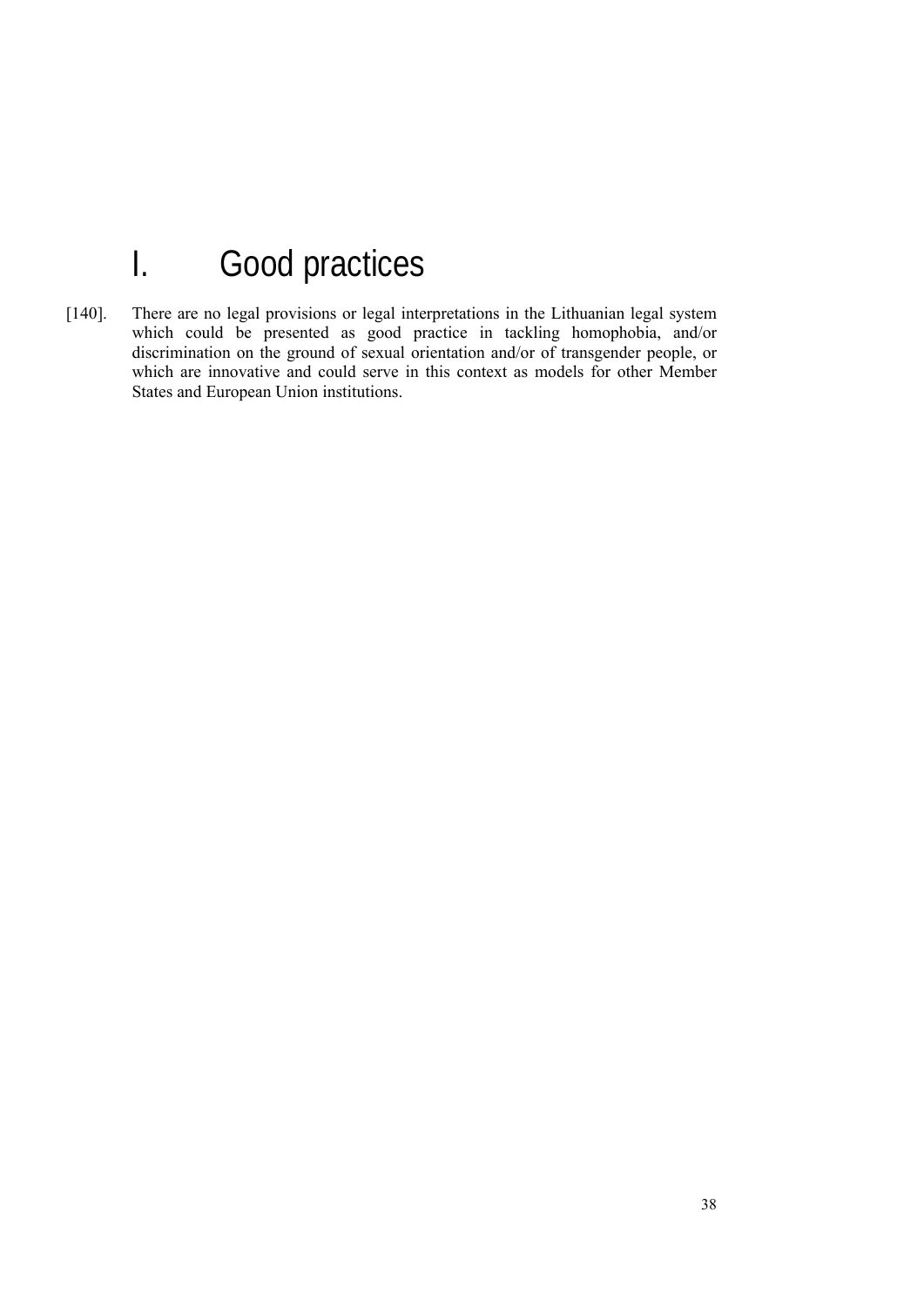# I. Good practices

[140]. There are no legal provisions or legal interpretations in the Lithuanian legal system which could be presented as good practice in tackling homophobia, and/or discrimination on the ground of sexual orientation and/or of transgender people, or which are innovative and could serve in this context as models for other Member States and European Union institutions.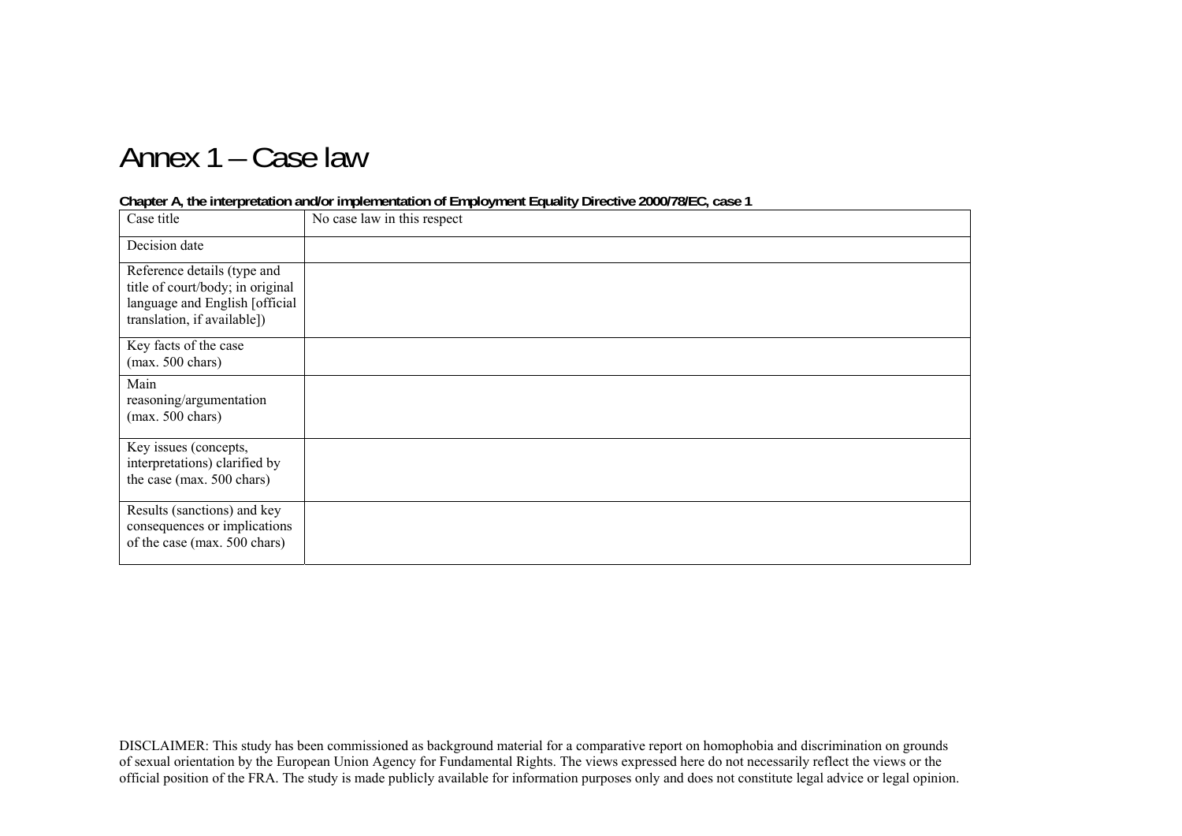# Annex 1 – Case law

**Chapter A, the interpretation and/or implementation of Employment Equality Directive 2000/78/EC, case 1**

| Case title | No case law in this respect |
|---|---|
| Decision date | |
| Reference details (type and title of court/body; in original language and English [official translation, if available]) | |
| Key facts of the case (max. 500 chars) | |
| Main reasoning/argumentation (max. 500 chars) | |
| Key issues (concepts, interpretations) clarified by the case (max. 500 chars) | |
| Results (sanctions) and key consequences or implications of the case (max. 500 chars) | |

DISCLAIMER: This study has been commissioned as background material for a comparative report on homophobia and discrimination on grounds of sexual orientation by the European Union Agency for Fundamental Rights. The views expressed here do not necessarily reflect the views or the official position of the FRA. The study is made publicly available for information purposes only and does not constitute legal advice or legal opinion.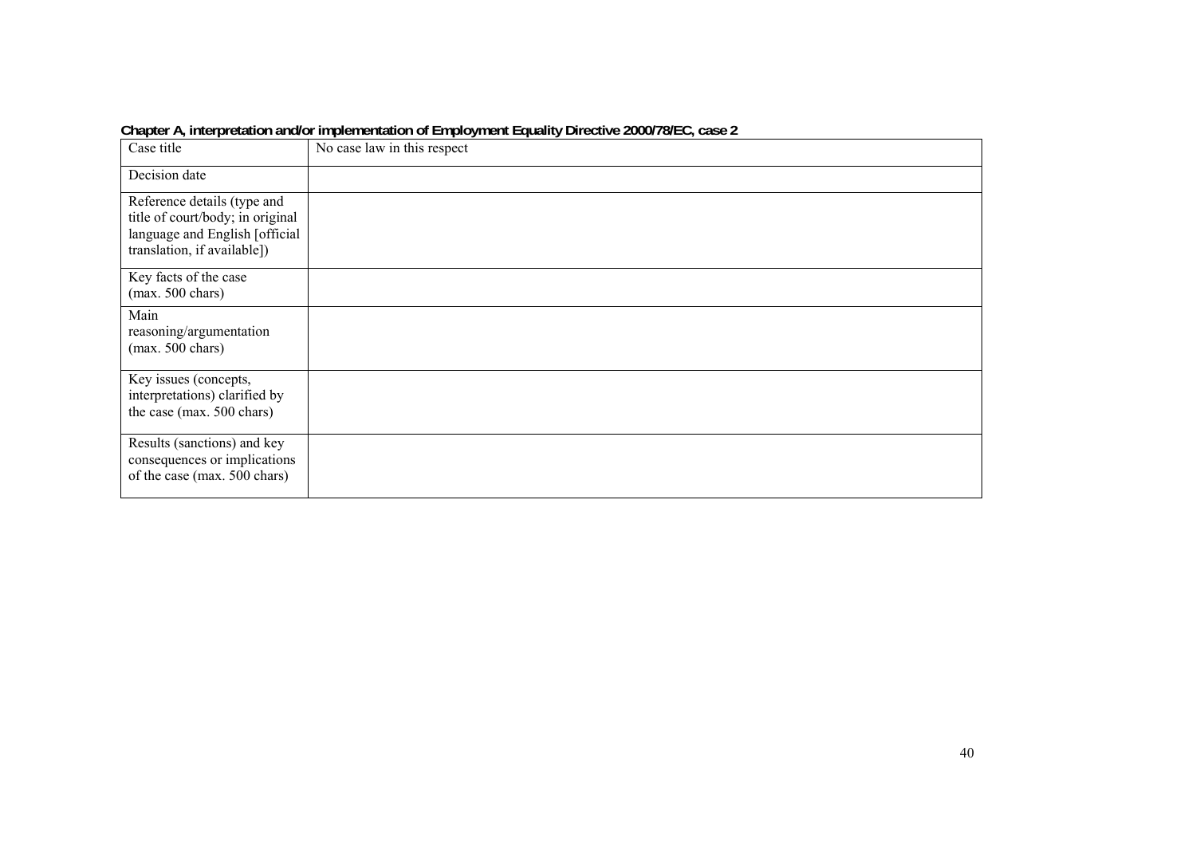**Chapter A, interpretation and/or implementation of Employment Equality Directive 2000/78/EC, case 2**

| Case title | No case law in this respect |
| --- | --- |
| Decision date | |
| Reference details (type and title of court/body; in original language and English [official translation, if available]) | |
| Key facts of the case (max. 500 chars) | |
| Main reasoning/argumentation (max. 500 chars) | |
| Key issues (concepts, interpretations) clarified by the case (max. 500 chars) | |
| Results (sanctions) and key consequences or implications of the case (max. 500 chars) | |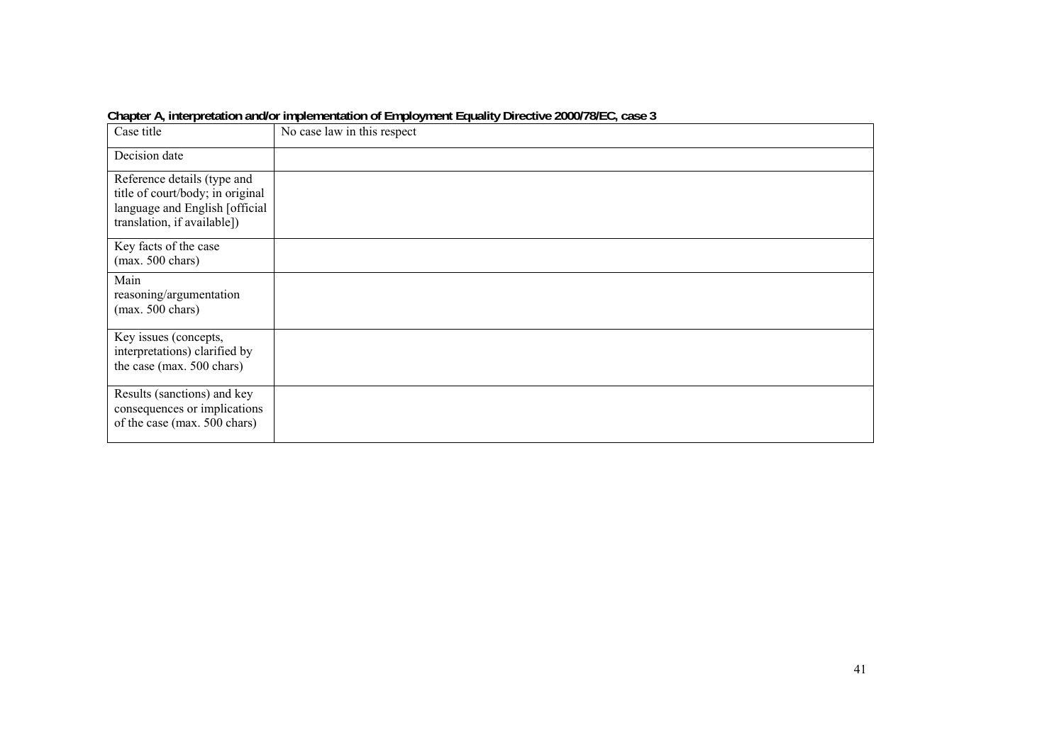**Chapter A, interpretation and/or implementation of Employment Equality Directive 2000/78/EC, case 3**

| Case title | No case law in this respect |
| --- | --- |
| Decision date | |
| Reference details (type and title of court/body; in original language and English [official translation, if available]) | |
| Key facts of the case (max. 500 chars) | |
| Main reasoning/argumentation (max. 500 chars) | |
| Key issues (concepts, interpretations) clarified by the case (max. 500 chars) | |
| Results (sanctions) and key consequences or implications of the case (max. 500 chars) | |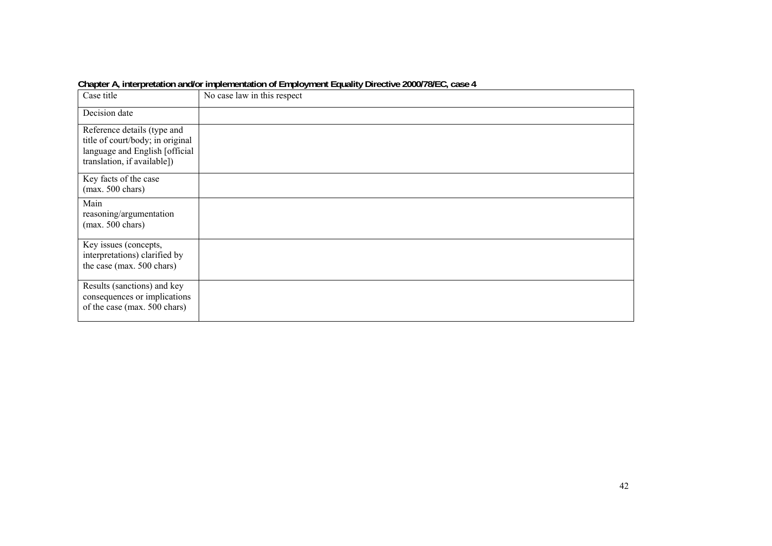**Chapter A, interpretation and/or implementation of Employment Equality Directive 2000/78/EC, case 4**

| Case title | No case law in this respect |
| --- | --- |
| Decision date | |
| Reference details (type and title of court/body; in original language and English [official translation, if available]) | |
| Key facts of the case (max. 500 chars) | |
| Main reasoning/argumentation (max. 500 chars) | |
| Key issues (concepts, interpretations) clarified by the case (max. 500 chars) | |
| Results (sanctions) and key consequences or implications of the case (max. 500 chars) | |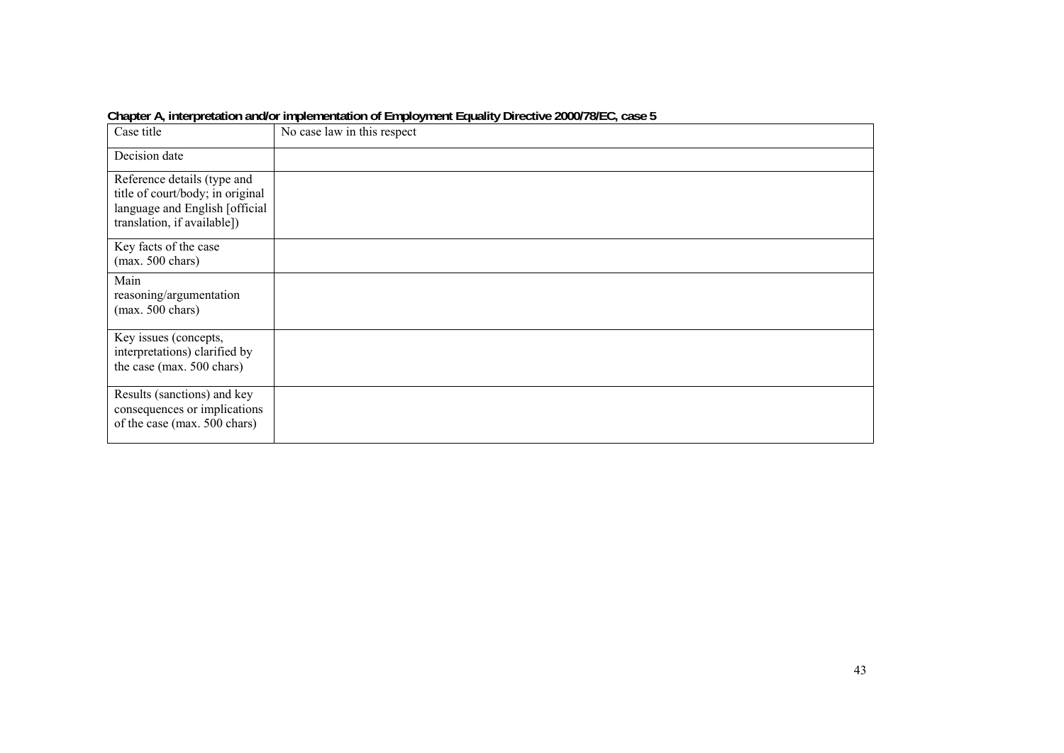**Chapter A, interpretation and/or implementation of Employment Equality Directive 2000/78/EC, case 5**

| Case title | No case law in this respect |
| --- | --- |
| Decision date | |
| Reference details (type and title of court/body; in original language and English [official translation, if available]) | |
| Key facts of the case (max. 500 chars) | |
| Main reasoning/argumentation (max. 500 chars) | |
| Key issues (concepts, interpretations) clarified by the case (max. 500 chars) | |
| Results (sanctions) and key consequences or implications of the case (max. 500 chars) | |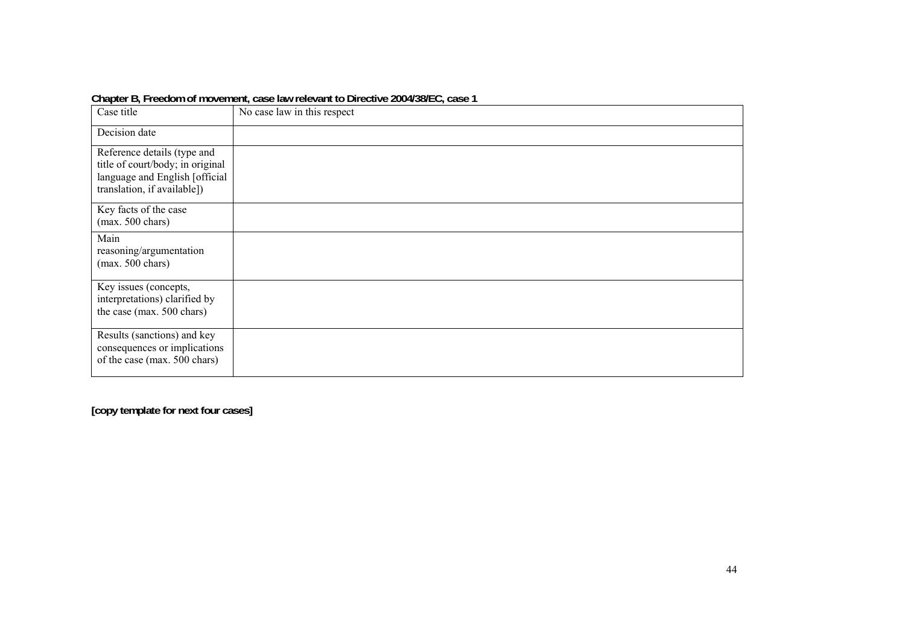**Chapter B, Freedom of movement, case law relevant to Directive 2004/38/EC, case 1**

| Case title | No case law in this respect |
|---|---|
| Decision date | |
| Reference details (type and title of court/body; in original language and English [official translation, if available]) | |
| Key facts of the case (max. 500 chars) | |
| Main reasoning/argumentation (max. 500 chars) | |
| Key issues (concepts, interpretations) clarified by the case (max. 500 chars) | |
| Results (sanctions) and key consequences or implications of the case (max. 500 chars) | |

**[copy template for next four cases]**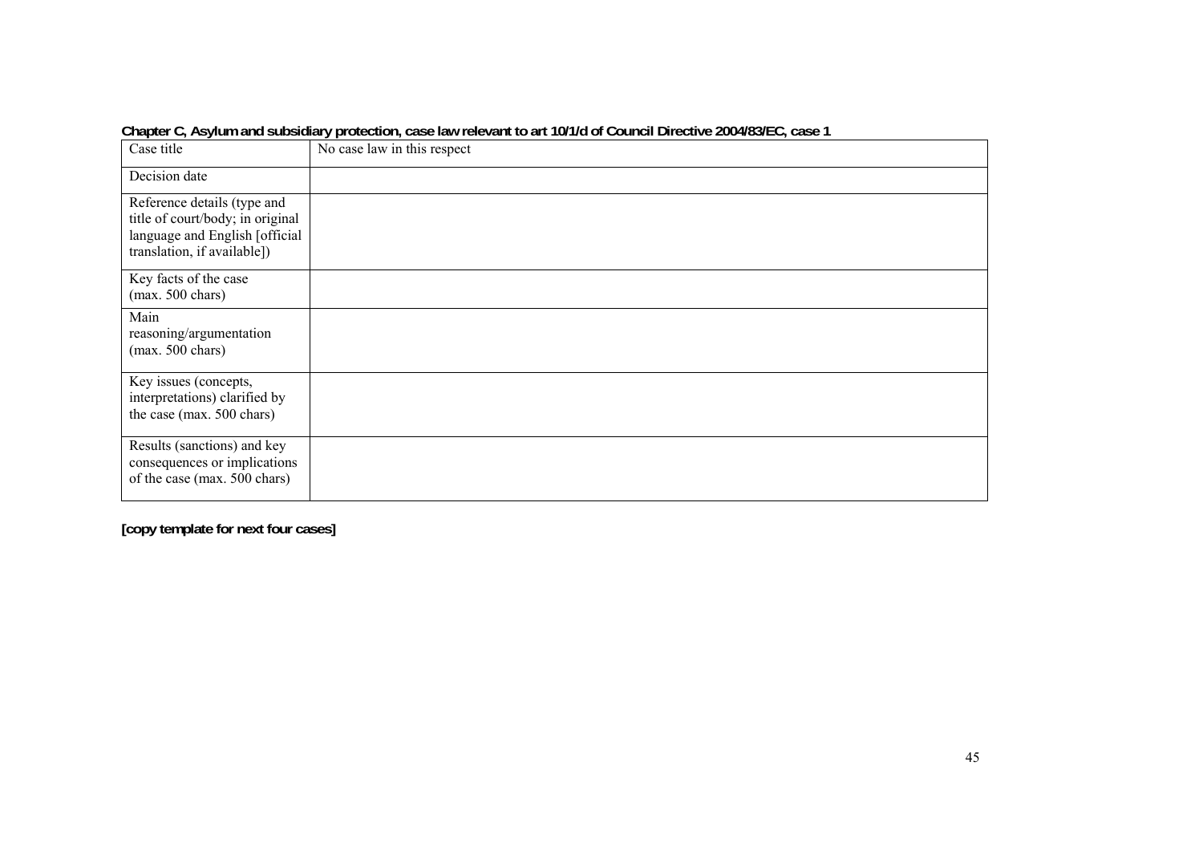**Chapter C, Asylum and subsidiary protection, case law relevant to art 10/1/d of Council Directive 2004/83/EC, case 1**

| Case title | No case law in this respect |
|---|---|
| Decision date | |
| Reference details (type and title of court/body; in original language and English [official translation, if available]) | |
| Key facts of the case (max. 500 chars) | |
| Main reasoning/argumentation (max. 500 chars) | |
| Key issues (concepts, interpretations) clarified by the case (max. 500 chars) | |
| Results (sanctions) and key consequences or implications of the case (max. 500 chars) | |

**[copy template for next four cases]**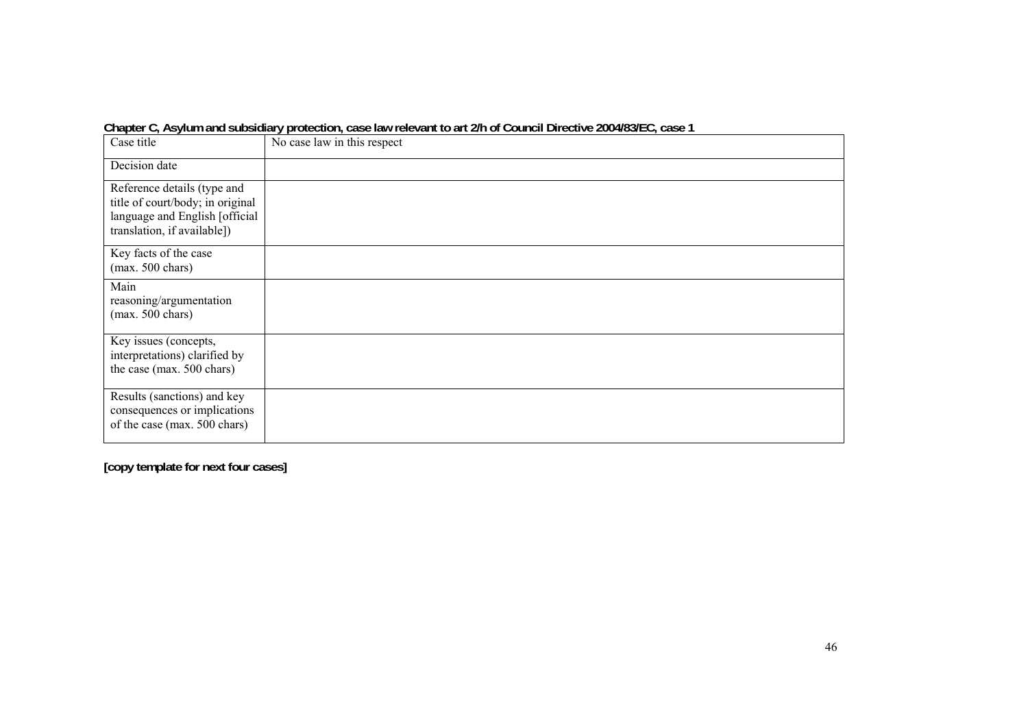**Chapter C, Asylum and subsidiary protection, case law relevant to art 2/h of Council Directive 2004/83/EC, case 1**

| Case title | No case law in this respect |
|---|---|
| Decision date | |
| Reference details (type and title of court/body; in original language and English [official translation, if available]) | |
| Key facts of the case (max. 500 chars) | |
| Main reasoning/argumentation (max. 500 chars) | |
| Key issues (concepts, interpretations) clarified by the case (max. 500 chars) | |
| Results (sanctions) and key consequences or implications of the case (max. 500 chars) | |

**[copy template for next four cases]**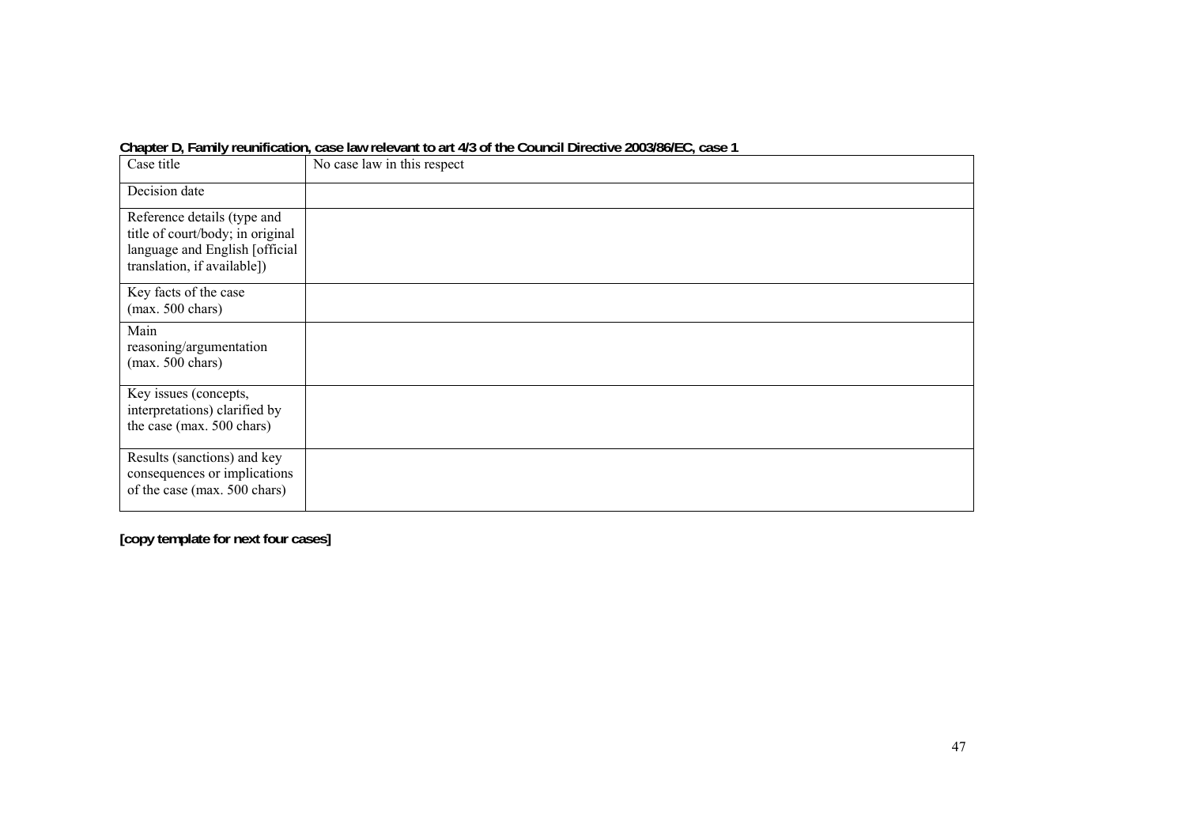**Chapter D, Family reunification, case law relevant to art 4/3 of the Council Directive 2003/86/EC, case 1**

| Case title | No case law in this respect |
|---|---|
| Decision date | |
| Reference details (type and title of court/body; in original language and English [official translation, if available]) | |
| Key facts of the case (max. 500 chars) | |
| Main reasoning/argumentation (max. 500 chars) | |
| Key issues (concepts, interpretations) clarified by the case (max. 500 chars) | |
| Results (sanctions) and key consequences or implications of the case (max. 500 chars) | |

**[copy template for next four cases]**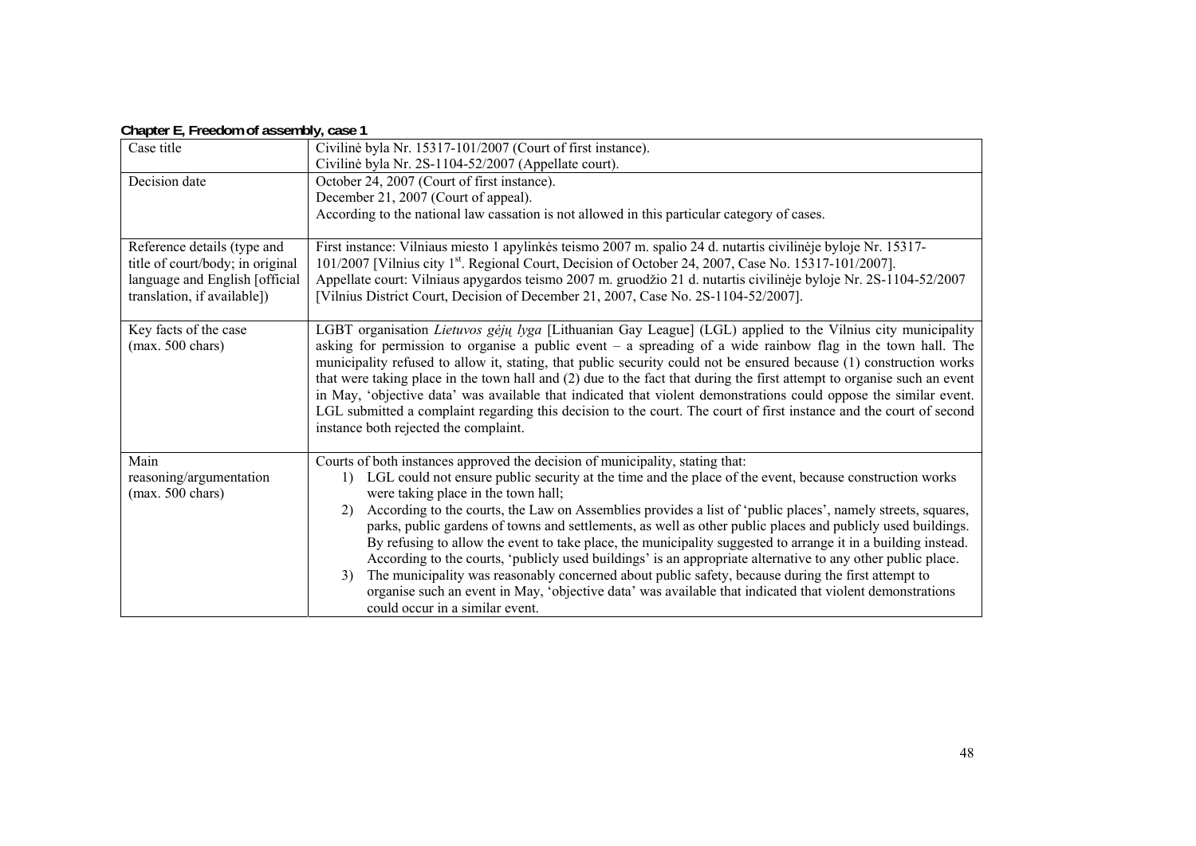**Chapter E, Freedom of assembly, case 1**

| Case title | Civilinė byla Nr. 15317-101/2007 (Court of first instance).<br>Civilinė byla Nr. 2S-1104-52/2007 (Appellate court). |
|---|---|
| Decision date | October 24, 2007 (Court of first instance).<br>December 21, 2007 (Court of appeal).<br>According to the national law cassation is not allowed in this particular category of cases. |
| Reference details (type and title of court/body; in original language and English [official translation, if available]) | First instance: Vilniaus miesto 1 apylinkės teismo 2007 m. spalio 24 d. nutartis civilinėje byloje Nr. 15317-101/2007 [Vilnius city 1st. Regional Court, Decision of October 24, 2007, Case No. 15317-101/2007].<br>Appellate court: Vilniaus apygardos teismo 2007 m. gruodžio 21 d. nutartis civilinėje byloje Nr. 2S-1104-52/2007 [Vilnius District Court, Decision of December 21, 2007, Case No. 2S-1104-52/2007]. |
| Key facts of the case (max. 500 chars) | LGBT organisation *Lietuvos gėjų lyga* [Lithuanian Gay League] (LGL) applied to the Vilnius city municipality asking for permission to organise a public event – a spreading of a wide rainbow flag in the town hall. The municipality refused to allow it, stating, that public security could not be ensured because (1) construction works that were taking place in the town hall and (2) due to the fact that during the first attempt to organise such an event in May, 'objective data' was available that indicated that violent demonstrations could oppose the similar event. LGL submitted a complaint regarding this decision to the court. The court of first instance and the court of second instance both rejected the complaint. |
| Main reasoning/argumentation (max. 500 chars) | Courts of both instances approved the decision of municipality, stating that:<br>1) LGL could not ensure public security at the time and the place of the event, because construction works were taking place in the town hall;<br>2) According to the courts, the Law on Assemblies provides a list of 'public places', namely streets, squares, parks, public gardens of towns and settlements, as well as other public places and publicly used buildings. By refusing to allow the event to take place, the municipality suggested to arrange it in a building instead. According to the courts, 'publicly used buildings' is an appropriate alternative to any other public place.<br>3) The municipality was reasonably concerned about public safety, because during the first attempt to organise such an event in May, 'objective data' was available that indicated that violent demonstrations could occur in a similar event. |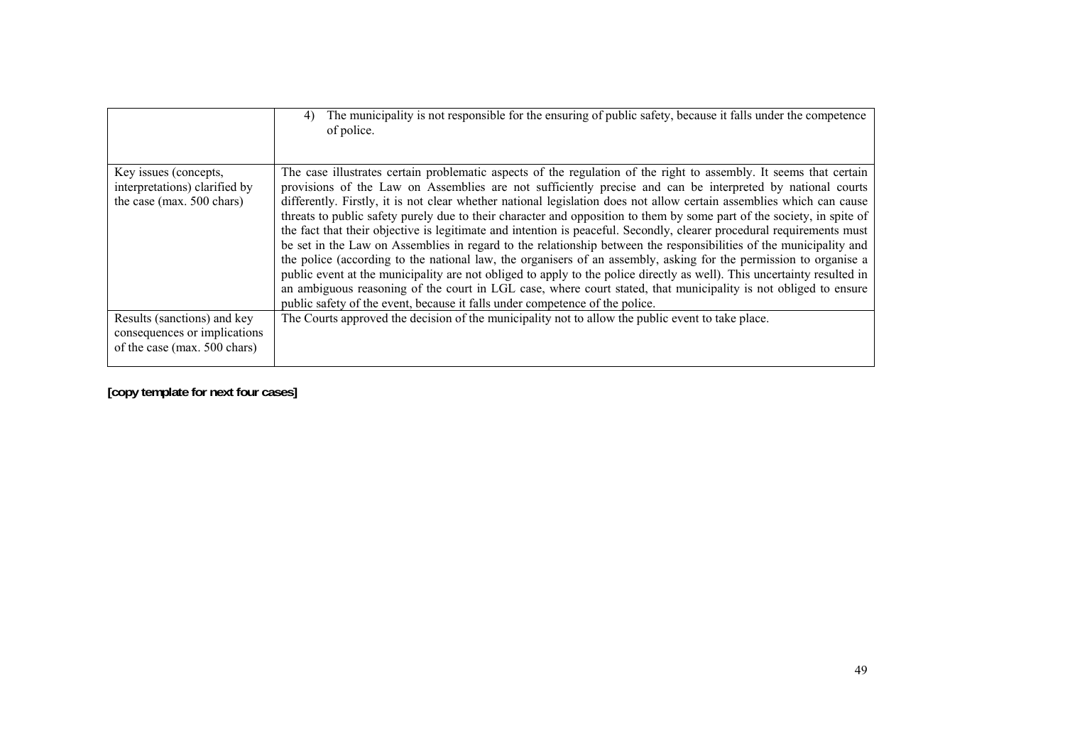| | |
|---|---|
| | 4) The municipality is not responsible for the ensuring of public safety, because it falls under the competence of police. |
| Key issues (concepts, interpretations) clarified by the case (max. 500 chars) | The case illustrates certain problematic aspects of the regulation of the right to assembly. It seems that certain provisions of the Law on Assemblies are not sufficiently precise and can be interpreted by national courts differently. Firstly, it is not clear whether national legislation does not allow certain assemblies which can cause threats to public safety purely due to their character and opposition to them by some part of the society, in spite of the fact that their objective is legitimate and intention is peaceful. Secondly, clearer procedural requirements must be set in the Law on Assemblies in regard to the relationship between the responsibilities of the municipality and the police (according to the national law, the organisers of an assembly, asking for the permission to organise a public event at the municipality are not obliged to apply to the police directly as well). This uncertainty resulted in an ambiguous reasoning of the court in LGL case, where court stated, that municipality is not obliged to ensure public safety of the event, because it falls under competence of the police. |
| Results (sanctions) and key consequences or implications of the case (max. 500 chars) | The Courts approved the decision of the municipality not to allow the public event to take place. |

**[copy template for next four cases]**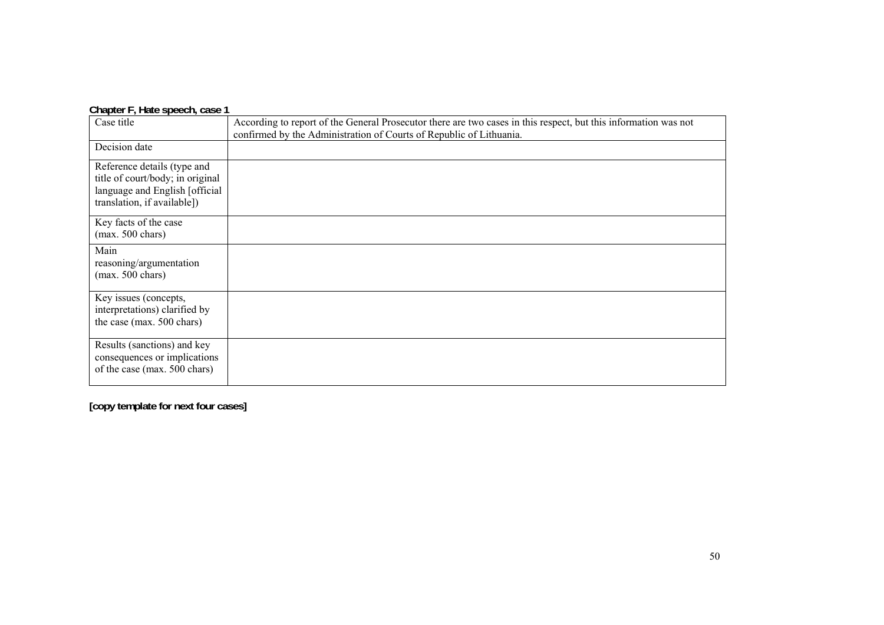**Chapter F, Hate speech, case 1**

| Case title | According to report of the General Prosecutor there are two cases in this respect, but this information was not confirmed by the Administration of Courts of Republic of Lithuania. |
|---|---|
| Decision date | |
| Reference details (type and title of court/body; in original language and English [official translation, if available]) | |
| Key facts of the case (max. 500 chars) | |
| Main reasoning/argumentation (max. 500 chars) | |
| Key issues (concepts, interpretations) clarified by the case (max. 500 chars) | |
| Results (sanctions) and key consequences or implications of the case (max. 500 chars) | |

**[copy template for next four cases]**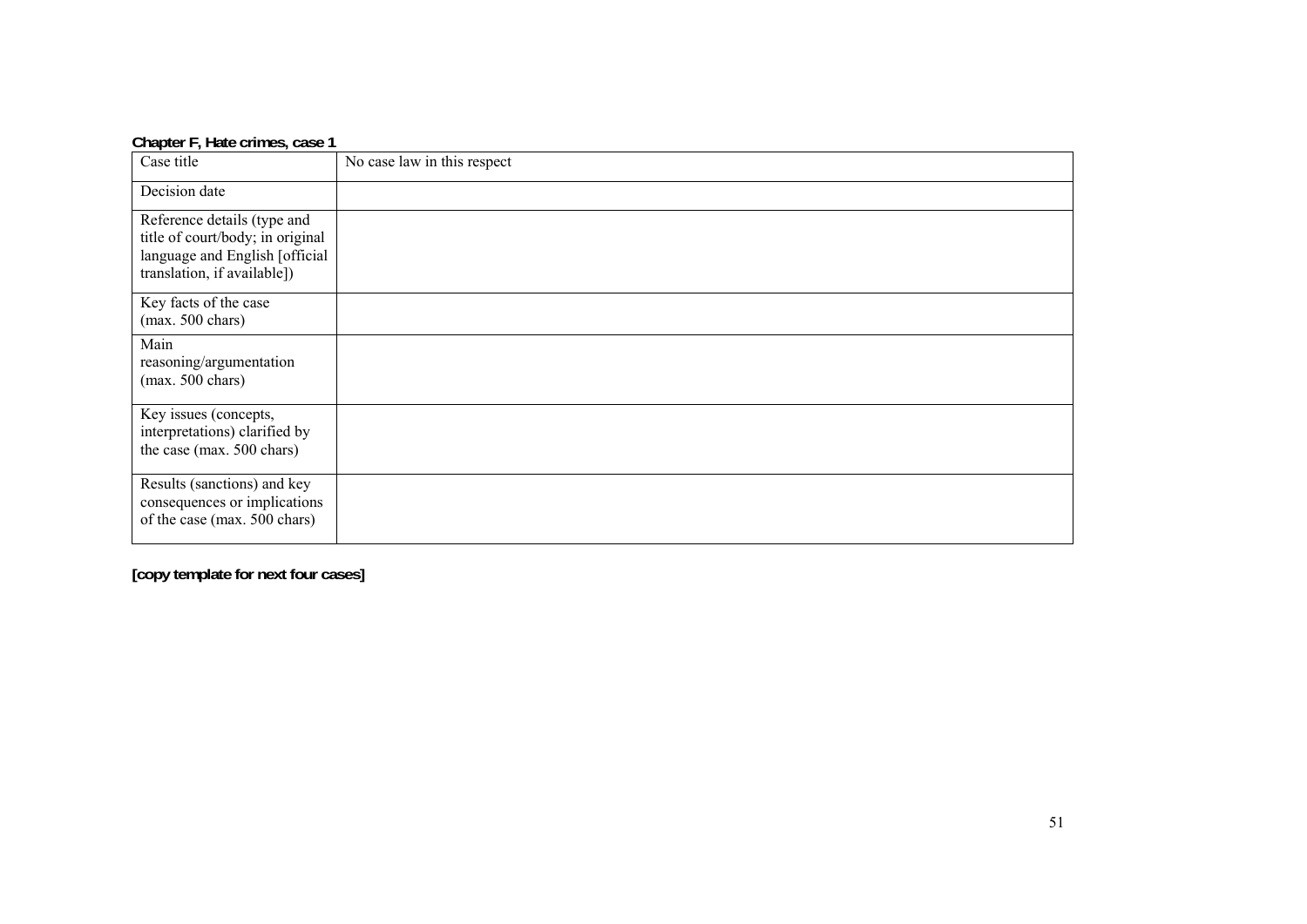**Chapter F, Hate crimes, case 1**

| Case title | No case law in this respect |
| --- | --- |
| Decision date | |
| Reference details (type and title of court/body; in original language and English [official translation, if available]) | |
| Key facts of the case (max. 500 chars) | |
| Main reasoning/argumentation (max. 500 chars) | |
| Key issues (concepts, interpretations) clarified by the case (max. 500 chars) | |
| Results (sanctions) and key consequences or implications of the case (max. 500 chars) | |

**[copy template for next four cases]**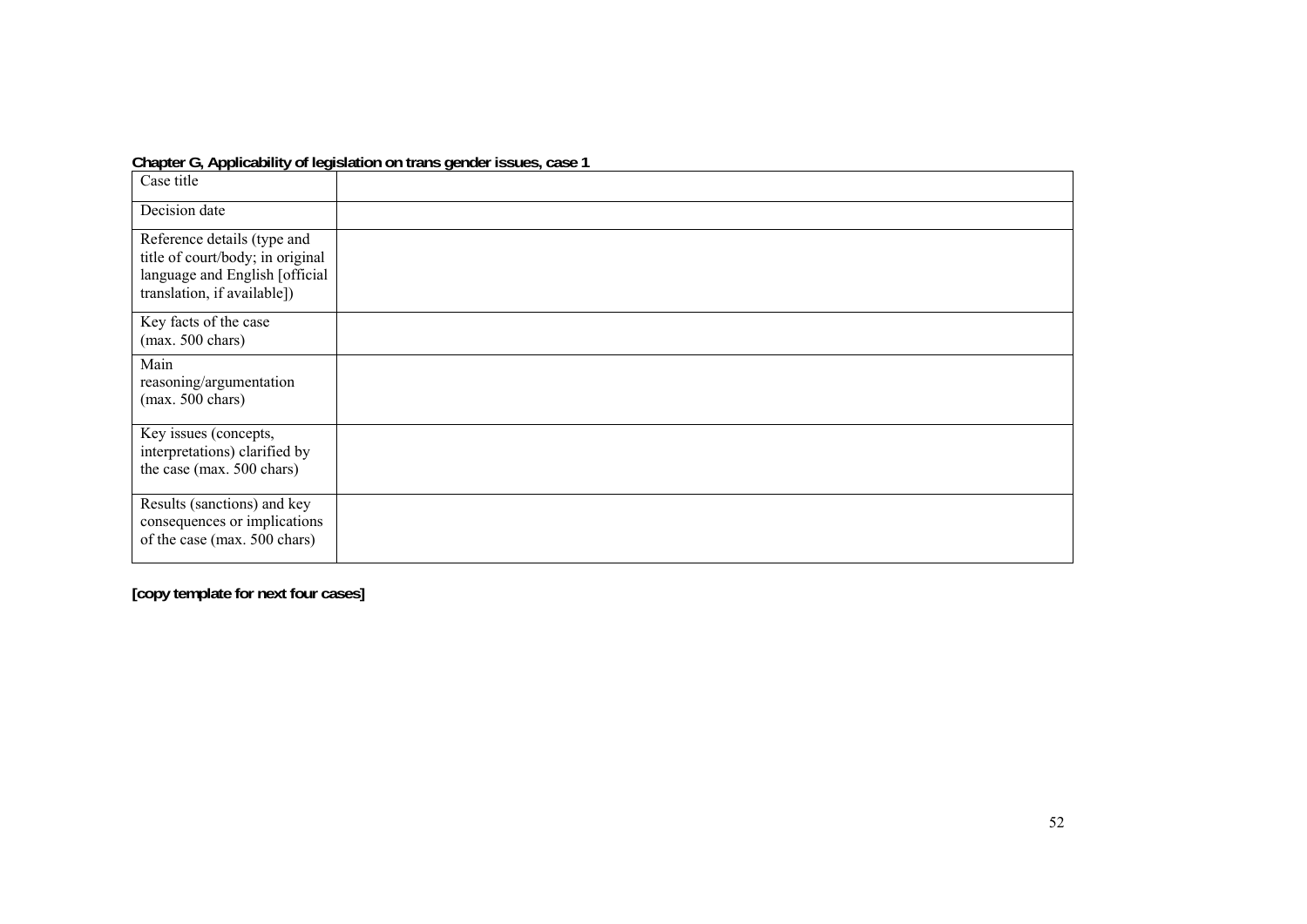**Chapter G, Applicability of legislation on trans gender issues, case 1**

| | |
|---|---|
| Case title | |
| Decision date | |
| Reference details (type and title of court/body; in original language and English [official translation, if available]) | |
| Key facts of the case (max. 500 chars) | |
| Main reasoning/argumentation (max. 500 chars) | |
| Key issues (concepts, interpretations) clarified by the case (max. 500 chars) | |
| Results (sanctions) and key consequences or implications of the case (max. 500 chars) | |

**[copy template for next four cases]**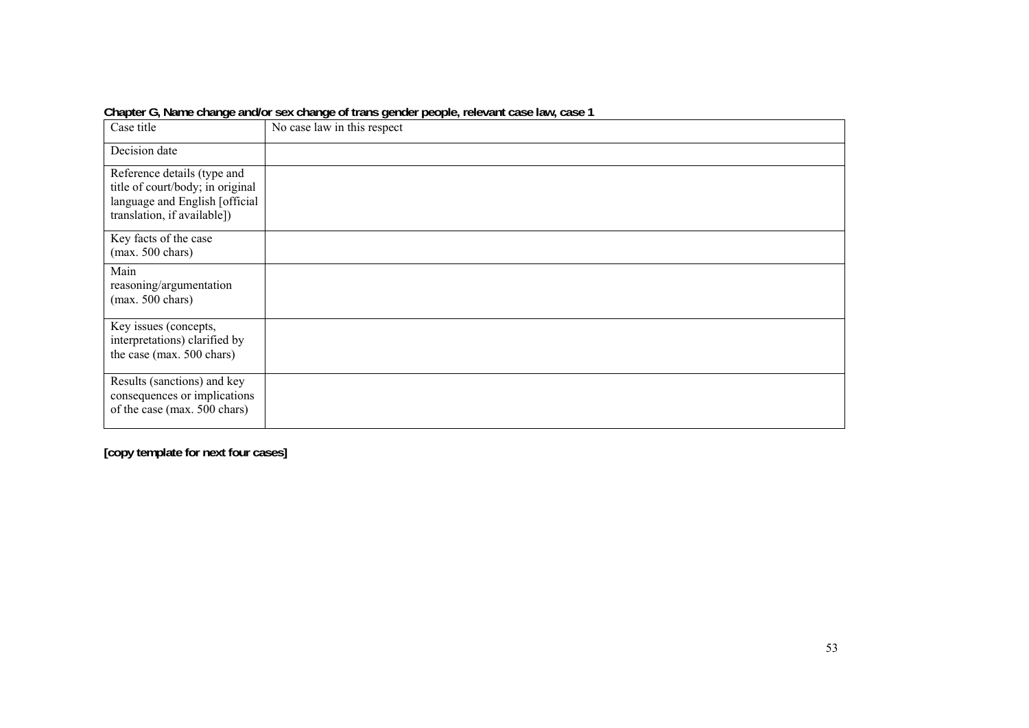**Chapter G, Name change and/or sex change of trans gender people, relevant case law, case 1**

| Case title | No case law in this respect |
|---|---|
| Decision date | |
| Reference details (type and title of court/body; in original language and English [official translation, if available]) | |
| Key facts of the case (max. 500 chars) | |
| Main reasoning/argumentation (max. 500 chars) | |
| Key issues (concepts, interpretations) clarified by the case (max. 500 chars) | |
| Results (sanctions) and key consequences or implications of the case (max. 500 chars) | |

**[copy template for next four cases]**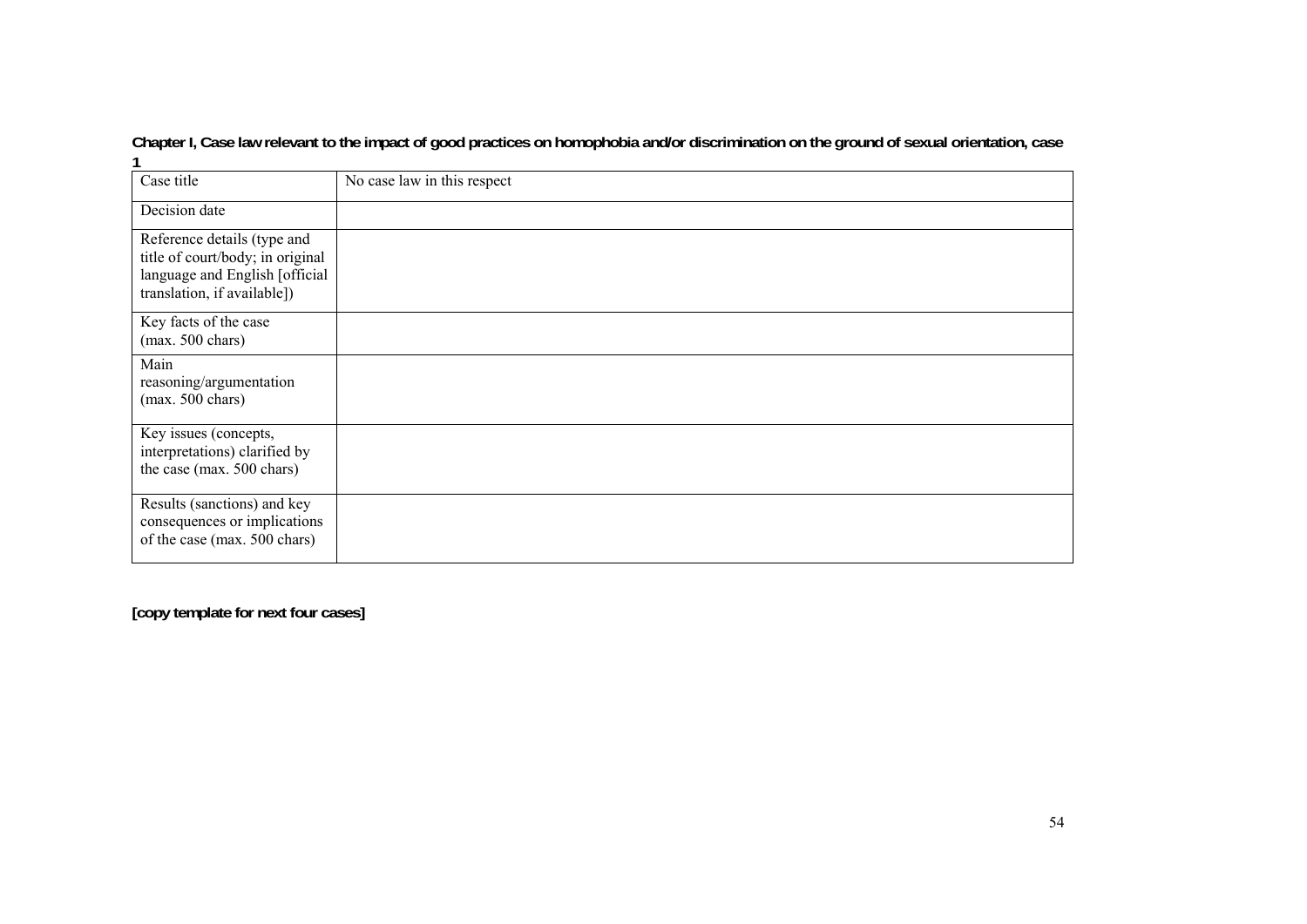**Chapter I, Case law relevant to the impact of good practices on homophobia and/or discrimination on the ground of sexual orientation, case 1**

| Case title | No case law in this respect |
| --- | --- |
| Decision date | |
| Reference details (type and title of court/body; in original language and English [official translation, if available]) | |
| Key facts of the case (max. 500 chars) | |
| Main reasoning/argumentation (max. 500 chars) | |
| Key issues (concepts, interpretations) clarified by the case (max. 500 chars) | |
| Results (sanctions) and key consequences or implications of the case (max. 500 chars) | |

**[copy template for next four cases]**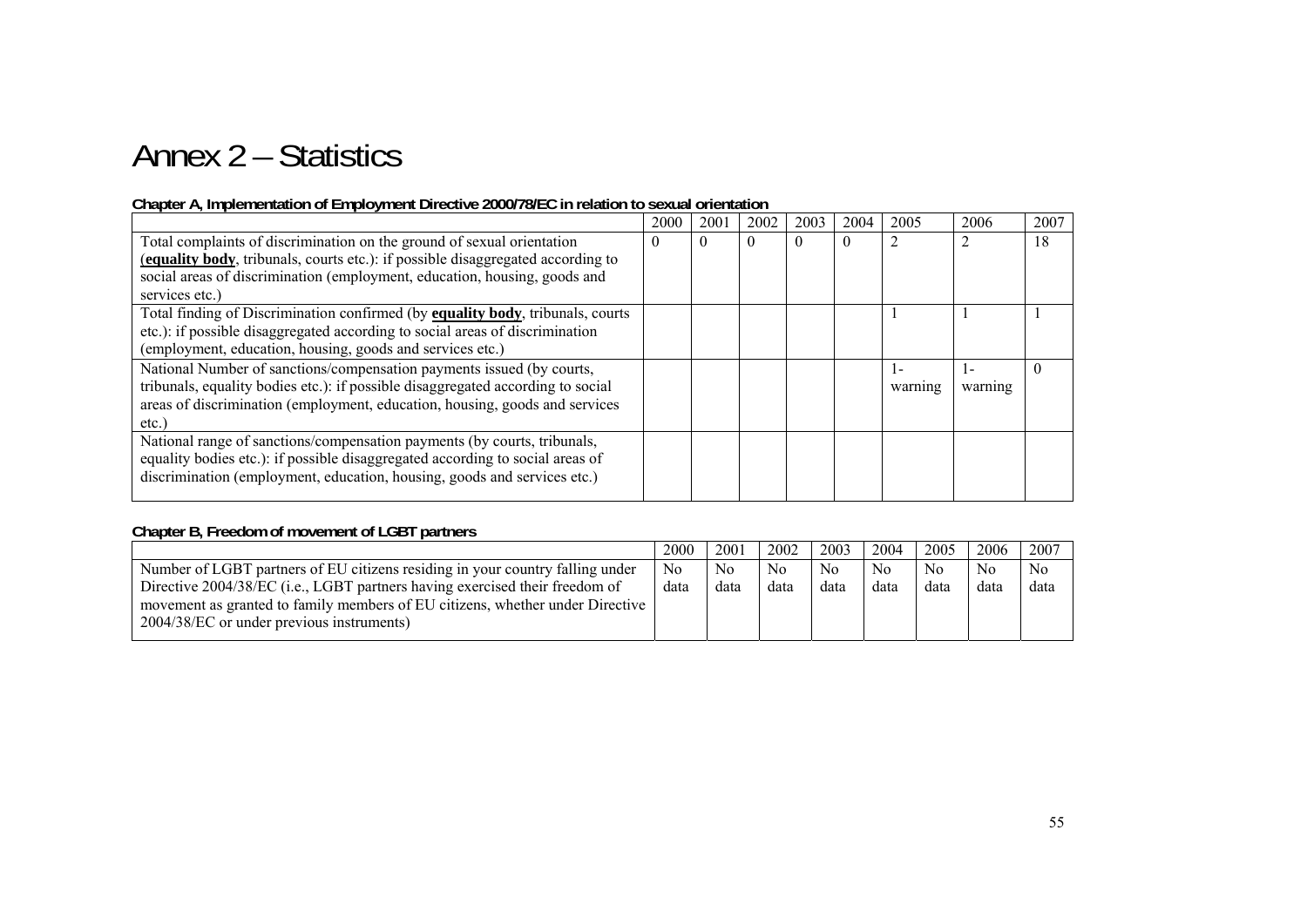# Annex 2 – Statistics

**Chapter A, Implementation of Employment Directive 2000/78/EC in relation to sexual orientation**

| | 2000 | 2001 | 2002 | 2003 | 2004 | 2005 | 2006 | 2007 |
|---|---|---|---|---|---|---|---|---|
| Total complaints of discrimination on the ground of sexual orientation (**equality body**, tribunals, courts etc.): if possible disaggregated according to social areas of discrimination (employment, education, housing, goods and services etc.) | 0 | 0 | 0 | 0 | 0 | 2 | 2 | 18 |
| Total finding of Discrimination confirmed (by **equality body**, tribunals, courts etc.): if possible disaggregated according to social areas of discrimination (employment, education, housing, goods and services etc.) | | | | | | 1 | 1 | 1 |
| National Number of sanctions/compensation payments issued (by courts, tribunals, equality bodies etc.): if possible disaggregated according to social areas of discrimination (employment, education, housing, goods and services etc.) | | | | | | 1- warning | 1- warning | 0 |
| National range of sanctions/compensation payments (by courts, tribunals, equality bodies etc.): if possible disaggregated according to social areas of discrimination (employment, education, housing, goods and services etc.) | | | | | | | | |

**Chapter B, Freedom of movement of LGBT partners**

| | 2000 | 2001 | 2002 | 2003 | 2004 | 2005 | 2006 | 2007 |
|---|---|---|---|---|---|---|---|---|
| Number of LGBT partners of EU citizens residing in your country falling under Directive 2004/38/EC (i.e., LGBT partners having exercised their freedom of movement as granted to family members of EU citizens, whether under Directive 2004/38/EC or under previous instruments) | No data | No data | No data | No data | No data | No data | No data | No data |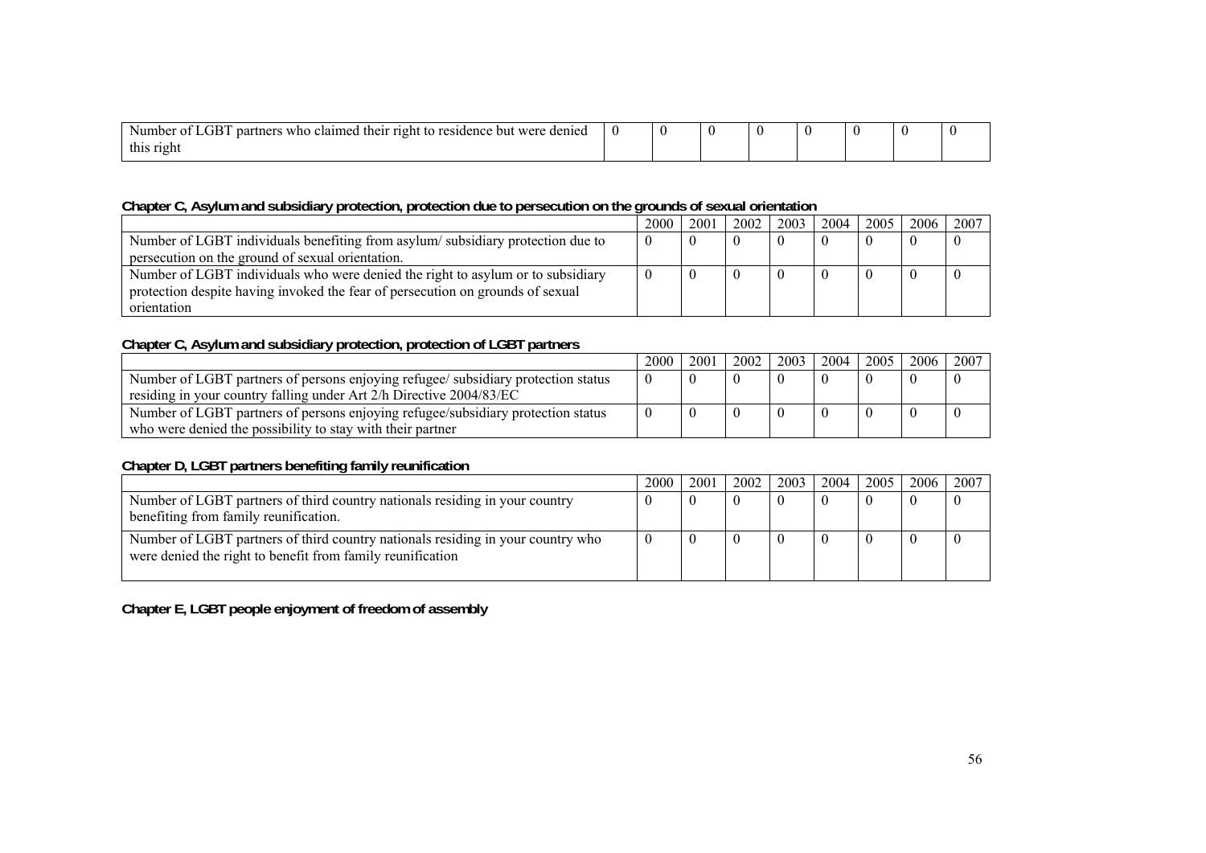| Number of LGBT partners who claimed their right to residence but were denied this right | 0 | 0 | 0 | 0 | 0 | 0 | 0 | 0 |
|---|---|---|---|---|---|---|---|---|

**Chapter C, Asylum and subsidiary protection, protection due to persecution on the grounds of sexual orientation**

| | 2000 | 2001 | 2002 | 2003 | 2004 | 2005 | 2006 | 2007 |
|---|---|---|---|---|---|---|---|---|
| Number of LGBT individuals benefiting from asylum/ subsidiary protection due to persecution on the ground of sexual orientation. | 0 | 0 | 0 | 0 | 0 | 0 | 0 | 0 |
| Number of LGBT individuals who were denied the right to asylum or to subsidiary protection despite having invoked the fear of persecution on grounds of sexual orientation | 0 | 0 | 0 | 0 | 0 | 0 | 0 | 0 |

**Chapter C, Asylum and subsidiary protection, protection of LGBT partners**

| | 2000 | 2001 | 2002 | 2003 | 2004 | 2005 | 2006 | 2007 |
|---|---|---|---|---|---|---|---|---|
| Number of LGBT partners of persons enjoying refugee/ subsidiary protection status residing in your country falling under Art 2/h Directive 2004/83/EC | 0 | 0 | 0 | 0 | 0 | 0 | 0 | 0 |
| Number of LGBT partners of persons enjoying refugee/subsidiary protection status who were denied the possibility to stay with their partner | 0 | 0 | 0 | 0 | 0 | 0 | 0 | 0 |

**Chapter D, LGBT partners benefiting family reunification**

| | 2000 | 2001 | 2002 | 2003 | 2004 | 2005 | 2006 | 2007 |
|---|---|---|---|---|---|---|---|---|
| Number of LGBT partners of third country nationals residing in your country benefiting from family reunification. | 0 | 0 | 0 | 0 | 0 | 0 | 0 | 0 |
| Number of LGBT partners of third country nationals residing in your country who were denied the right to benefit from family reunification | 0 | 0 | 0 | 0 | 0 | 0 | 0 | 0 |

**Chapter E, LGBT people enjoyment of freedom of assembly**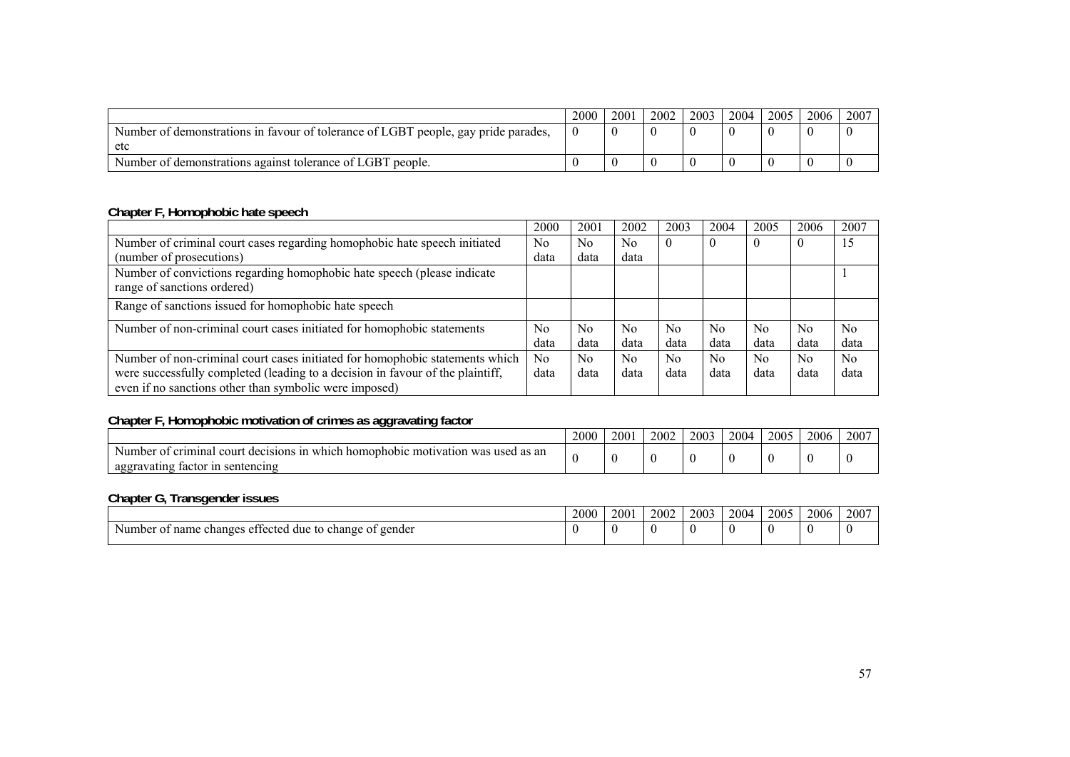| | 2000 | 2001 | 2002 | 2003 | 2004 | 2005 | 2006 | 2007 |
|---|---|---|---|---|---|---|---|---|
| Number of demonstrations in favour of tolerance of LGBT people, gay pride parades, etc | 0 | 0 | 0 | 0 | 0 | 0 | 0 | 0 |
| Number of demonstrations against tolerance of LGBT people. | 0 | 0 | 0 | 0 | 0 | 0 | 0 | 0 |

**Chapter F, Homophobic hate speech**

| | 2000 | 2001 | 2002 | 2003 | 2004 | 2005 | 2006 | 2007 |
|---|---|---|---|---|---|---|---|---|
| Number of criminal court cases regarding homophobic hate speech initiated (number of prosecutions) | No data | No data | No data | 0 | 0 | 0 | 0 | 15 |
| Number of convictions regarding homophobic hate speech (please indicate range of sanctions ordered) | | | | | | | | 1 |
| Range of sanctions issued for homophobic hate speech | | | | | | | | |
| Number of non-criminal court cases initiated for homophobic statements | No data | No data | No data | No data | No data | No data | No data | No data |
| Number of non-criminal court cases initiated for homophobic statements which were successfully completed (leading to a decision in favour of the plaintiff, even if no sanctions other than symbolic were imposed) | No data | No data | No data | No data | No data | No data | No data | No data |

**Chapter F, Homophobic motivation of crimes as aggravating factor**

| | 2000 | 2001 | 2002 | 2003 | 2004 | 2005 | 2006 | 2007 |
|---|---|---|---|---|---|---|---|---|
| Number of criminal court decisions in which homophobic motivation was used as an aggravating factor in sentencing | 0 | 0 | 0 | 0 | 0 | 0 | 0 | 0 |

**Chapter G, Transgender issues**

| | 2000 | 2001 | 2002 | 2003 | 2004 | 2005 | 2006 | 2007 |
|---|---|---|---|---|---|---|---|---|
| Number of name changes effected due to change of gender | 0 | 0 | 0 | 0 | 0 | 0 | 0 | 0 |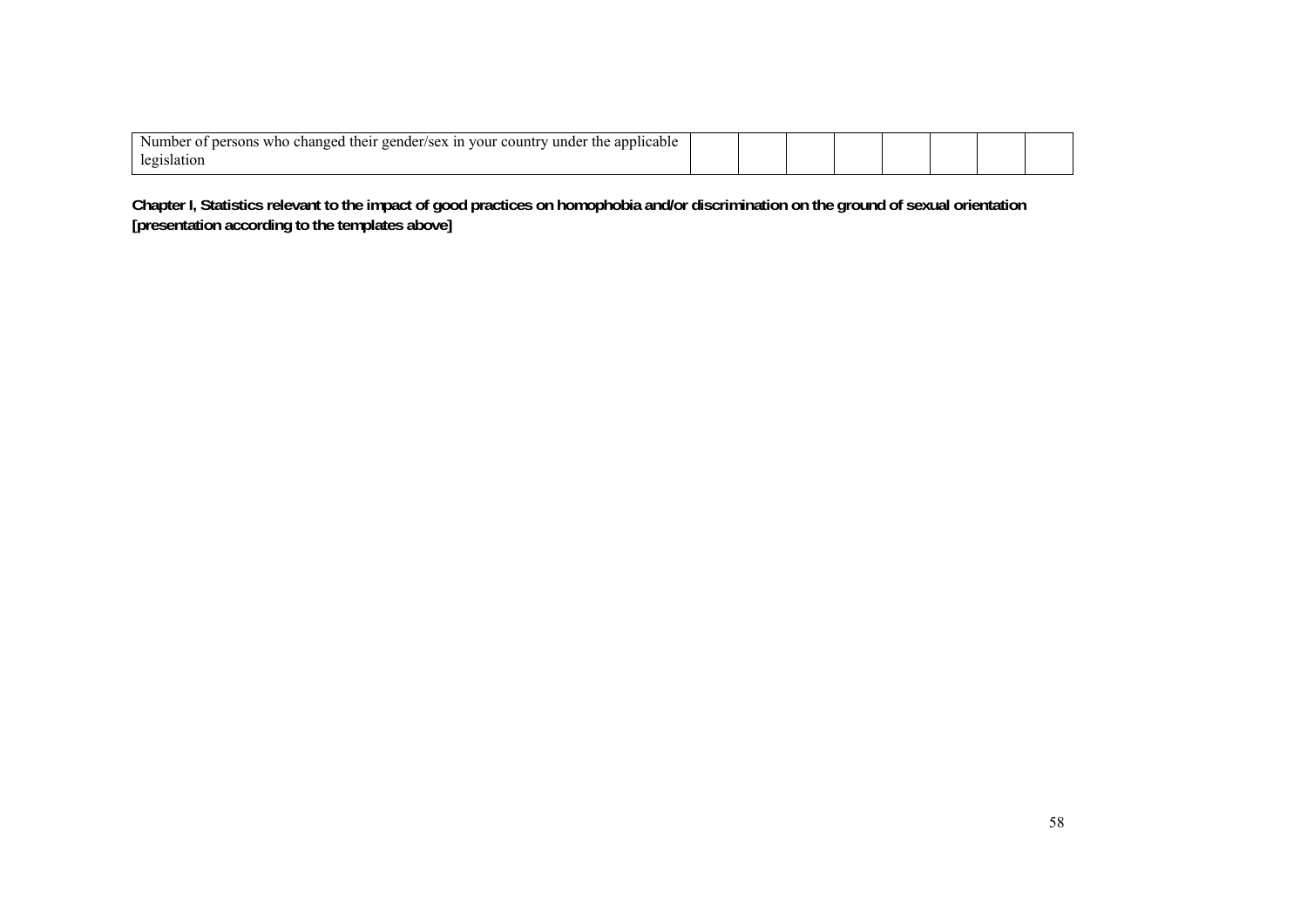| | | | | | | | | |
|---|---|---|---|---|---|---|---|---|
| Number of persons who changed their gender/sex in your country under the applicable legislation | | | | | | | | |

**Chapter I, Statistics relevant to the impact of good practices on homophobia and/or discrimination on the ground of sexual orientation [presentation according to the templates above]**